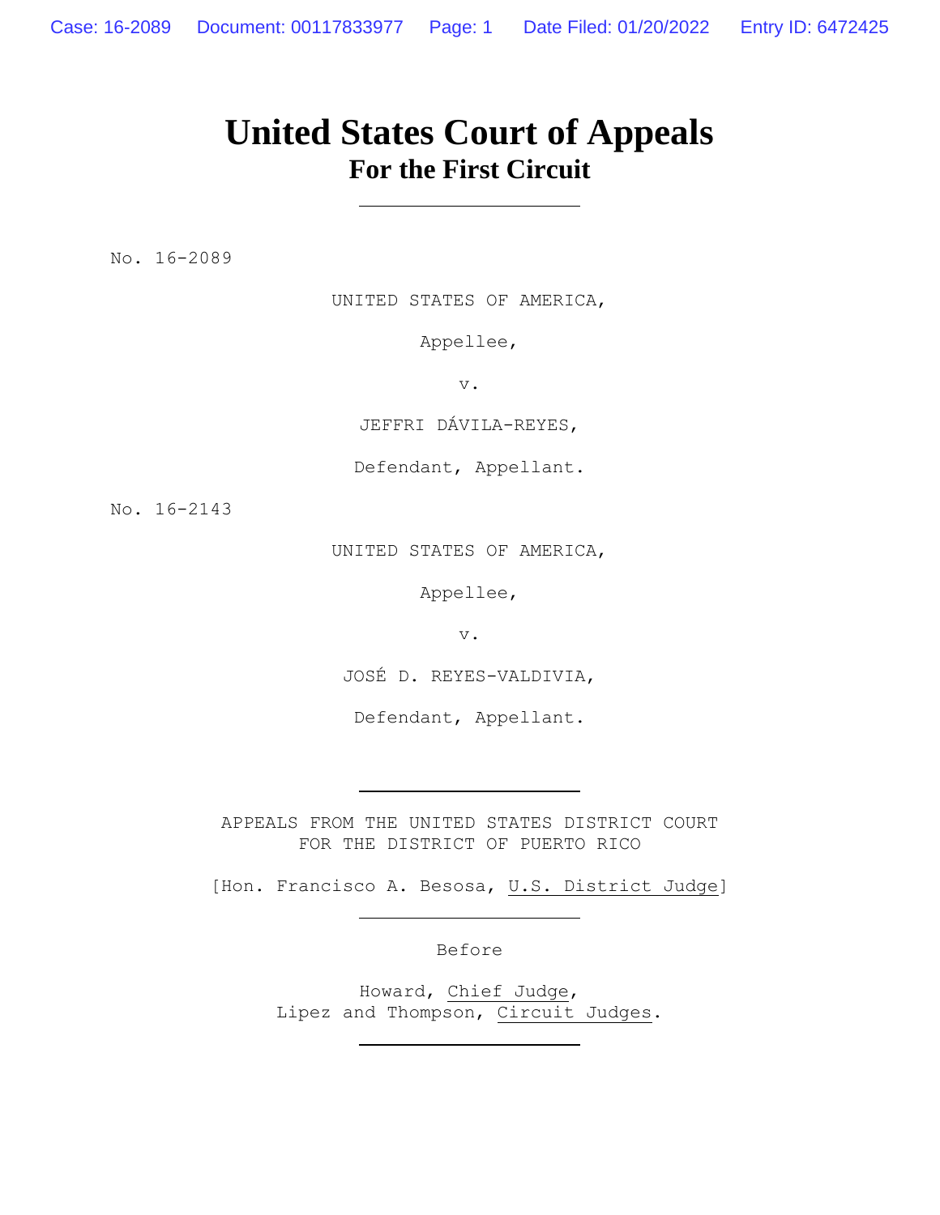# United States Court of Appeals
## For the First Circuit

---

No. 16-2089

UNITED STATES OF AMERICA,

Appellee,

v.

JEFFRI DÁVILA-REYES,

Defendant, Appellant.

No. 16-2143

UNITED STATES OF AMERICA,

Appellee,

v.

JOSÉ D. REYES-VALDIVIA,

Defendant, Appellant.

---

APPEALS FROM THE UNITED STATES DISTRICT COURT
FOR THE DISTRICT OF PUERTO RICO

[Hon. Francisco A. Besosa, U.S. District Judge]

---

Before

Howard, Chief Judge,
Lipez and Thompson, Circuit Judges.

---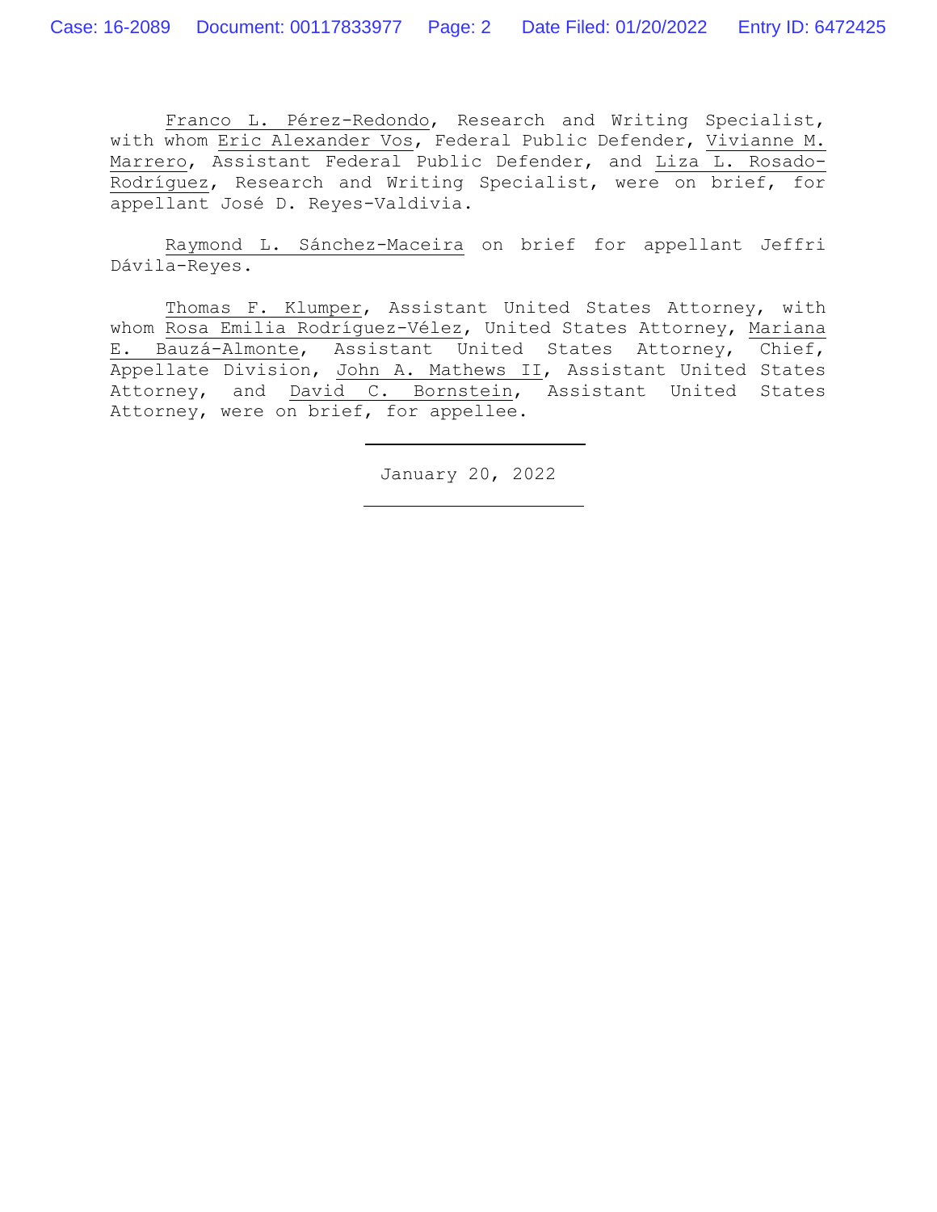Franco L. Pérez-Redondo, Research and Writing Specialist, with whom Eric Alexander Vos, Federal Public Defender, Vivianne M. Marrero, Assistant Federal Public Defender, and Liza L. Rosado-Rodríguez, Research and Writing Specialist, were on brief, for appellant José D. Reyes-Valdivia.

Raymond L. Sánchez-Maceira on brief for appellant Jeffri Dávila-Reyes.

Thomas F. Klumper, Assistant United States Attorney, with whom Rosa Emilia Rodríguez-Vélez, United States Attorney, Mariana E. Bauzá-Almonte, Assistant United States Attorney, Chief, Appellate Division, John A. Mathews II, Assistant United States Attorney, and David C. Bornstein, Assistant United States Attorney, were on brief, for appellee.

---

January 20, 2022

---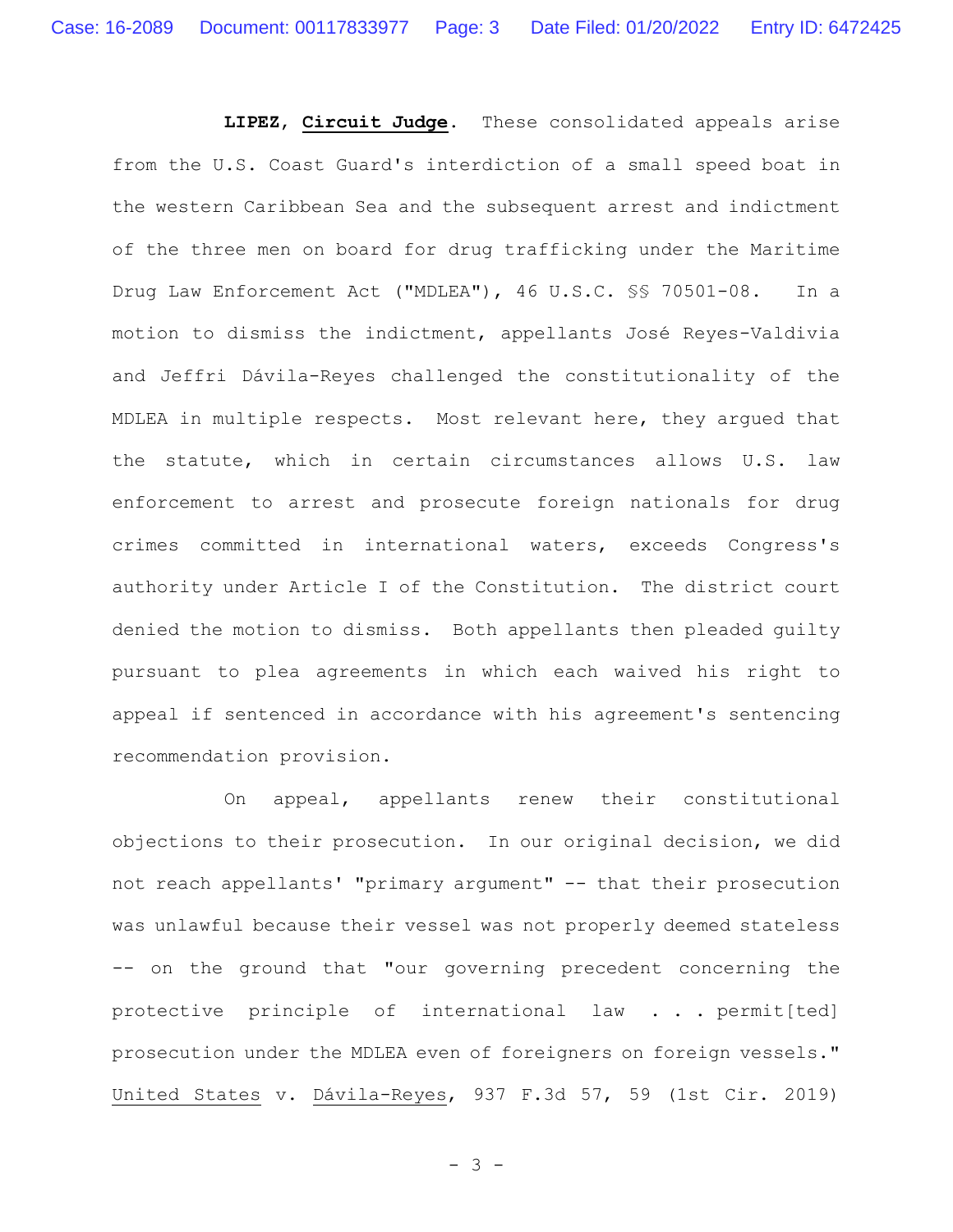**LIPEZ**, **Circuit Judge**. These consolidated appeals arise from the U.S. Coast Guard's interdiction of a small speed boat in the western Caribbean Sea and the subsequent arrest and indictment of the three men on board for drug trafficking under the Maritime Drug Law Enforcement Act ("MDLEA"), 46 U.S.C. §§ 70501-08. In a motion to dismiss the indictment, appellants José Reyes-Valdivia and Jeffri Dávila-Reyes challenged the constitutionality of the MDLEA in multiple respects. Most relevant here, they argued that the statute, which in certain circumstances allows U.S. law enforcement to arrest and prosecute foreign nationals for drug crimes committed in international waters, exceeds Congress's authority under Article I of the Constitution. The district court denied the motion to dismiss. Both appellants then pleaded guilty pursuant to plea agreements in which each waived his right to appeal if sentenced in accordance with his agreement's sentencing recommendation provision.

On appeal, appellants renew their constitutional objections to their prosecution. In our original decision, we did not reach appellants' "primary argument" -- that their prosecution was unlawful because their vessel was not properly deemed stateless -- on the ground that "our governing precedent concerning the protective principle of international law . . . permit[ted] prosecution under the MDLEA even of foreigners on foreign vessels." United States v. Dávila-Reyes, 937 F.3d 57, 59 (1st Cir. 2019)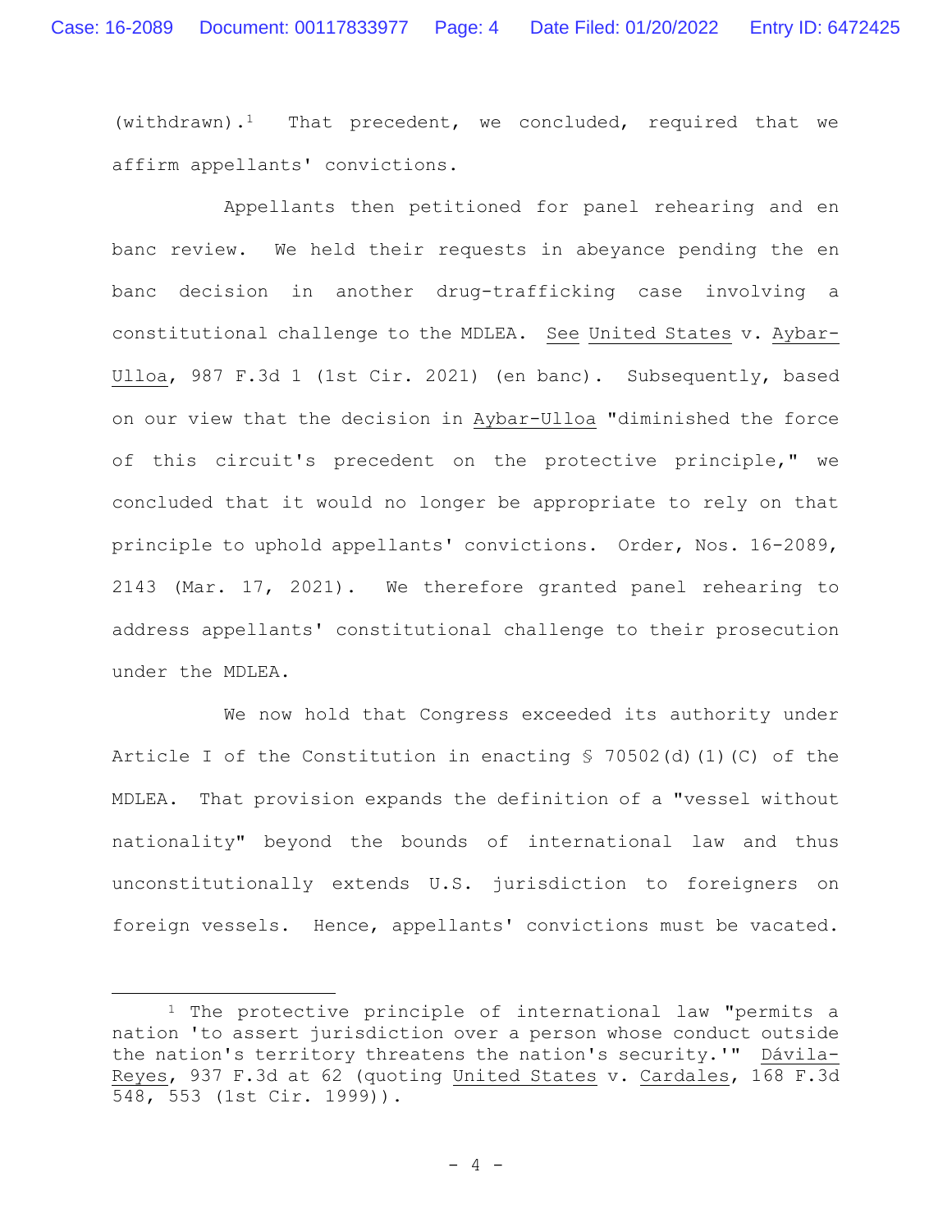(withdrawn).[1] That precedent, we concluded, required that we affirm appellants' convictions.

Appellants then petitioned for panel rehearing and en banc review. We held their requests in abeyance pending the en banc decision in another drug-trafficking case involving a constitutional challenge to the MDLEA. See United States v. Aybar-Ulloa, 987 F.3d 1 (1st Cir. 2021) (en banc). Subsequently, based on our view that the decision in Aybar-Ulloa "diminished the force of this circuit's precedent on the protective principle," we concluded that it would no longer be appropriate to rely on that principle to uphold appellants' convictions. Order, Nos. 16-2089, 2143 (Mar. 17, 2021). We therefore granted panel rehearing to address appellants' constitutional challenge to their prosecution under the MDLEA.

We now hold that Congress exceeded its authority under Article I of the Constitution in enacting § 70502(d)(1)(C) of the MDLEA. That provision expands the definition of a "vessel without nationality" beyond the bounds of international law and thus unconstitutionally extends U.S. jurisdiction to foreigners on foreign vessels. Hence, appellants' convictions must be vacated.

---

[1] The protective principle of international law "permits a nation 'to assert jurisdiction over a person whose conduct outside the nation's territory threatens the nation's security.'" Dávila-Reyes, 937 F.3d at 62 (quoting United States v. Cardales, 168 F.3d 548, 553 (1st Cir. 1999)).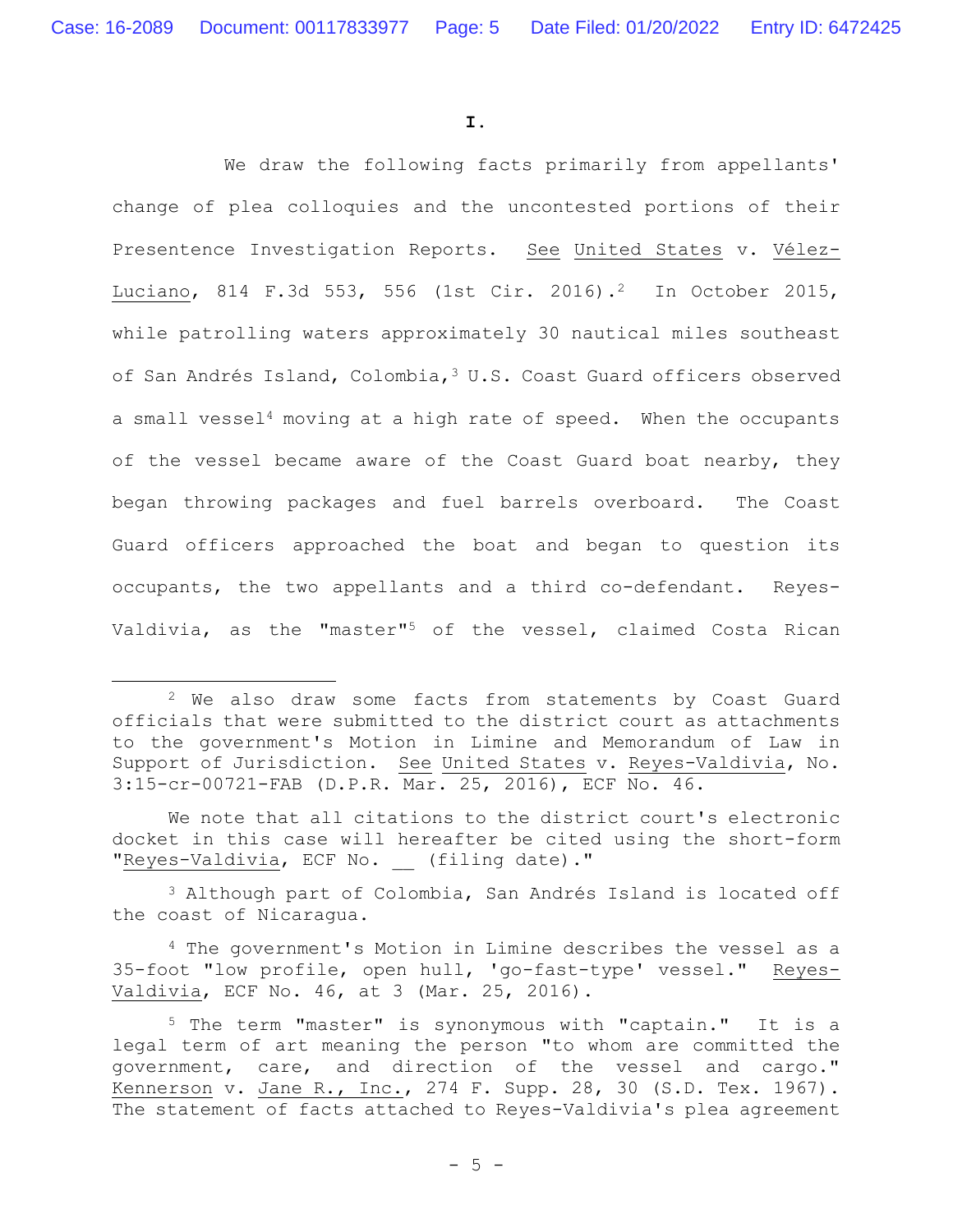**I.**

We draw the following facts primarily from appellants' change of plea colloquies and the uncontested portions of their Presentence Investigation Reports. See United States v. Vélez-Luciano, 814 F.3d 553, 556 (1st Cir. 2016).[2] In October 2015, while patrolling waters approximately 30 nautical miles southeast of San Andrés Island, Colombia,[3] U.S. Coast Guard officers observed a small vessel[4] moving at a high rate of speed. When the occupants of the vessel became aware of the Coast Guard boat nearby, they began throwing packages and fuel barrels overboard. The Coast Guard officers approached the boat and began to question its occupants, the two appellants and a third co-defendant. Reyes-Valdivia, as the "master"[5] of the vessel, claimed Costa Rican

---

[2] We also draw some facts from statements by Coast Guard officials that were submitted to the district court as attachments to the government's Motion in Limine and Memorandum of Law in Support of Jurisdiction. See United States v. Reyes-Valdivia, No. 3:15-cr-00721-FAB (D.P.R. Mar. 25, 2016), ECF No. 46.

We note that all citations to the district court's electronic docket in this case will hereafter be cited using the short-form "Reyes-Valdivia, ECF No. __ (filing date)."

[3] Although part of Colombia, San Andrés Island is located off the coast of Nicaragua.

[4] The government's Motion in Limine describes the vessel as a 35-foot "low profile, open hull, 'go-fast-type' vessel." Reyes-Valdivia, ECF No. 46, at 3 (Mar. 25, 2016).

[5] The term "master" is synonymous with "captain." It is a legal term of art meaning the person "to whom are committed the government, care, and direction of the vessel and cargo." Kennerson v. Jane R., Inc., 274 F. Supp. 28, 30 (S.D. Tex. 1967). The statement of facts attached to Reyes-Valdivia's plea agreement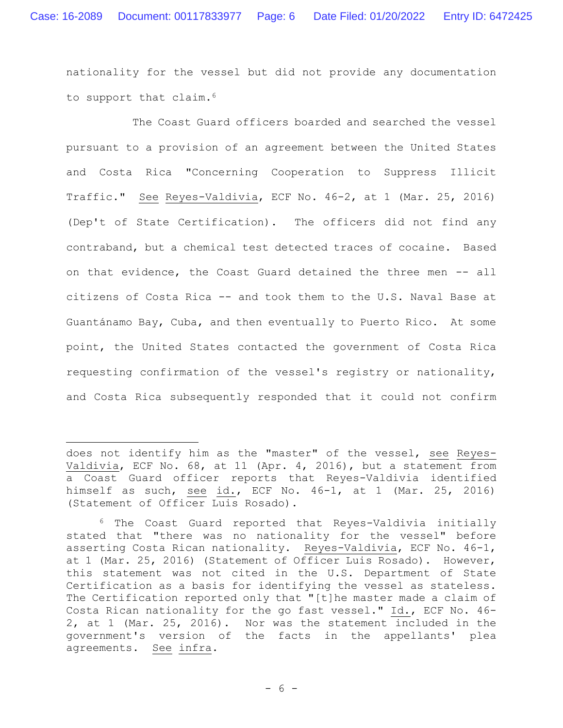nationality for the vessel but did not provide any documentation to support that claim.[6]

The Coast Guard officers boarded and searched the vessel pursuant to a provision of an agreement between the United States and Costa Rica "Concerning Cooperation to Suppress Illicit Traffic." See Reyes-Valdivia, ECF No. 46-2, at 1 (Mar. 25, 2016) (Dep't of State Certification). The officers did not find any contraband, but a chemical test detected traces of cocaine. Based on that evidence, the Coast Guard detained the three men -- all citizens of Costa Rica -- and took them to the U.S. Naval Base at Guantánamo Bay, Cuba, and then eventually to Puerto Rico. At some point, the United States contacted the government of Costa Rica requesting confirmation of the vessel's registry or nationality, and Costa Rica subsequently responded that it could not confirm

---

does not identify him as the "master" of the vessel, see Reyes-Valdivia, ECF No. 68, at 11 (Apr. 4, 2016), but a statement from a Coast Guard officer reports that Reyes-Valdivia identified himself as such, see id., ECF No. 46-1, at 1 (Mar. 25, 2016) (Statement of Officer Luis Rosado).

[6] The Coast Guard reported that Reyes-Valdivia initially stated that "there was no nationality for the vessel" before asserting Costa Rican nationality. Reyes-Valdivia, ECF No. 46-1, at 1 (Mar. 25, 2016) (Statement of Officer Luis Rosado). However, this statement was not cited in the U.S. Department of State Certification as a basis for identifying the vessel as stateless. The Certification reported only that "[t]he master made a claim of Costa Rican nationality for the go fast vessel." Id., ECF No. 46-2, at 1 (Mar. 25, 2016). Nor was the statement included in the government's version of the facts in the appellants' plea agreements. See infra.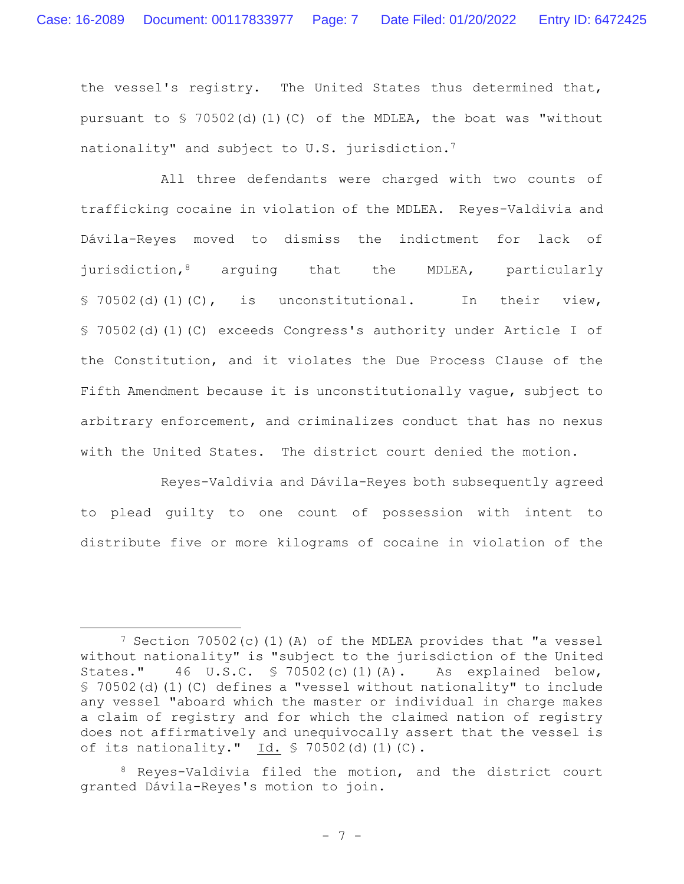the vessel's registry. The United States thus determined that, pursuant to § 70502(d)(1)(C) of the MDLEA, the boat was "without nationality" and subject to U.S. jurisdiction.[7]

All three defendants were charged with two counts of trafficking cocaine in violation of the MDLEA. Reyes-Valdivia and Dávila-Reyes moved to dismiss the indictment for lack of jurisdiction,[8] arguing that the MDLEA, particularly § 70502(d)(1)(C), is unconstitutional. In their view, § 70502(d)(1)(C) exceeds Congress's authority under Article I of the Constitution, and it violates the Due Process Clause of the Fifth Amendment because it is unconstitutionally vague, subject to arbitrary enforcement, and criminalizes conduct that has no nexus with the United States. The district court denied the motion.

Reyes-Valdivia and Dávila-Reyes both subsequently agreed to plead guilty to one count of possession with intent to distribute five or more kilograms of cocaine in violation of the

---

[7] Section 70502(c)(1)(A) of the MDLEA provides that "a vessel without nationality" is "subject to the jurisdiction of the United States." 46 U.S.C. § 70502(c)(1)(A). As explained below, § 70502(d)(1)(C) defines a "vessel without nationality" to include any vessel "aboard which the master or individual in charge makes a claim of registry and for which the claimed nation of registry does not affirmatively and unequivocally assert that the vessel is of its nationality." Id. § 70502(d)(1)(C).

[8] Reyes-Valdivia filed the motion, and the district court granted Dávila-Reyes's motion to join.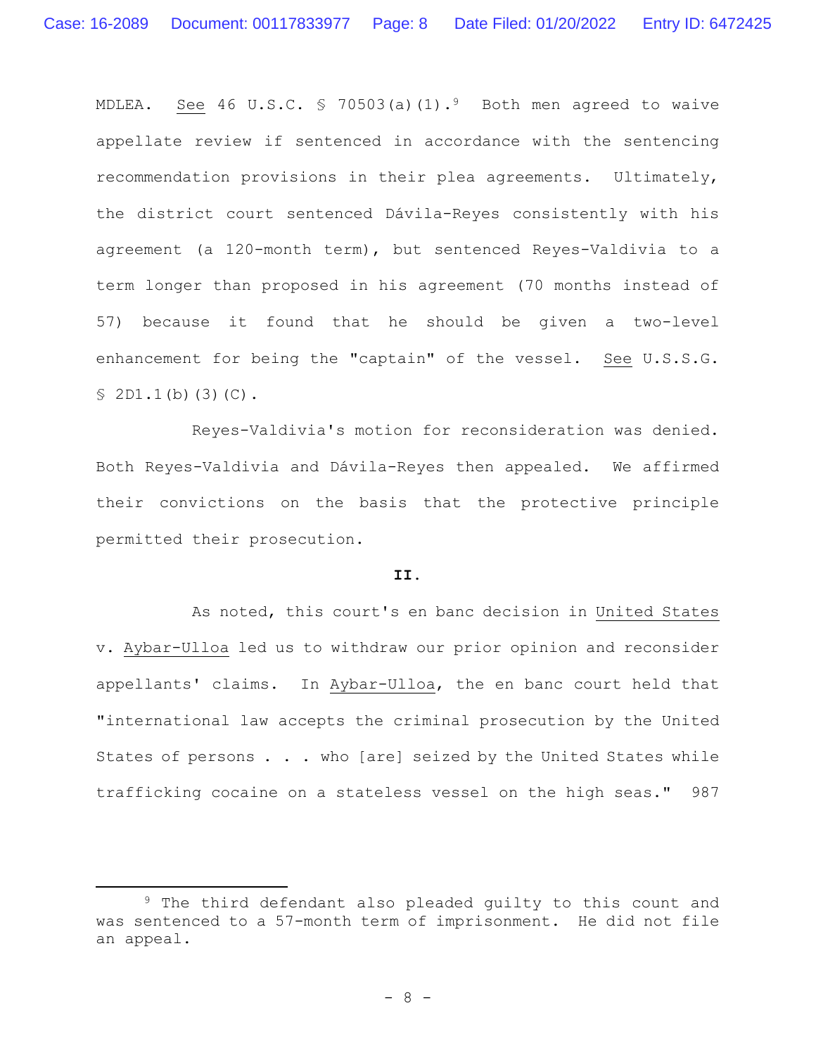MDLEA. See 46 U.S.C. § 70503(a)(1).[9] Both men agreed to waive appellate review if sentenced in accordance with the sentencing recommendation provisions in their plea agreements. Ultimately, the district court sentenced Dávila-Reyes consistently with his agreement (a 120-month term), but sentenced Reyes-Valdivia to a term longer than proposed in his agreement (70 months instead of 57) because it found that he should be given a two-level enhancement for being the "captain" of the vessel. See U.S.S.G. § 2D1.1(b)(3)(C).

Reyes-Valdivia's motion for reconsideration was denied. Both Reyes-Valdivia and Dávila-Reyes then appealed. We affirmed their convictions on the basis that the protective principle permitted their prosecution.

**II.**

As noted, this court's en banc decision in United States v. Aybar-Ulloa led us to withdraw our prior opinion and reconsider appellants' claims. In Aybar-Ulloa, the en banc court held that "international law accepts the criminal prosecution by the United States of persons . . . who [are] seized by the United States while trafficking cocaine on a stateless vessel on the high seas." 987

---

[9] The third defendant also pleaded guilty to this count and was sentenced to a 57-month term of imprisonment. He did not file an appeal.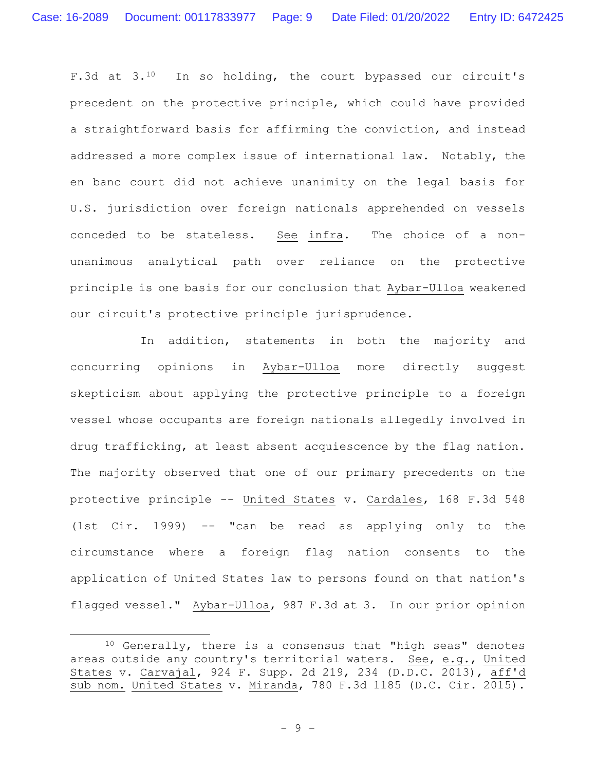F.3d at 3.[10] In so holding, the court bypassed our circuit's precedent on the protective principle, which could have provided a straightforward basis for affirming the conviction, and instead addressed a more complex issue of international law. Notably, the en banc court did not achieve unanimity on the legal basis for U.S. jurisdiction over foreign nationals apprehended on vessels conceded to be stateless. See infra. The choice of a non-unanimous analytical path over reliance on the protective principle is one basis for our conclusion that Aybar-Ulloa weakened our circuit's protective principle jurisprudence.

In addition, statements in both the majority and concurring opinions in Aybar-Ulloa more directly suggest skepticism about applying the protective principle to a foreign vessel whose occupants are foreign nationals allegedly involved in drug trafficking, at least absent acquiescence by the flag nation. The majority observed that one of our primary precedents on the protective principle -- United States v. Cardales, 168 F.3d 548 (1st Cir. 1999) -- "can be read as applying only to the circumstance where a foreign flag nation consents to the application of United States law to persons found on that nation's flagged vessel." Aybar-Ulloa, 987 F.3d at 3. In our prior opinion

[10] Generally, there is a consensus that "high seas" denotes areas outside any country's territorial waters. See, e.g., United States v. Carvajal, 924 F. Supp. 2d 219, 234 (D.D.C. 2013), aff'd sub nom. United States v. Miranda, 780 F.3d 1185 (D.C. Cir. 2015).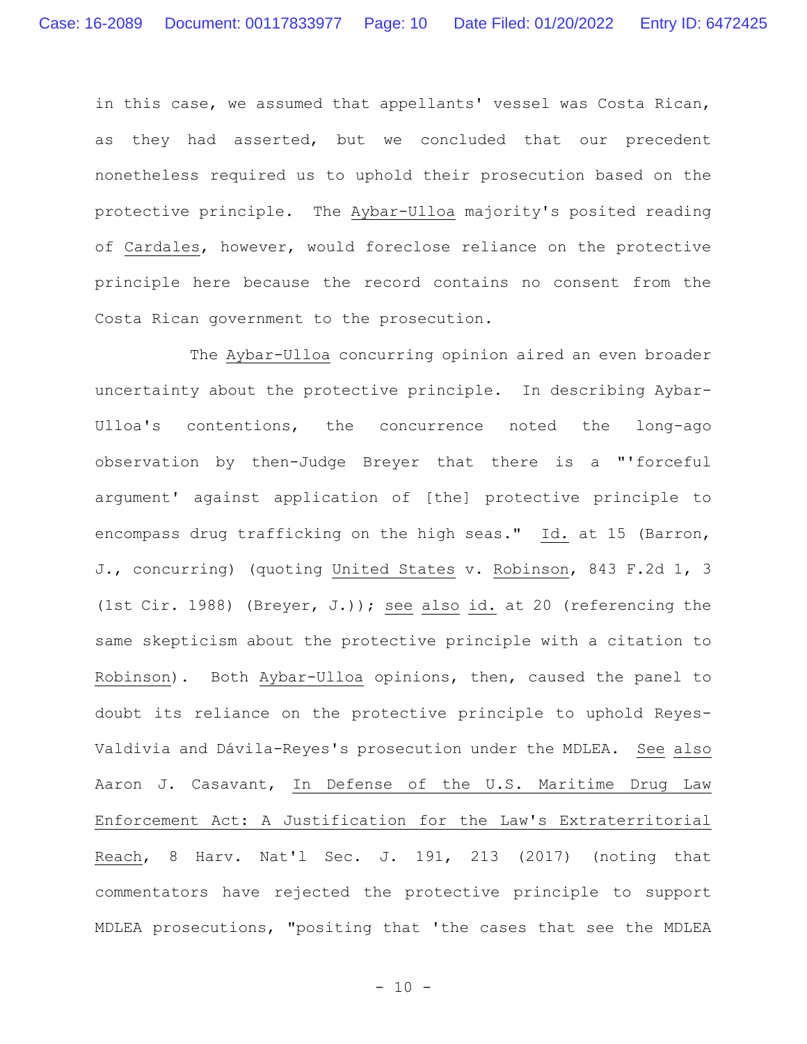in this case, we assumed that appellants' vessel was Costa Rican, as they had asserted, but we concluded that our precedent nonetheless required us to uphold their prosecution based on the protective principle. The Aybar-Ulloa majority's posited reading of Cardales, however, would foreclose reliance on the protective principle here because the record contains no consent from the Costa Rican government to the prosecution.

The Aybar-Ulloa concurring opinion aired an even broader uncertainty about the protective principle. In describing Aybar-Ulloa's contentions, the concurrence noted the long-ago observation by then-Judge Breyer that there is a "'forceful argument' against application of [the] protective principle to encompass drug trafficking on the high seas." Id. at 15 (Barron, J., concurring) (quoting United States v. Robinson, 843 F.2d 1, 3 (1st Cir. 1988) (Breyer, J.)); see also id. at 20 (referencing the same skepticism about the protective principle with a citation to Robinson). Both Aybar-Ulloa opinions, then, caused the panel to doubt its reliance on the protective principle to uphold Reyes-Valdivia and Dávila-Reyes's prosecution under the MDLEA. See also Aaron J. Casavant, In Defense of the U.S. Maritime Drug Law Enforcement Act: A Justification for the Law's Extraterritorial Reach, 8 Harv. Nat'l Sec. J. 191, 213 (2017) (noting that commentators have rejected the protective principle to support MDLEA prosecutions, "positing that 'the cases that see the MDLEA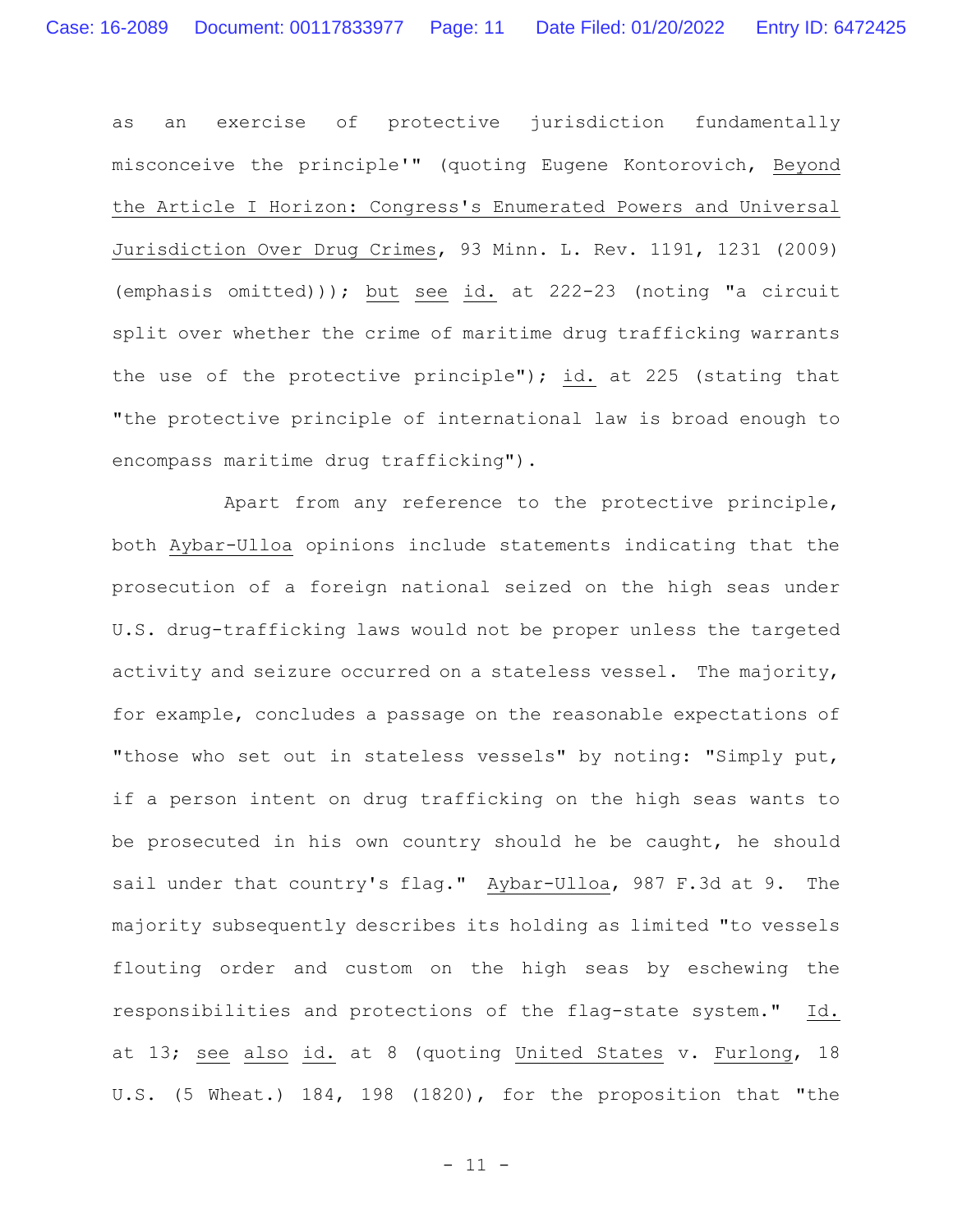as an exercise of protective jurisdiction fundamentally misconceive the principle'" (quoting Eugene Kontorovich, Beyond the Article I Horizon: Congress's Enumerated Powers and Universal Jurisdiction Over Drug Crimes, 93 Minn. L. Rev. 1191, 1231 (2009) (emphasis omitted))); but see id. at 222-23 (noting "a circuit split over whether the crime of maritime drug trafficking warrants the use of the protective principle"); id. at 225 (stating that "the protective principle of international law is broad enough to encompass maritime drug trafficking").

Apart from any reference to the protective principle, both Aybar-Ulloa opinions include statements indicating that the prosecution of a foreign national seized on the high seas under U.S. drug-trafficking laws would not be proper unless the targeted activity and seizure occurred on a stateless vessel. The majority, for example, concludes a passage on the reasonable expectations of "those who set out in stateless vessels" by noting: "Simply put, if a person intent on drug trafficking on the high seas wants to be prosecuted in his own country should he be caught, he should sail under that country's flag." Aybar-Ulloa, 987 F.3d at 9. The majority subsequently describes its holding as limited "to vessels flouting order and custom on the high seas by eschewing the responsibilities and protections of the flag-state system." Id. at 13; see also id. at 8 (quoting United States v. Furlong, 18 U.S. (5 Wheat.) 184, 198 (1820), for the proposition that "the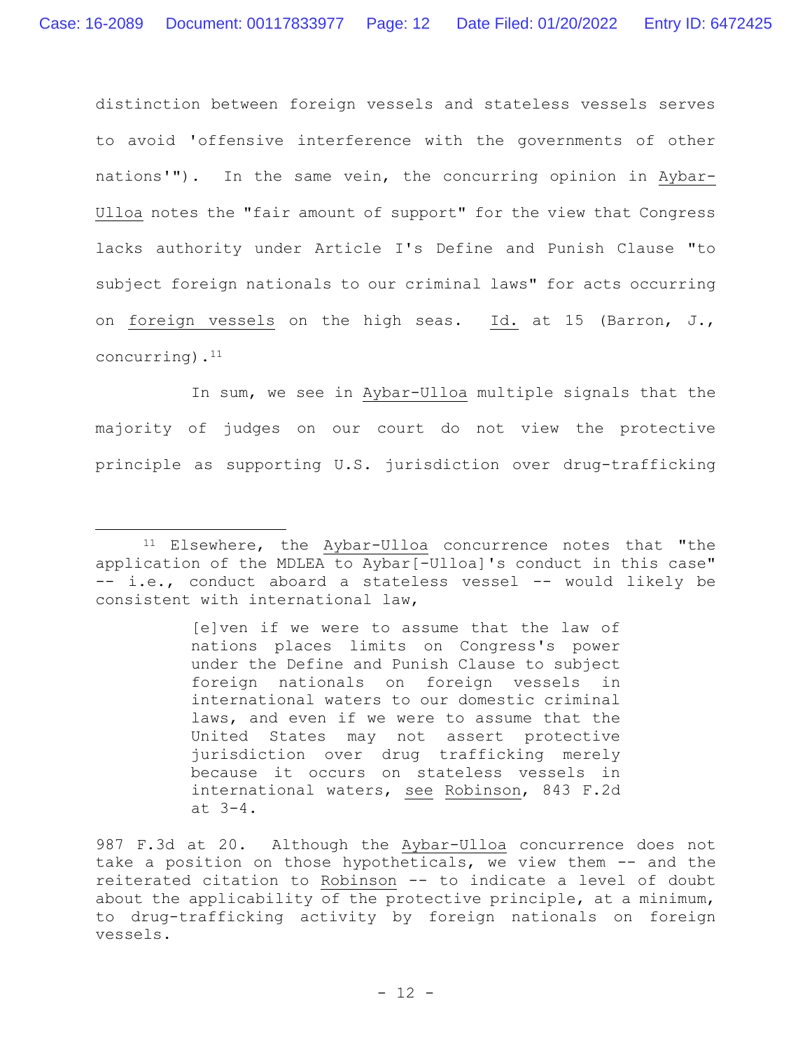distinction between foreign vessels and stateless vessels serves to avoid 'offensive interference with the governments of other nations'"). In the same vein, the concurring opinion in Aybar-Ulloa notes the "fair amount of support" for the view that Congress lacks authority under Article I's Define and Punish Clause "to subject foreign nationals to our criminal laws" for acts occurring on foreign vessels on the high seas. Id. at 15 (Barron, J., concurring).[11]

In sum, we see in Aybar-Ulloa multiple signals that the majority of judges on our court do not view the protective principle as supporting U.S. jurisdiction over drug-trafficking

---

[11] Elsewhere, the Aybar-Ulloa concurrence notes that "the application of the MDLEA to Aybar[-Ulloa]'s conduct in this case" -- i.e., conduct aboard a stateless vessel -- would likely be consistent with international law,

> [e]ven if we were to assume that the law of nations places limits on Congress's power under the Define and Punish Clause to subject foreign nationals on foreign vessels in international waters to our domestic criminal laws, and even if we were to assume that the United States may not assert protective jurisdiction over drug trafficking merely because it occurs on stateless vessels in international waters, see Robinson, 843 F.2d at 3-4.

987 F.3d at 20. Although the Aybar-Ulloa concurrence does not take a position on those hypotheticals, we view them -- and the reiterated citation to Robinson -- to indicate a level of doubt about the applicability of the protective principle, at a minimum, to drug-trafficking activity by foreign nationals on foreign vessels.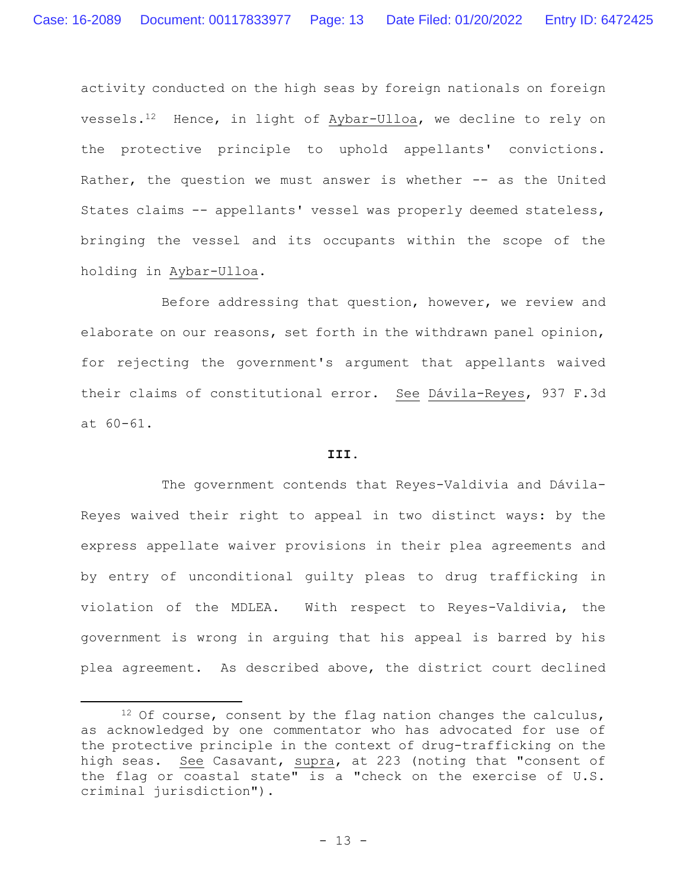activity conducted on the high seas by foreign nationals on foreign vessels.[12] Hence, in light of Aybar-Ulloa, we decline to rely on the protective principle to uphold appellants' convictions. Rather, the question we must answer is whether -- as the United States claims -- appellants' vessel was properly deemed stateless, bringing the vessel and its occupants within the scope of the holding in Aybar-Ulloa.

Before addressing that question, however, we review and elaborate on our reasons, set forth in the withdrawn panel opinion, for rejecting the government's argument that appellants waived their claims of constitutional error. See Dávila-Reyes, 937 F.3d at 60-61.

### III.

The government contends that Reyes-Valdivia and Dávila-Reyes waived their right to appeal in two distinct ways: by the express appellate waiver provisions in their plea agreements and by entry of unconditional guilty pleas to drug trafficking in violation of the MDLEA. With respect to Reyes-Valdivia, the government is wrong in arguing that his appeal is barred by his plea agreement. As described above, the district court declined

---

[12] Of course, consent by the flag nation changes the calculus, as acknowledged by one commentator who has advocated for use of the protective principle in the context of drug-trafficking on the high seas. See Casavant, supra, at 223 (noting that "consent of the flag or coastal state" is a "check on the exercise of U.S. criminal jurisdiction").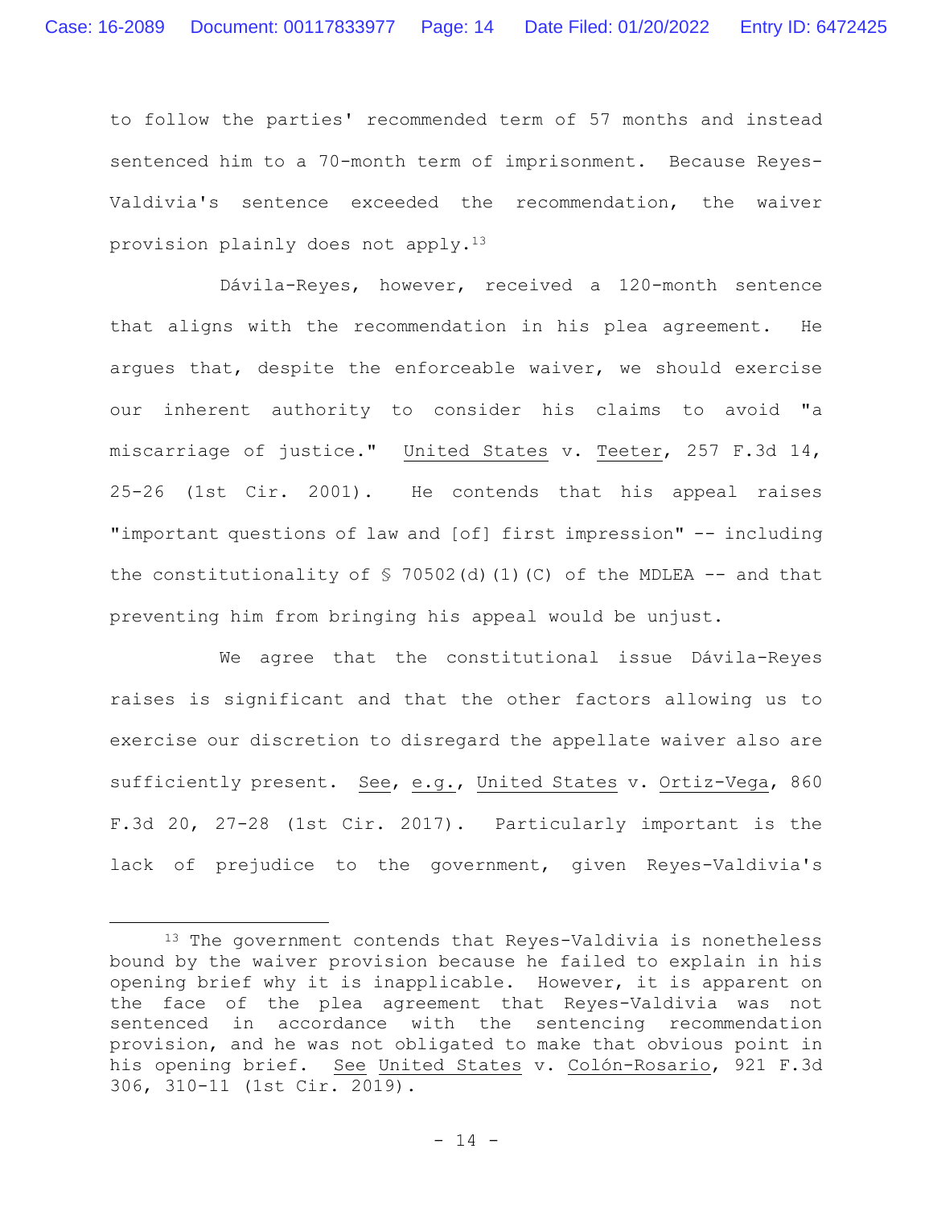to follow the parties' recommended term of 57 months and instead sentenced him to a 70-month term of imprisonment. Because Reyes-Valdivia's sentence exceeded the recommendation, the waiver provision plainly does not apply.[13]

Dávila-Reyes, however, received a 120-month sentence that aligns with the recommendation in his plea agreement. He argues that, despite the enforceable waiver, we should exercise our inherent authority to consider his claims to avoid "a miscarriage of justice." United States v. Teeter, 257 F.3d 14, 25-26 (1st Cir. 2001). He contends that his appeal raises "important questions of law and [of] first impression" -- including the constitutionality of § 70502(d)(1)(C) of the MDLEA -- and that preventing him from bringing his appeal would be unjust.

We agree that the constitutional issue Dávila-Reyes raises is significant and that the other factors allowing us to exercise our discretion to disregard the appellate waiver also are sufficiently present. See, e.g., United States v. Ortiz-Vega, 860 F.3d 20, 27-28 (1st Cir. 2017). Particularly important is the lack of prejudice to the government, given Reyes-Valdivia's

---

[13] The government contends that Reyes-Valdivia is nonetheless bound by the waiver provision because he failed to explain in his opening brief why it is inapplicable. However, it is apparent on the face of the plea agreement that Reyes-Valdivia was not sentenced in accordance with the sentencing recommendation provision, and he was not obligated to make that obvious point in his opening brief. See United States v. Colón-Rosario, 921 F.3d 306, 310-11 (1st Cir. 2019).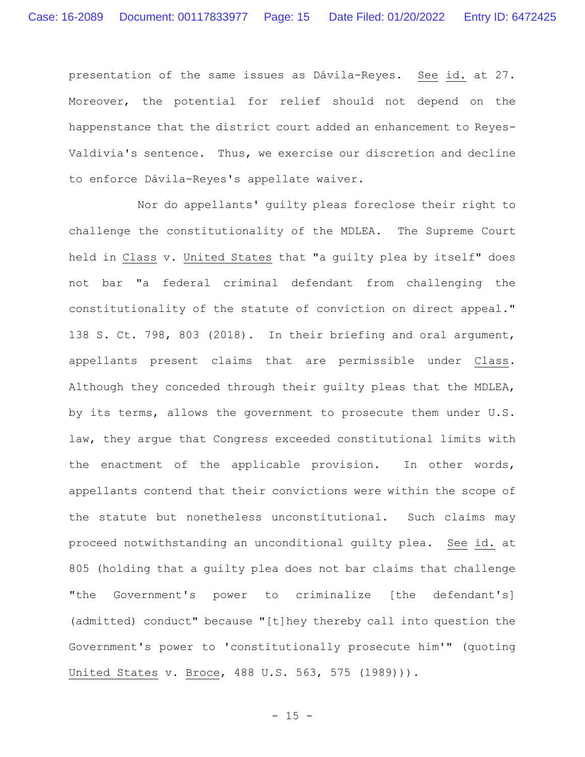presentation of the same issues as Dávila-Reyes. See id. at 27. Moreover, the potential for relief should not depend on the happenstance that the district court added an enhancement to Reyes-Valdivia's sentence. Thus, we exercise our discretion and decline to enforce Dávila-Reyes's appellate waiver.

Nor do appellants' guilty pleas foreclose their right to challenge the constitutionality of the MDLEA. The Supreme Court held in Class v. United States that "a guilty plea by itself" does not bar "a federal criminal defendant from challenging the constitutionality of the statute of conviction on direct appeal." 138 S. Ct. 798, 803 (2018). In their briefing and oral argument, appellants present claims that are permissible under Class. Although they conceded through their guilty pleas that the MDLEA, by its terms, allows the government to prosecute them under U.S. law, they argue that Congress exceeded constitutional limits with the enactment of the applicable provision. In other words, appellants contend that their convictions were within the scope of the statute but nonetheless unconstitutional. Such claims may proceed notwithstanding an unconditional guilty plea. See id. at 805 (holding that a guilty plea does not bar claims that challenge "the Government's power to criminalize [the defendant's] (admitted) conduct" because "[t]hey thereby call into question the Government's power to 'constitutionally prosecute him'" (quoting United States v. Broce, 488 U.S. 563, 575 (1989))).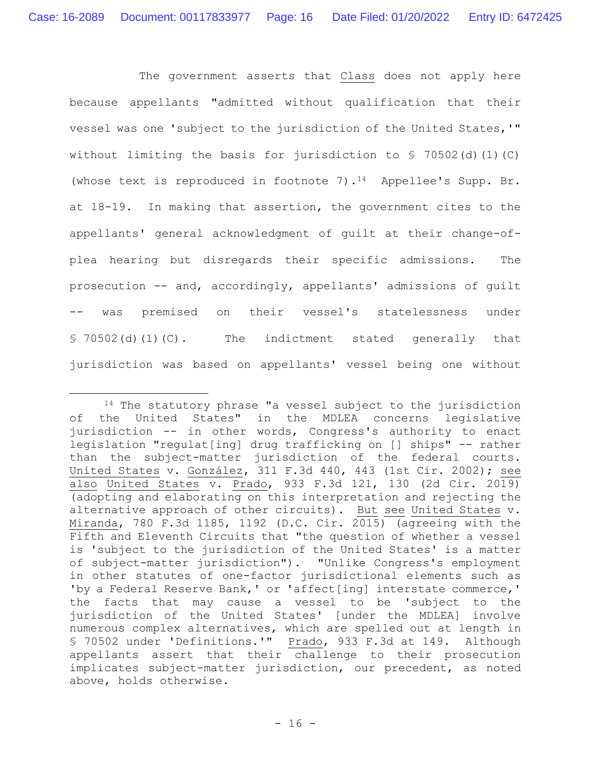The government asserts that Class does not apply here because appellants "admitted without qualification that their vessel was one 'subject to the jurisdiction of the United States,'" without limiting the basis for jurisdiction to § 70502(d)(1)(C) (whose text is reproduced in footnote 7).[14] Appellee's Supp. Br. at 18-19. In making that assertion, the government cites to the appellants' general acknowledgment of guilt at their change-of-plea hearing but disregards their specific admissions. The prosecution -- and, accordingly, appellants' admissions of guilt -- was premised on their vessel's statelessness under § 70502(d)(1)(C). The indictment stated generally that jurisdiction was based on appellants' vessel being one without

---

[14] The statutory phrase "a vessel subject to the jurisdiction of the United States" in the MDLEA concerns legislative jurisdiction -- in other words, Congress's authority to enact legislation "regulat[ing] drug trafficking on [] ships" -- rather than the subject-matter jurisdiction of the federal courts. United States v. González, 311 F.3d 440, 443 (1st Cir. 2002); see also United States v. Prado, 933 F.3d 121, 130 (2d Cir. 2019) (adopting and elaborating on this interpretation and rejecting the alternative approach of other circuits). But see United States v. Miranda, 780 F.3d 1185, 1192 (D.C. Cir. 2015) (agreeing with the Fifth and Eleventh Circuits that "the question of whether a vessel is 'subject to the jurisdiction of the United States' is a matter of subject-matter jurisdiction"). "Unlike Congress's employment in other statutes of one-factor jurisdictional elements such as 'by a Federal Reserve Bank,' or 'affect[ing] interstate commerce,' the facts that may cause a vessel to be 'subject to the jurisdiction of the United States' [under the MDLEA] involve numerous complex alternatives, which are spelled out at length in § 70502 under 'Definitions.'" Prado, 933 F.3d at 149. Although appellants assert that their challenge to their prosecution implicates subject-matter jurisdiction, our precedent, as noted above, holds otherwise.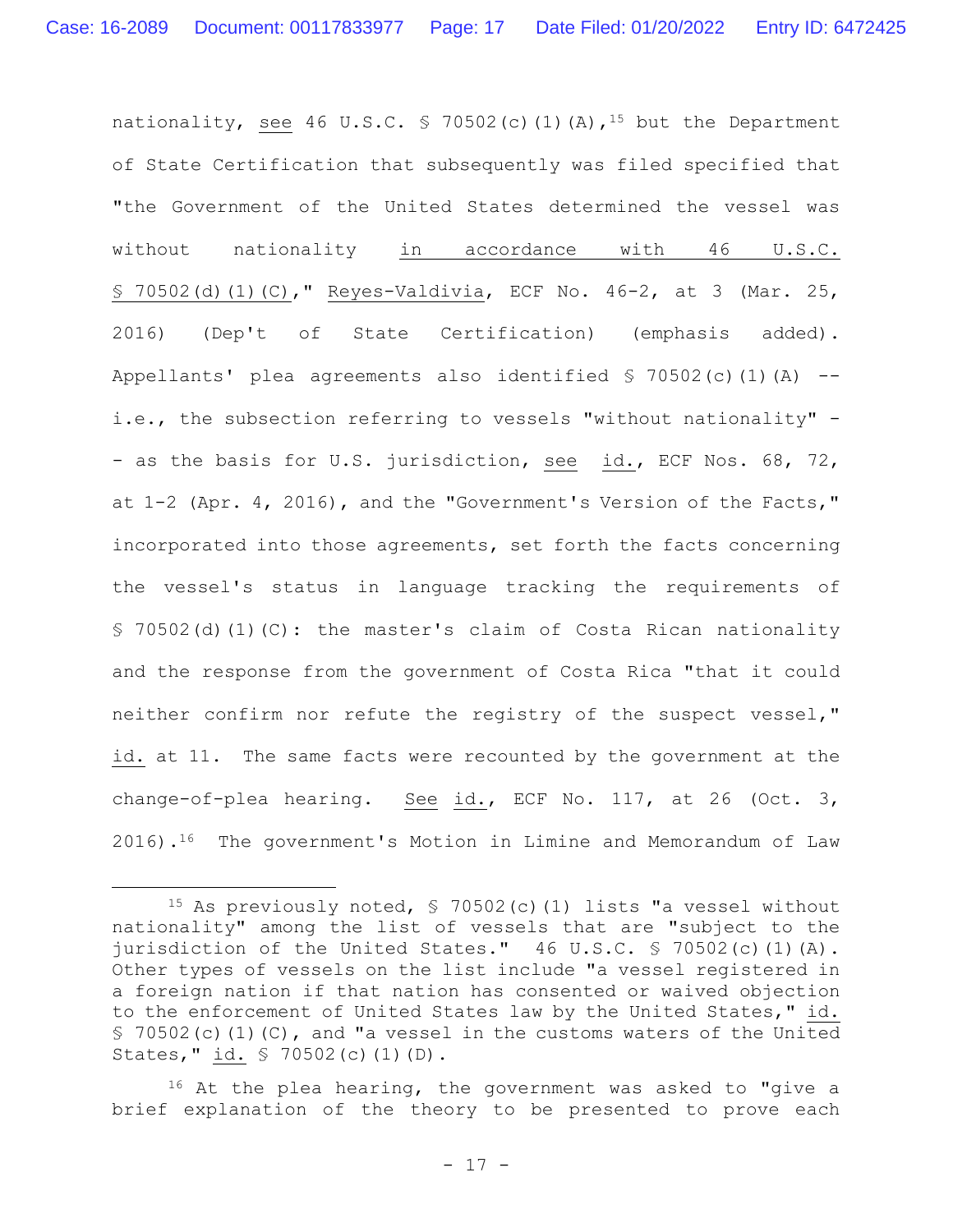nationality, see 46 U.S.C. § 70502(c)(1)(A),[15] but the Department of State Certification that subsequently was filed specified that "the Government of the United States determined the vessel was without nationality in accordance with 46 U.S.C. § 70502(d)(1)(C)," Reyes-Valdivia, ECF No. 46-2, at 3 (Mar. 25, 2016) (Dep't of State Certification) (emphasis added). Appellants' plea agreements also identified § 70502(c)(1)(A) -- i.e., the subsection referring to vessels "without nationality" -- as the basis for U.S. jurisdiction, see id., ECF Nos. 68, 72, at 1-2 (Apr. 4, 2016), and the "Government's Version of the Facts," incorporated into those agreements, set forth the facts concerning the vessel's status in language tracking the requirements of § 70502(d)(1)(C): the master's claim of Costa Rican nationality and the response from the government of Costa Rica "that it could neither confirm nor refute the registry of the suspect vessel," id. at 11. The same facts were recounted by the government at the change-of-plea hearing. See id., ECF No. 117, at 26 (Oct. 3, 2016).[16] The government's Motion in Limine and Memorandum of Law

---

[15] As previously noted, § 70502(c)(1) lists "a vessel without nationality" among the list of vessels that are "subject to the jurisdiction of the United States." 46 U.S.C. § 70502(c)(1)(A). Other types of vessels on the list include "a vessel registered in a foreign nation if that nation has consented or waived objection to the enforcement of United States law by the United States," id. § 70502(c)(1)(C), and "a vessel in the customs waters of the United States," id. § 70502(c)(1)(D).

[16] At the plea hearing, the government was asked to "give a brief explanation of the theory to be presented to prove each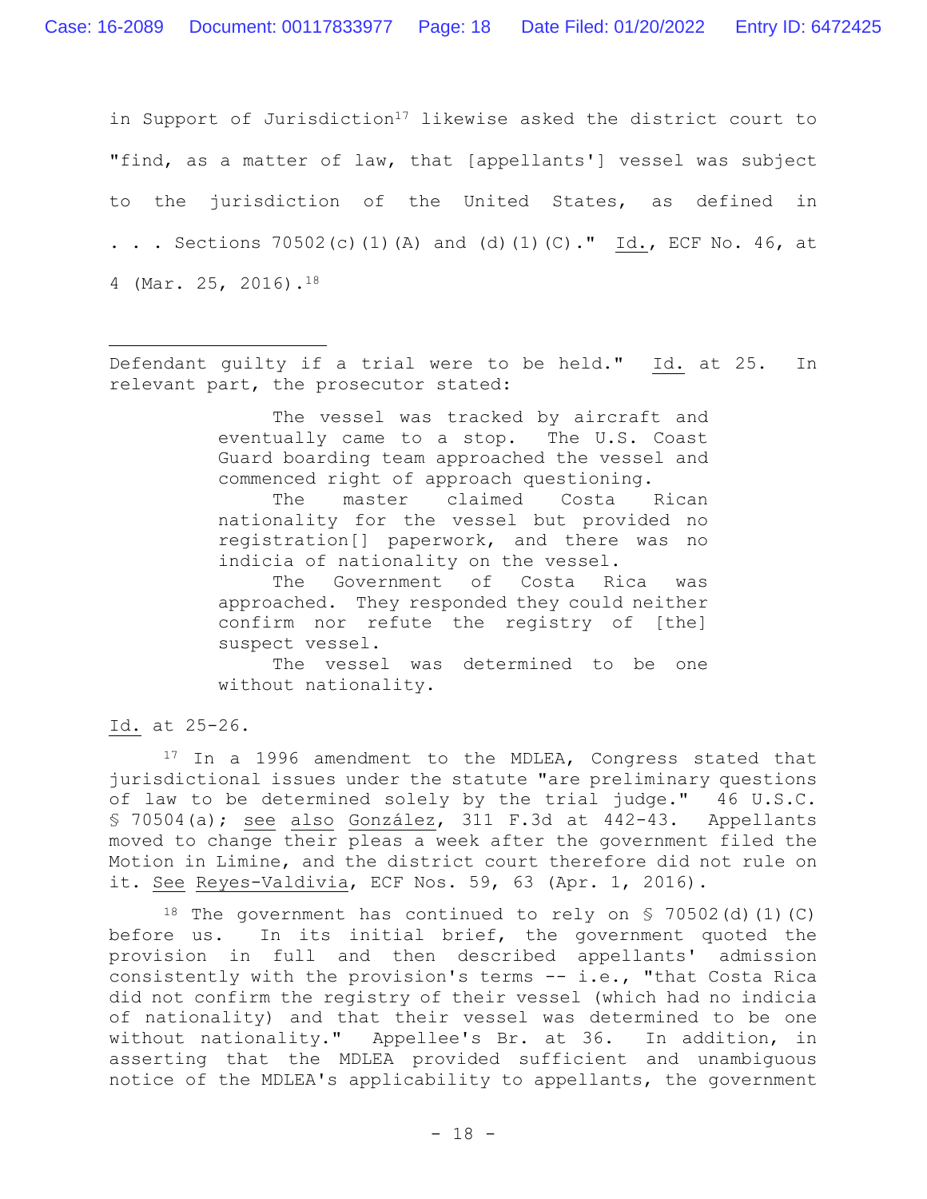in Support of Jurisdiction[17] likewise asked the district court to "find, as a matter of law, that [appellants'] vessel was subject to the jurisdiction of the United States, as defined in . . . Sections 70502(c)(1)(A) and (d)(1)(C)." Id., ECF No. 46, at 4 (Mar. 25, 2016).[18]

---

Defendant guilty if a trial were to be held." Id. at 25. In relevant part, the prosecutor stated:

> The vessel was tracked by aircraft and eventually came to a stop. The U.S. Coast Guard boarding team approached the vessel and commenced right of approach questioning.
>
> The master claimed Costa Rican nationality for the vessel but provided no registration[] paperwork, and there was no indicia of nationality on the vessel.
>
> The Government of Costa Rica was approached. They responded they could neither confirm nor refute the registry of [the] suspect vessel.
>
> The vessel was determined to be one without nationality.

Id. at 25-26.

[17] In a 1996 amendment to the MDLEA, Congress stated that jurisdictional issues under the statute "are preliminary questions of law to be determined solely by the trial judge." 46 U.S.C. § 70504(a); see also González, 311 F.3d at 442-43. Appellants moved to change their pleas a week after the government filed the Motion in Limine, and the district court therefore did not rule on it. See Reyes-Valdivia, ECF Nos. 59, 63 (Apr. 1, 2016).

[18] The government has continued to rely on § 70502(d)(1)(C) before us. In its initial brief, the government quoted the provision in full and then described appellants' admission consistently with the provision's terms -- i.e., "that Costa Rica did not confirm the registry of their vessel (which had no indicia of nationality) and that their vessel was determined to be one without nationality." Appellee's Br. at 36. In addition, in asserting that the MDLEA provided sufficient and unambiguous notice of the MDLEA's applicability to appellants, the government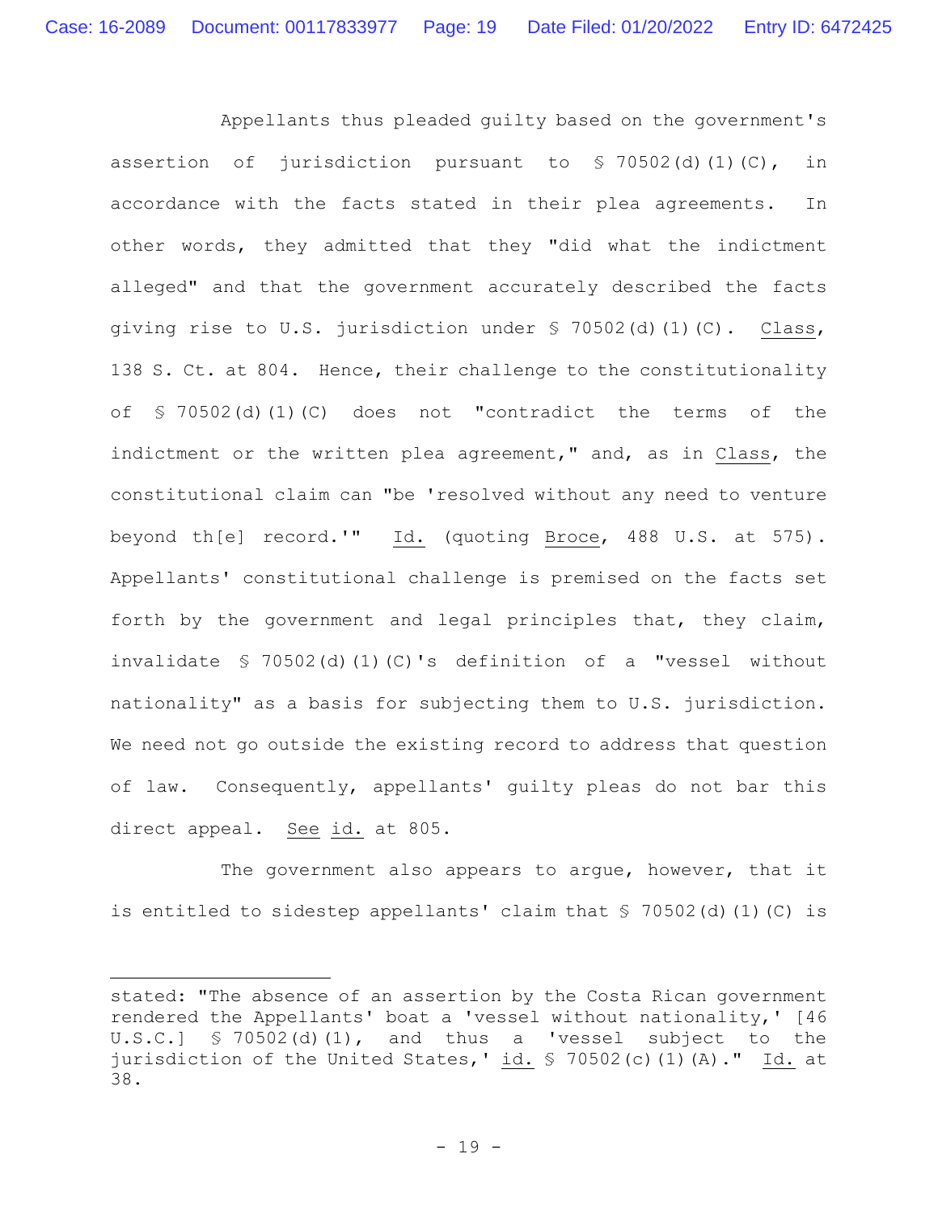Appellants thus pleaded guilty based on the government's assertion of jurisdiction pursuant to § 70502(d)(1)(C), in accordance with the facts stated in their plea agreements. In other words, they admitted that they "did what the indictment alleged" and that the government accurately described the facts giving rise to U.S. jurisdiction under § 70502(d)(1)(C). Class, 138 S. Ct. at 804. Hence, their challenge to the constitutionality of § 70502(d)(1)(C) does not "contradict the terms of the indictment or the written plea agreement," and, as in Class, the constitutional claim can "be 'resolved without any need to venture beyond th[e] record.'" Id. (quoting Broce, 488 U.S. at 575). Appellants' constitutional challenge is premised on the facts set forth by the government and legal principles that, they claim, invalidate § 70502(d)(1)(C)'s definition of a "vessel without nationality" as a basis for subjecting them to U.S. jurisdiction. We need not go outside the existing record to address that question of law. Consequently, appellants' guilty pleas do not bar this direct appeal. See id. at 805.

The government also appears to argue, however, that it is entitled to sidestep appellants' claim that § 70502(d)(1)(C) is

---

stated: "The absence of an assertion by the Costa Rican government rendered the Appellants' boat a 'vessel without nationality,' [46 U.S.C.] § 70502(d)(1), and thus a 'vessel subject to the jurisdiction of the United States,' id. § 70502(c)(1)(A)." Id. at 38.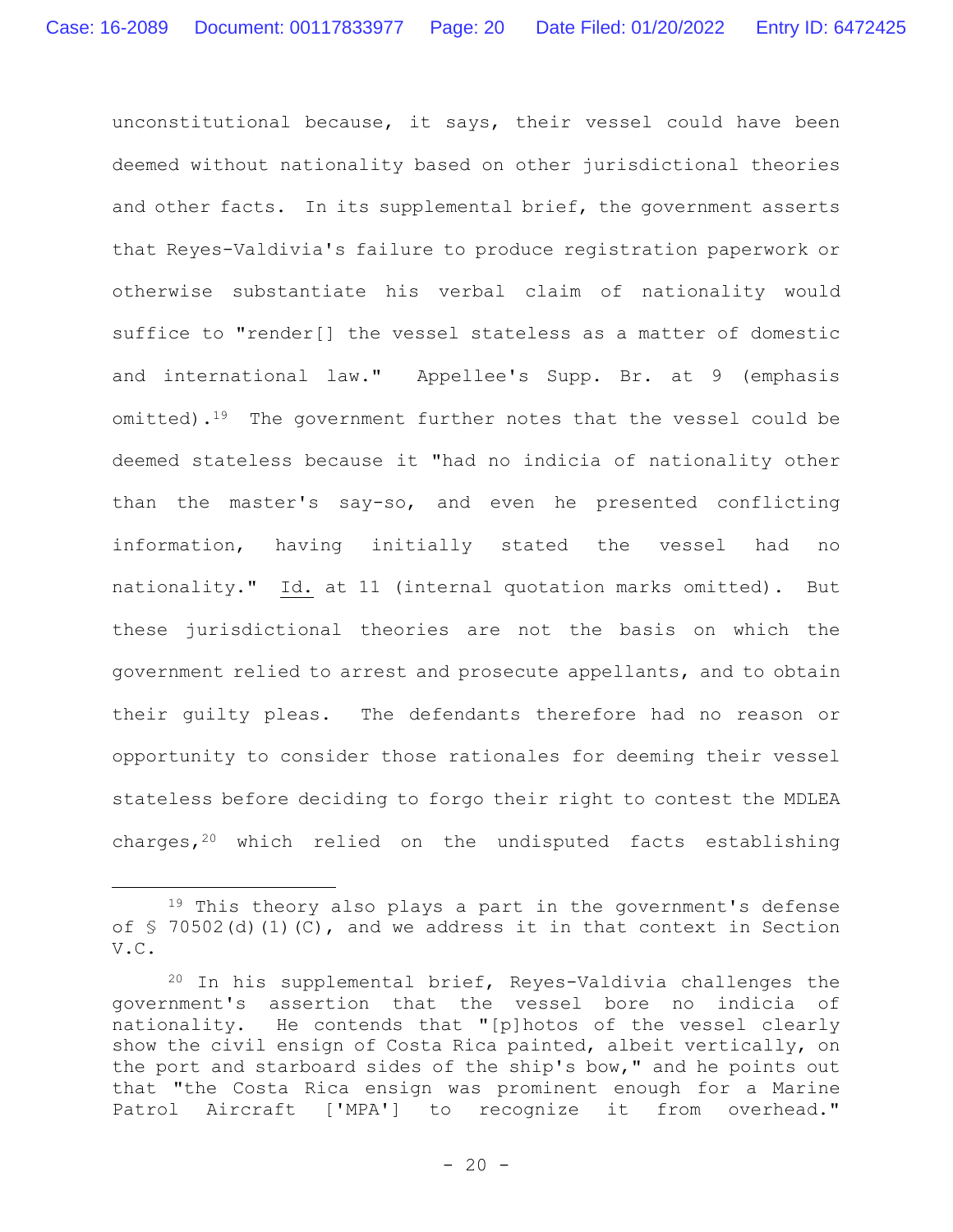unconstitutional because, it says, their vessel could have been deemed without nationality based on other jurisdictional theories and other facts. In its supplemental brief, the government asserts that Reyes-Valdivia's failure to produce registration paperwork or otherwise substantiate his verbal claim of nationality would suffice to "render[] the vessel stateless as a matter of domestic and international law." Appellee's Supp. Br. at 9 (emphasis omitted).[19] The government further notes that the vessel could be deemed stateless because it "had no indicia of nationality other than the master's say-so, and even he presented conflicting information, having initially stated the vessel had no nationality." Id. at 11 (internal quotation marks omitted). But these jurisdictional theories are not the basis on which the government relied to arrest and prosecute appellants, and to obtain their guilty pleas. The defendants therefore had no reason or opportunity to consider those rationales for deeming their vessel stateless before deciding to forgo their right to contest the MDLEA charges,[20] which relied on the undisputed facts establishing

---

[19] This theory also plays a part in the government's defense of § 70502(d)(1)(C), and we address it in that context in Section V.C.

[20] In his supplemental brief, Reyes-Valdivia challenges the government's assertion that the vessel bore no indicia of nationality. He contends that "[p]hotos of the vessel clearly show the civil ensign of Costa Rica painted, albeit vertically, on the port and starboard sides of the ship's bow," and he points out that "the Costa Rica ensign was prominent enough for a Marine Patrol Aircraft ['MPA'] to recognize it from overhead."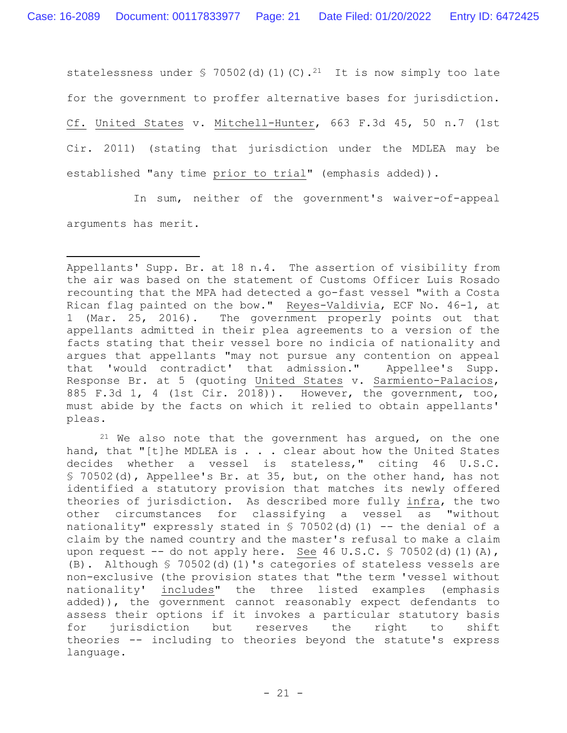statelessness under § 70502(d)(1)(C).[21] It is now simply too late for the government to proffer alternative bases for jurisdiction. Cf. United States v. Mitchell-Hunter, 663 F.3d 45, 50 n.7 (1st Cir. 2011) (stating that jurisdiction under the MDLEA may be established "any time prior to trial" (emphasis added)).

In sum, neither of the government's waiver-of-appeal arguments has merit.

---

Appellants' Supp. Br. at 18 n.4. The assertion of visibility from the air was based on the statement of Customs Officer Luis Rosado recounting that the MPA had detected a go-fast vessel "with a Costa Rican flag painted on the bow." Reyes-Valdivia, ECF No. 46-1, at 1 (Mar. 25, 2016). The government properly points out that appellants admitted in their plea agreements to a version of the facts stating that their vessel bore no indicia of nationality and argues that appellants "may not pursue any contention on appeal that 'would contradict' that admission." Appellee's Supp. Response Br. at 5 (quoting United States v. Sarmiento-Palacios, 885 F.3d 1, 4 (1st Cir. 2018)). However, the government, too, must abide by the facts on which it relied to obtain appellants' pleas.

[21] We also note that the government has argued, on the one hand, that "[t]he MDLEA is . . . clear about how the United States decides whether a vessel is stateless," citing 46 U.S.C. § 70502(d), Appellee's Br. at 35, but, on the other hand, has not identified a statutory provision that matches its newly offered theories of jurisdiction. As described more fully infra, the two other circumstances for classifying a vessel as "without nationality" expressly stated in § 70502(d)(1) -- the denial of a claim by the named country and the master's refusal to make a claim upon request -- do not apply here. See 46 U.S.C. § 70502(d)(1)(A), (B). Although § 70502(d)(1)'s categories of stateless vessels are non-exclusive (the provision states that "the term 'vessel without nationality' includes" the three listed examples (emphasis added)), the government cannot reasonably expect defendants to assess their options if it invokes a particular statutory basis for jurisdiction but reserves the right to shift theories -- including to theories beyond the statute's express language.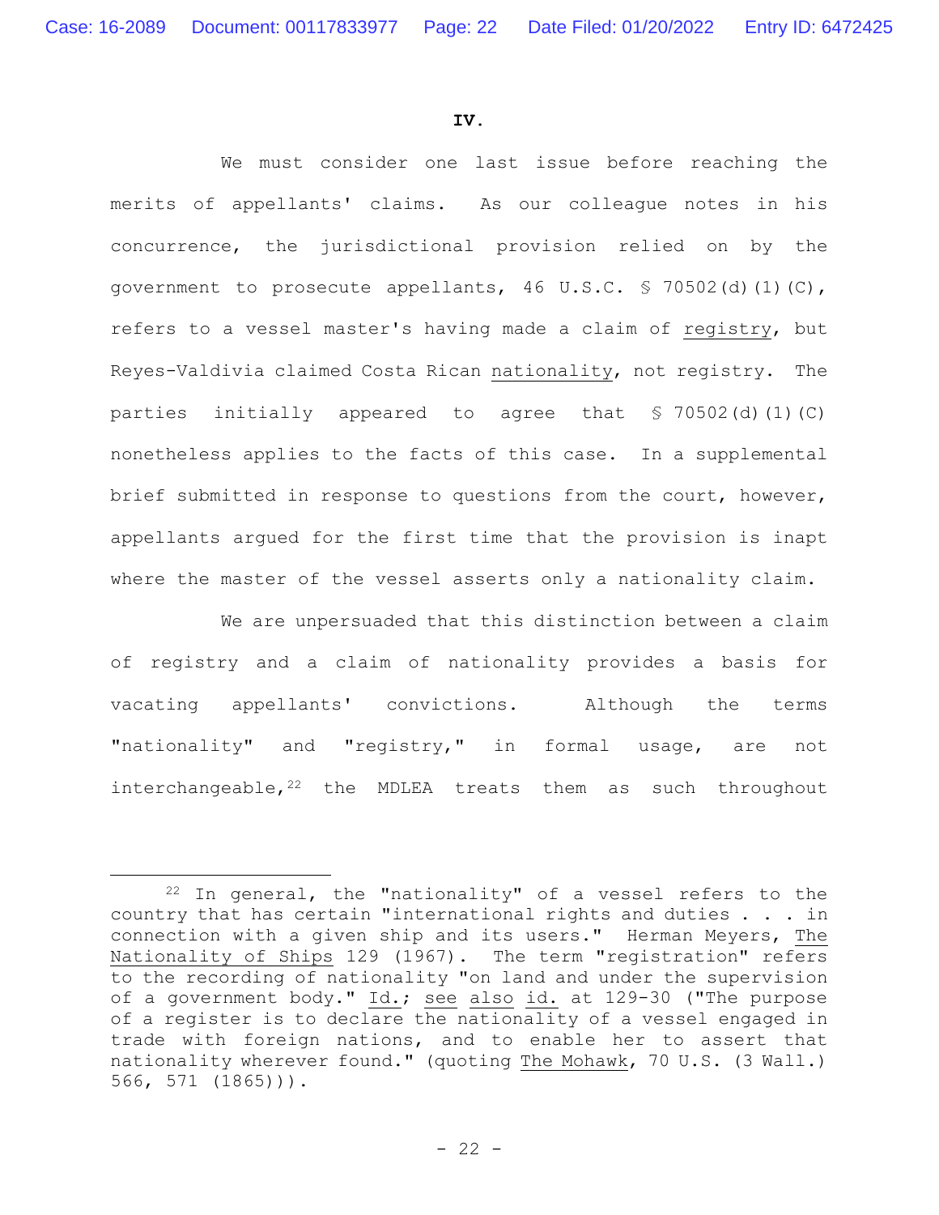## IV.

We must consider one last issue before reaching the merits of appellants' claims. As our colleague notes in his concurrence, the jurisdictional provision relied on by the government to prosecute appellants, 46 U.S.C. § 70502(d)(1)(C), refers to a vessel master's having made a claim of registry, but Reyes-Valdivia claimed Costa Rican nationality, not registry. The parties initially appeared to agree that § 70502(d)(1)(C) nonetheless applies to the facts of this case. In a supplemental brief submitted in response to questions from the court, however, appellants argued for the first time that the provision is inapt where the master of the vessel asserts only a nationality claim.

We are unpersuaded that this distinction between a claim of registry and a claim of nationality provides a basis for vacating appellants' convictions. Although the terms "nationality" and "registry," in formal usage, are not interchangeable,[22] the MDLEA treats them as such throughout

---

[22] In general, the "nationality" of a vessel refers to the country that has certain "international rights and duties . . . in connection with a given ship and its users." Herman Meyers, The Nationality of Ships 129 (1967). The term "registration" refers to the recording of nationality "on land and under the supervision of a government body." Id.; see also id. at 129-30 ("The purpose of a register is to declare the nationality of a vessel engaged in trade with foreign nations, and to enable her to assert that nationality wherever found." (quoting The Mohawk, 70 U.S. (3 Wall.) 566, 571 (1865))).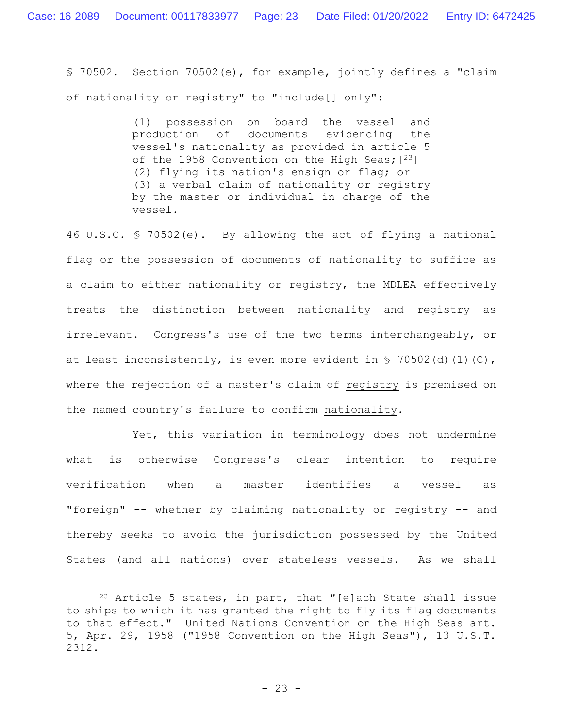§ 70502. Section 70502(e), for example, jointly defines a "claim of nationality or registry" to "include[] only":

> (1) possession on board the vessel and production of documents evidencing the vessel's nationality as provided in article 5 of the 1958 Convention on the High Seas;[23]
> (2) flying its nation's ensign or flag; or
> (3) a verbal claim of nationality or registry by the master or individual in charge of the vessel.

46 U.S.C. § 70502(e). By allowing the act of flying a national flag or the possession of documents of nationality to suffice as a claim to <u>either</u> nationality or registry, the MDLEA effectively treats the distinction between nationality and registry as irrelevant. Congress's use of the two terms interchangeably, or at least inconsistently, is even more evident in § 70502(d)(1)(C), where the rejection of a master's claim of <u>registry</u> is premised on the named country's failure to confirm <u>nationality</u>.

Yet, this variation in terminology does not undermine what is otherwise Congress's clear intention to require verification when a master identifies a vessel as "foreign" -- whether by claiming nationality or registry -- and thereby seeks to avoid the jurisdiction possessed by the United States (and all nations) over stateless vessels. As we shall

[23] Article 5 states, in part, that "[e]ach State shall issue to ships to which it has granted the right to fly its flag documents to that effect." United Nations Convention on the High Seas art. 5, Apr. 29, 1958 ("1958 Convention on the High Seas"), 13 U.S.T. 2312.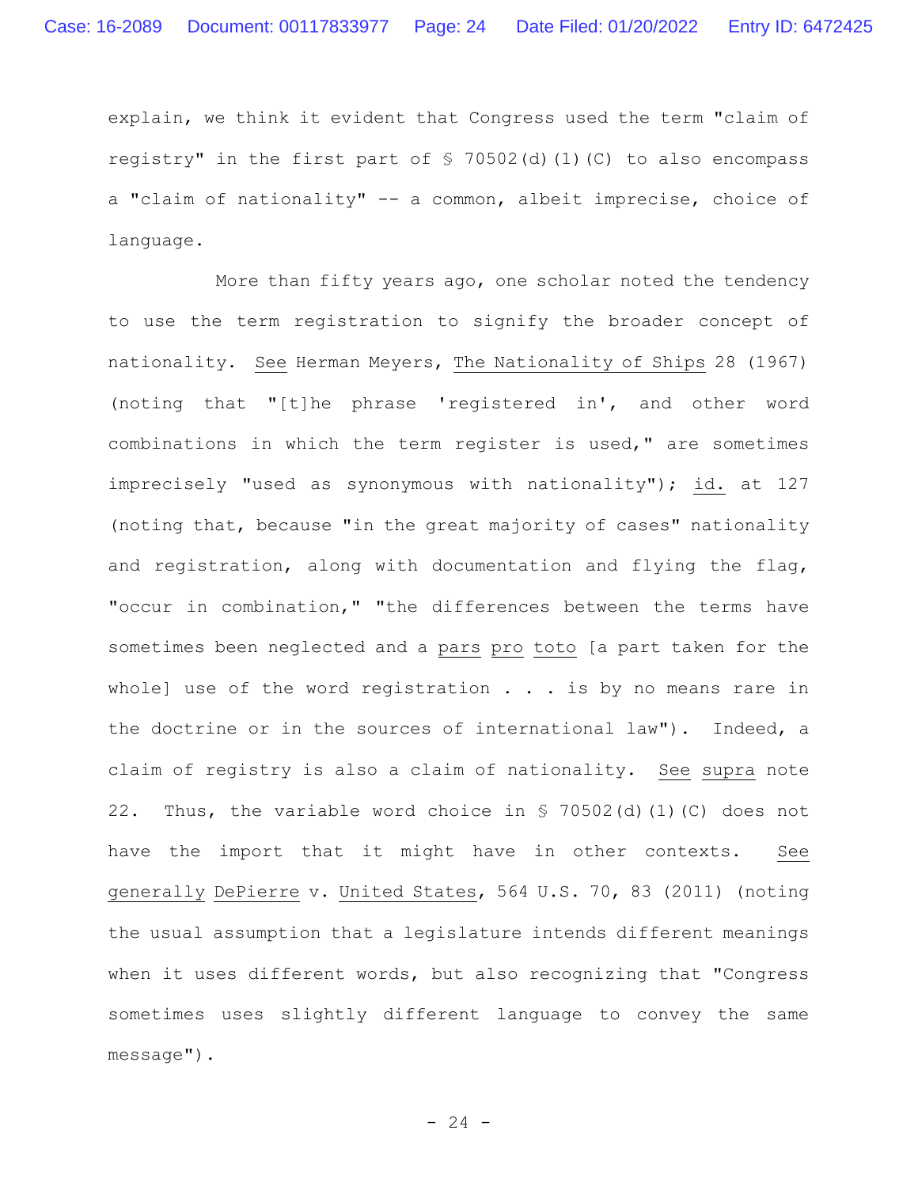explain, we think it evident that Congress used the term "claim of registry" in the first part of § 70502(d)(1)(C) to also encompass a "claim of nationality" -- a common, albeit imprecise, choice of language.

More than fifty years ago, one scholar noted the tendency to use the term registration to signify the broader concept of nationality. See Herman Meyers, The Nationality of Ships 28 (1967) (noting that "[t]he phrase 'registered in', and other word combinations in which the term register is used," are sometimes imprecisely "used as synonymous with nationality"); id. at 127 (noting that, because "in the great majority of cases" nationality and registration, along with documentation and flying the flag, "occur in combination," "the differences between the terms have sometimes been neglected and a pars pro toto [a part taken for the whole] use of the word registration . . . is by no means rare in the doctrine or in the sources of international law"). Indeed, a claim of registry is also a claim of nationality. See supra note 22. Thus, the variable word choice in § 70502(d)(1)(C) does not have the import that it might have in other contexts. See generally DePierre v. United States, 564 U.S. 70, 83 (2011) (noting the usual assumption that a legislature intends different meanings when it uses different words, but also recognizing that "Congress sometimes uses slightly different language to convey the same message").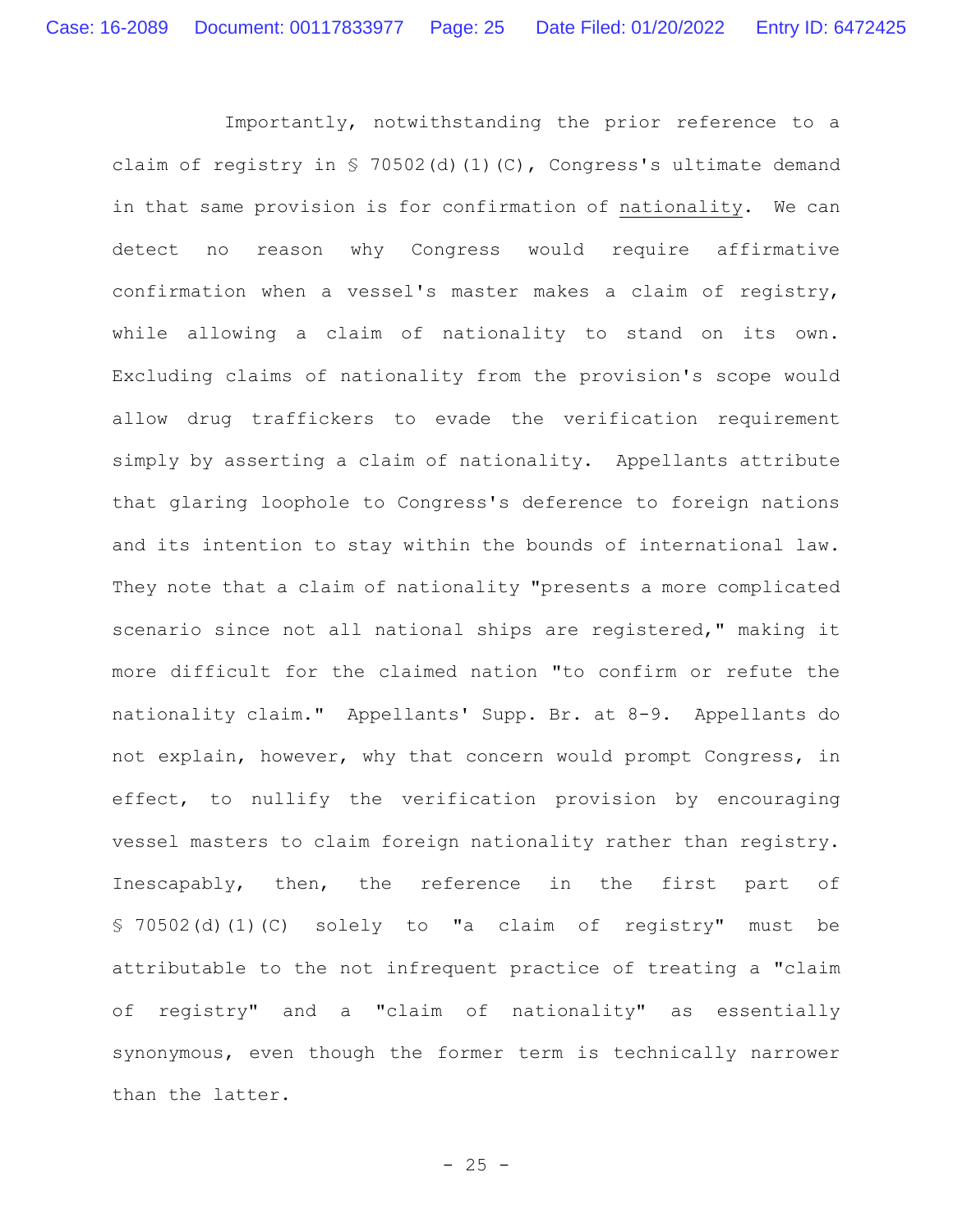Importantly, notwithstanding the prior reference to a claim of registry in § 70502(d)(1)(C), Congress's ultimate demand in that same provision is for confirmation of nationality. We can detect no reason why Congress would require affirmative confirmation when a vessel's master makes a claim of registry, while allowing a claim of nationality to stand on its own. Excluding claims of nationality from the provision's scope would allow drug traffickers to evade the verification requirement simply by asserting a claim of nationality. Appellants attribute that glaring loophole to Congress's deference to foreign nations and its intention to stay within the bounds of international law. They note that a claim of nationality "presents a more complicated scenario since not all national ships are registered," making it more difficult for the claimed nation "to confirm or refute the nationality claim." Appellants' Supp. Br. at 8-9. Appellants do not explain, however, why that concern would prompt Congress, in effect, to nullify the verification provision by encouraging vessel masters to claim foreign nationality rather than registry. Inescapably, then, the reference in the first part of § 70502(d)(1)(C) solely to "a claim of registry" must be attributable to the not infrequent practice of treating a "claim of registry" and a "claim of nationality" as essentially synonymous, even though the former term is technically narrower than the latter.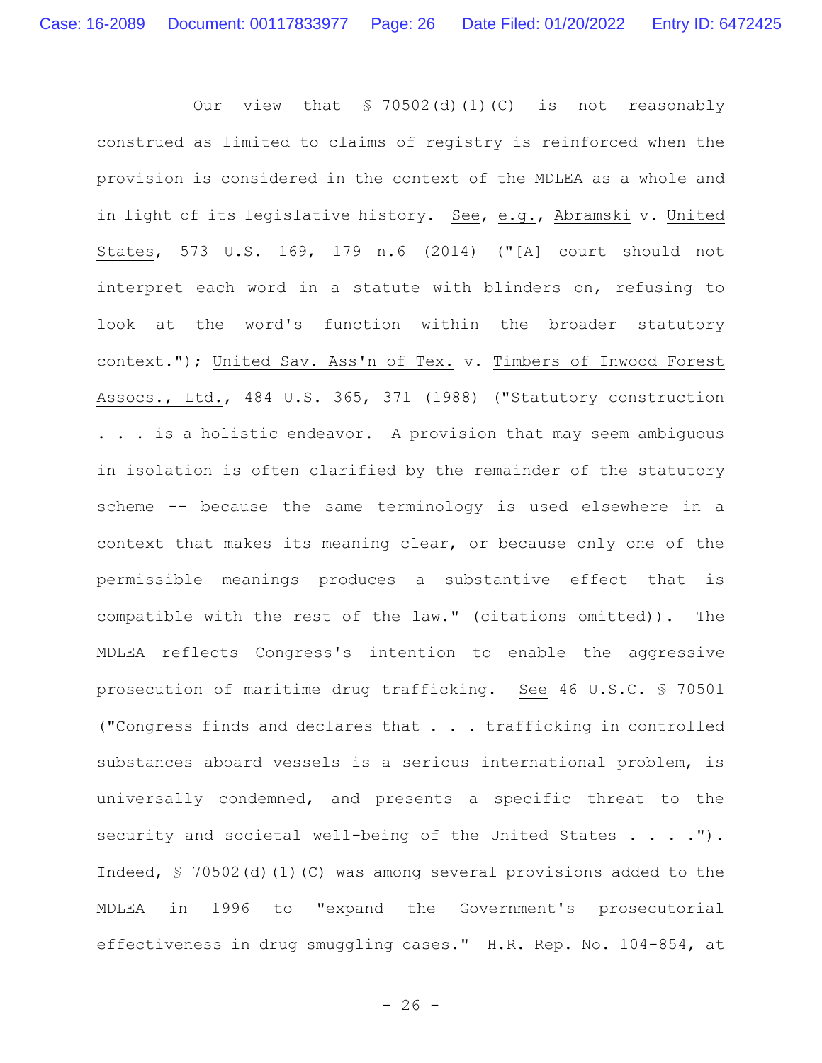Our view that § 70502(d)(1)(C) is not reasonably construed as limited to claims of registry is reinforced when the provision is considered in the context of the MDLEA as a whole and in light of its legislative history. See, e.g., Abramski v. United States, 573 U.S. 169, 179 n.6 (2014) ("[A] court should not interpret each word in a statute with blinders on, refusing to look at the word's function within the broader statutory context."); United Sav. Ass'n of Tex. v. Timbers of Inwood Forest Assocs., Ltd., 484 U.S. 365, 371 (1988) ("Statutory construction . . . is a holistic endeavor. A provision that may seem ambiguous in isolation is often clarified by the remainder of the statutory scheme -- because the same terminology is used elsewhere in a context that makes its meaning clear, or because only one of the permissible meanings produces a substantive effect that is compatible with the rest of the law." (citations omitted)). The MDLEA reflects Congress's intention to enable the aggressive prosecution of maritime drug trafficking. See 46 U.S.C. § 70501 ("Congress finds and declares that . . . trafficking in controlled substances aboard vessels is a serious international problem, is universally condemned, and presents a specific threat to the security and societal well-being of the United States . . . ."). Indeed, § 70502(d)(1)(C) was among several provisions added to the MDLEA in 1996 to "expand the Government's prosecutorial effectiveness in drug smuggling cases." H.R. Rep. No. 104-854, at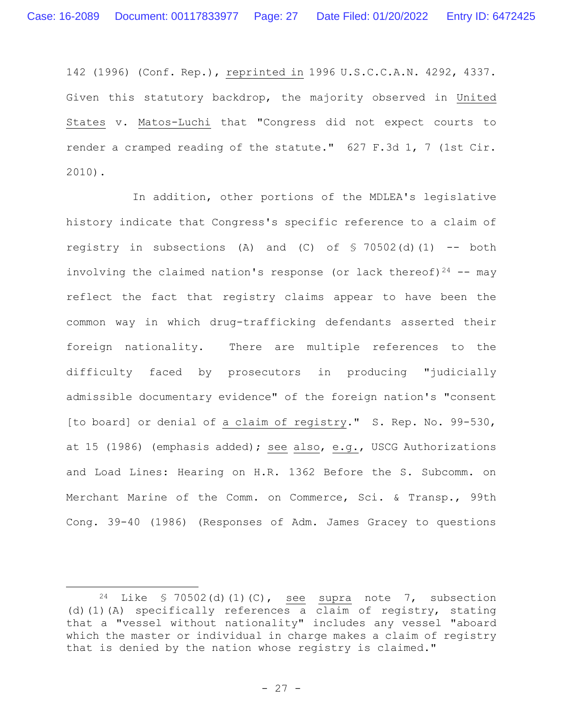142 (1996) (Conf. Rep.), reprinted in 1996 U.S.C.C.A.N. 4292, 4337. Given this statutory backdrop, the majority observed in United States v. Matos-Luchi that "Congress did not expect courts to render a cramped reading of the statute." 627 F.3d 1, 7 (1st Cir. 2010).

In addition, other portions of the MDLEA's legislative history indicate that Congress's specific reference to a claim of registry in subsections (A) and (C) of § 70502(d)(1) -- both involving the claimed nation's response (or lack thereof)[24] -- may reflect the fact that registry claims appear to have been the common way in which drug-trafficking defendants asserted their foreign nationality. There are multiple references to the difficulty faced by prosecutors in producing "judicially admissible documentary evidence" of the foreign nation's "consent [to board] or denial of a claim of registry." S. Rep. No. 99-530, at 15 (1986) (emphasis added); see also, e.g., USCG Authorizations and Load Lines: Hearing on H.R. 1362 Before the S. Subcomm. on Merchant Marine of the Comm. on Commerce, Sci. & Transp., 99th Cong. 39-40 (1986) (Responses of Adm. James Gracey to questions

---

[24] Like § 70502(d)(1)(C), see supra note 7, subsection (d)(1)(A) specifically references a claim of registry, stating that a "vessel without nationality" includes any vessel "aboard which the master or individual in charge makes a claim of registry that is denied by the nation whose registry is claimed."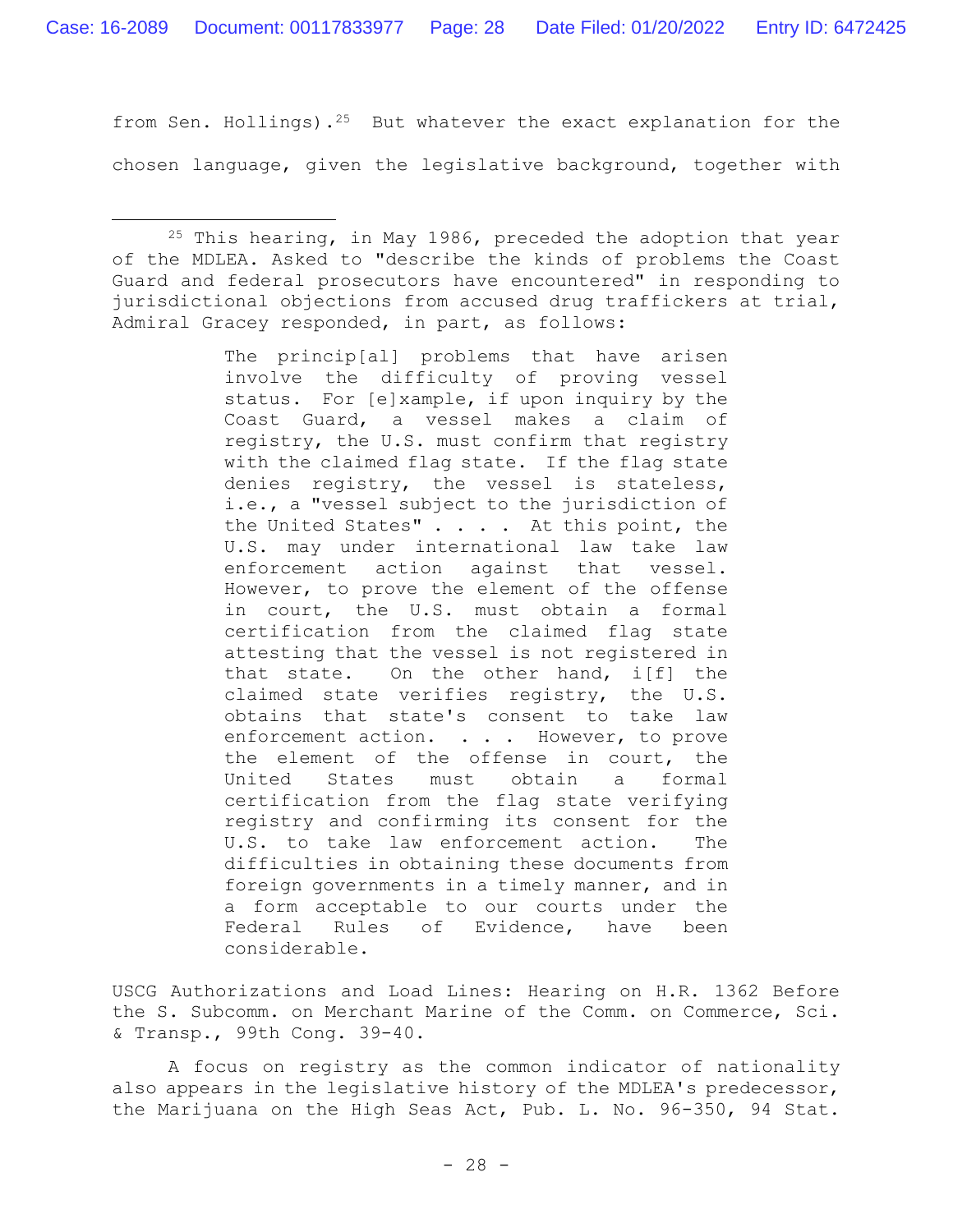from Sen. Hollings).[25] But whatever the exact explanation for the chosen language, given the legislative background, together with

[25] This hearing, in May 1986, preceded the adoption that year of the MDLEA. Asked to "describe the kinds of problems the Coast Guard and federal prosecutors have encountered" in responding to jurisdictional objections from accused drug traffickers at trial, Admiral Gracey responded, in part, as follows:

> The princip[al] problems that have arisen involve the difficulty of proving vessel status. For [e]xample, if upon inquiry by the Coast Guard, a vessel makes a claim of registry, the U.S. must confirm that registry with the claimed flag state. If the flag state denies registry, the vessel is stateless, i.e., a "vessel subject to the jurisdiction of the United States" . . . . At this point, the U.S. may under international law take law enforcement action against that vessel. However, to prove the element of the offense in court, the U.S. must obtain a formal certification from the claimed flag state attesting that the vessel is not registered in that state. On the other hand, i[f] the claimed state verifies registry, the U.S. obtains that state's consent to take law enforcement action. . . . However, to prove the element of the offense in court, the United States must obtain a formal certification from the flag state verifying registry and confirming its consent for the U.S. to take law enforcement action. The difficulties in obtaining these documents from foreign governments in a timely manner, and in a form acceptable to our courts under the Federal Rules of Evidence, have been considerable.

USCG Authorizations and Load Lines: Hearing on H.R. 1362 Before the S. Subcomm. on Merchant Marine of the Comm. on Commerce, Sci. & Transp., 99th Cong. 39-40.

A focus on registry as the common indicator of nationality also appears in the legislative history of the MDLEA's predecessor, the Marijuana on the High Seas Act, Pub. L. No. 96-350, 94 Stat.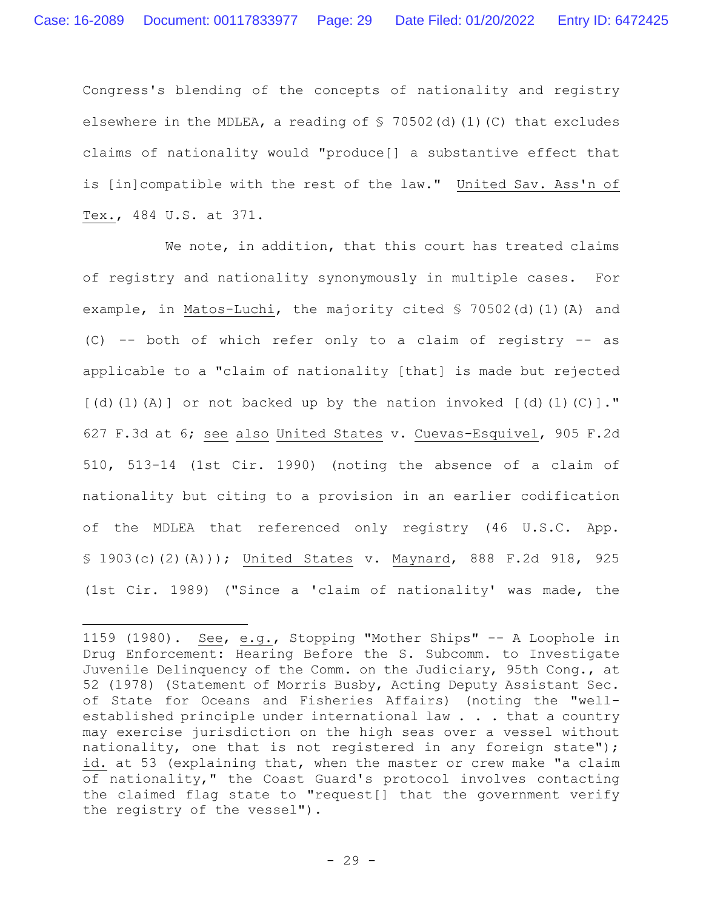Congress's blending of the concepts of nationality and registry elsewhere in the MDLEA, a reading of § 70502(d)(1)(C) that excludes claims of nationality would "produce[] a substantive effect that is [in]compatible with the rest of the law." United Sav. Ass'n of Tex., 484 U.S. at 371.

We note, in addition, that this court has treated claims of registry and nationality synonymously in multiple cases. For example, in Matos-Luchi, the majority cited § 70502(d)(1)(A) and (C) -- both of which refer only to a claim of registry -- as applicable to a "claim of nationality [that] is made but rejected [(d)(1)(A)] or not backed up by the nation invoked [(d)(1)(C)]." 627 F.3d at 6; see also United States v. Cuevas-Esquivel, 905 F.2d 510, 513-14 (1st Cir. 1990) (noting the absence of a claim of nationality but citing to a provision in an earlier codification of the MDLEA that referenced only registry (46 U.S.C. App. § 1903(c)(2)(A))); United States v. Maynard, 888 F.2d 918, 925 (1st Cir. 1989) ("Since a 'claim of nationality' was made, the

---

1159 (1980). See, e.g., Stopping "Mother Ships" -- A Loophole in Drug Enforcement: Hearing Before the S. Subcomm. to Investigate Juvenile Delinquency of the Comm. on the Judiciary, 95th Cong., at 52 (1978) (Statement of Morris Busby, Acting Deputy Assistant Sec. of State for Oceans and Fisheries Affairs) (noting the "well-established principle under international law . . . that a country may exercise jurisdiction on the high seas over a vessel without nationality, one that is not registered in any foreign state"); id. at 53 (explaining that, when the master or crew make "a claim of nationality," the Coast Guard's protocol involves contacting the claimed flag state to "request[] that the government verify the registry of the vessel").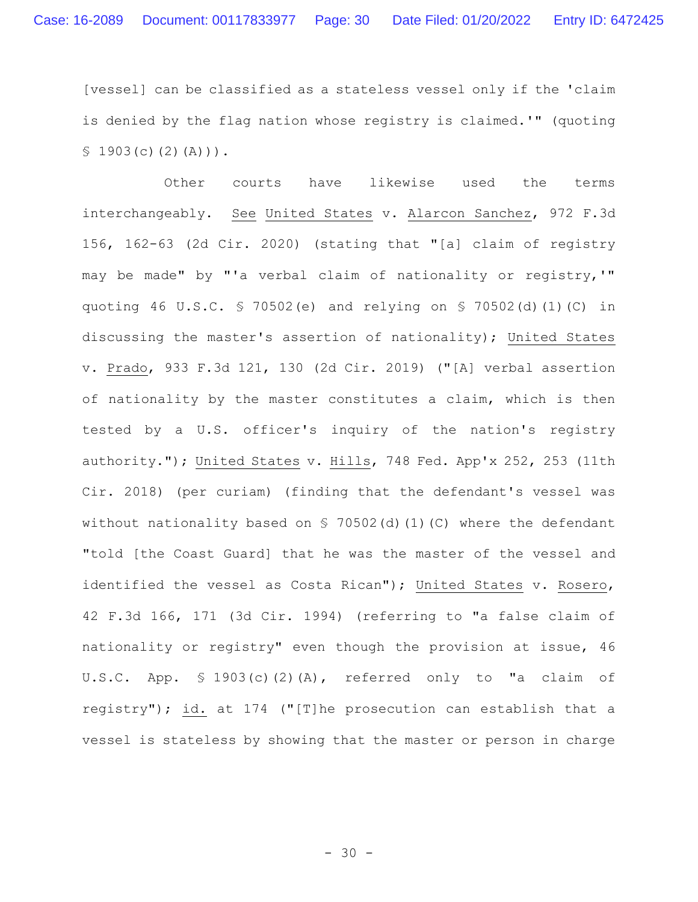[vessel] can be classified as a stateless vessel only if the 'claim is denied by the flag nation whose registry is claimed.'" (quoting § 1903(c)(2)(A))).

Other courts have likewise used the terms interchangeably. See United States v. Alarcon Sanchez, 972 F.3d 156, 162-63 (2d Cir. 2020) (stating that "[a] claim of registry may be made" by "'a verbal claim of nationality or registry,'" quoting 46 U.S.C. § 70502(e) and relying on § 70502(d)(1)(C) in discussing the master's assertion of nationality); United States v. Prado, 933 F.3d 121, 130 (2d Cir. 2019) ("[A] verbal assertion of nationality by the master constitutes a claim, which is then tested by a U.S. officer's inquiry of the nation's registry authority."); United States v. Hills, 748 Fed. App'x 252, 253 (11th Cir. 2018) (per curiam) (finding that the defendant's vessel was without nationality based on § 70502(d)(1)(C) where the defendant "told [the Coast Guard] that he was the master of the vessel and identified the vessel as Costa Rican"); United States v. Rosero, 42 F.3d 166, 171 (3d Cir. 1994) (referring to "a false claim of nationality or registry" even though the provision at issue, 46 U.S.C. App. § 1903(c)(2)(A), referred only to "a claim of registry"); id. at 174 ("[T]he prosecution can establish that a vessel is stateless by showing that the master or person in charge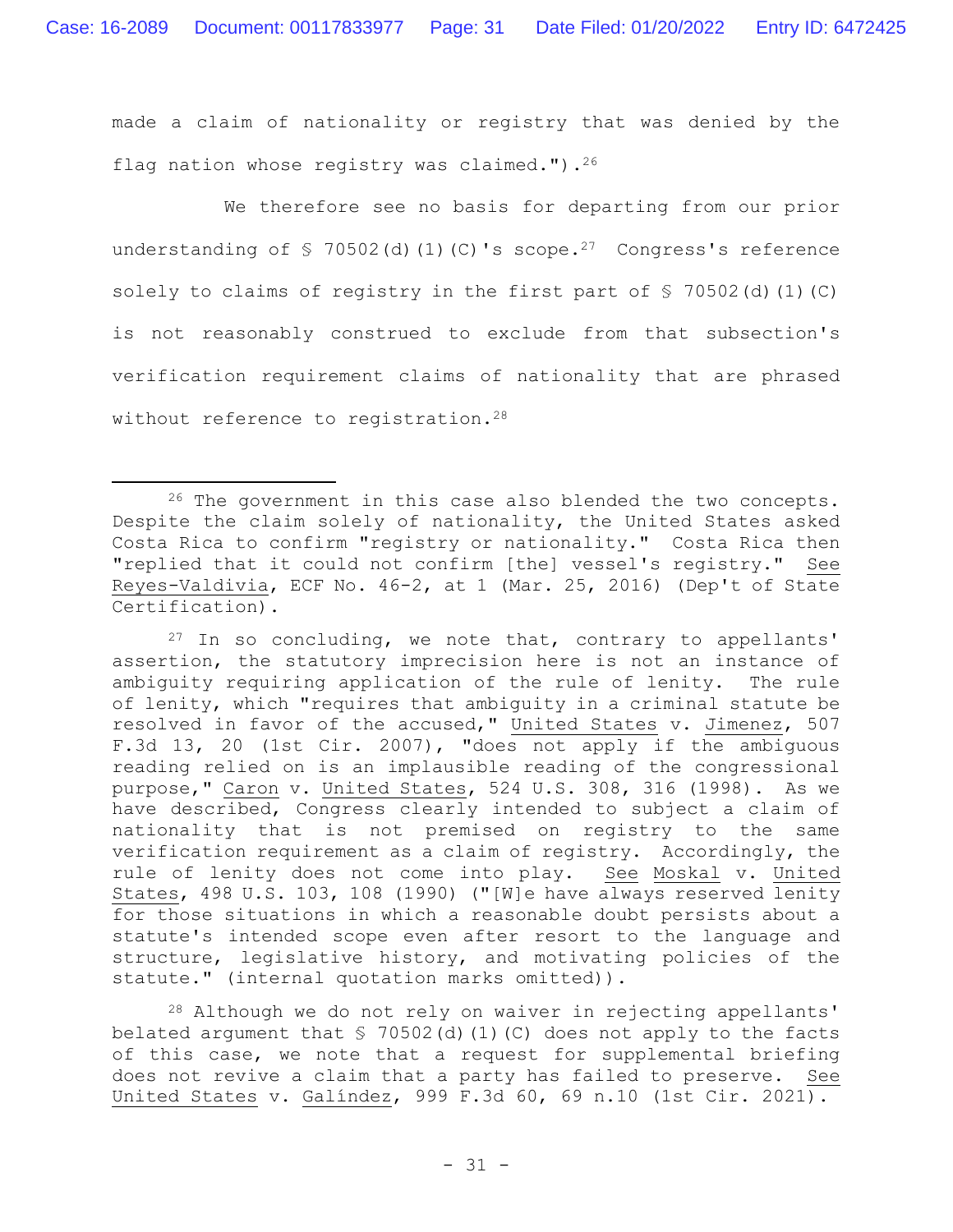made a claim of nationality or registry that was denied by the flag nation whose registry was claimed.").[26]

We therefore see no basis for departing from our prior understanding of § 70502(d)(1)(C)'s scope.[27] Congress's reference solely to claims of registry in the first part of § 70502(d)(1)(C) is not reasonably construed to exclude from that subsection's verification requirement claims of nationality that are phrased without reference to registration.[28]

---

[26] The government in this case also blended the two concepts. Despite the claim solely of nationality, the United States asked Costa Rica to confirm "registry or nationality." Costa Rica then "replied that it could not confirm [the] vessel's registry." See Reyes-Valdivia, ECF No. 46-2, at 1 (Mar. 25, 2016) (Dep't of State Certification).

[27] In so concluding, we note that, contrary to appellants' assertion, the statutory imprecision here is not an instance of ambiguity requiring application of the rule of lenity. The rule of lenity, which "requires that ambiguity in a criminal statute be resolved in favor of the accused," United States v. Jimenez, 507 F.3d 13, 20 (1st Cir. 2007), "does not apply if the ambiguous reading relied on is an implausible reading of the congressional purpose," Caron v. United States, 524 U.S. 308, 316 (1998). As we have described, Congress clearly intended to subject a claim of nationality that is not premised on registry to the same verification requirement as a claim of registry. Accordingly, the rule of lenity does not come into play. See Moskal v. United States, 498 U.S. 103, 108 (1990) ("[W]e have always reserved lenity for those situations in which a reasonable doubt persists about a statute's intended scope even after resort to the language and structure, legislative history, and motivating policies of the statute." (internal quotation marks omitted)).

[28] Although we do not rely on waiver in rejecting appellants' belated argument that § 70502(d)(1)(C) does not apply to the facts of this case, we note that a request for supplemental briefing does not revive a claim that a party has failed to preserve. See United States v. Galíndez, 999 F.3d 60, 69 n.10 (1st Cir. 2021).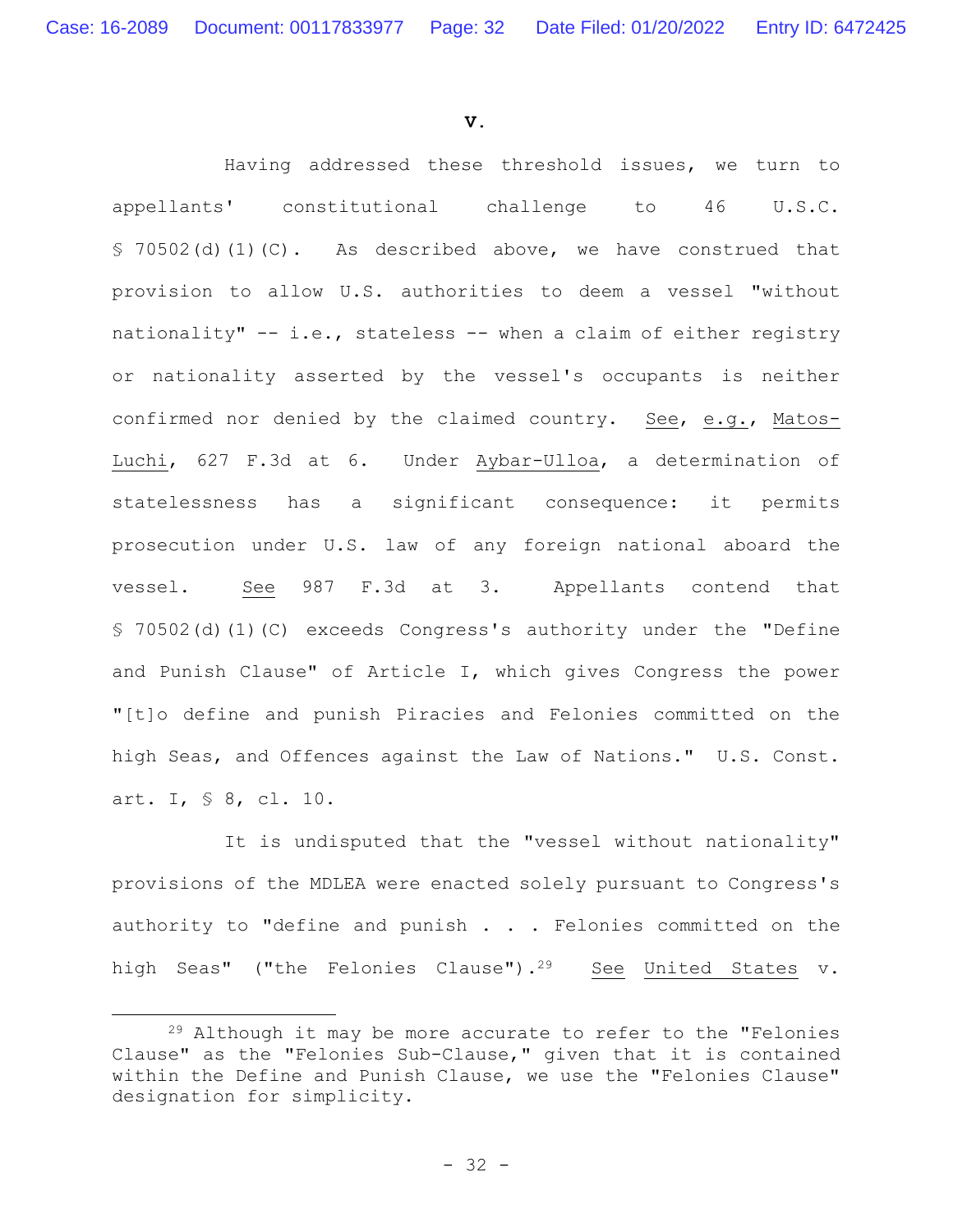## V.

Having addressed these threshold issues, we turn to appellants' constitutional challenge to 46 U.S.C. § 70502(d)(1)(C). As described above, we have construed that provision to allow U.S. authorities to deem a vessel "without nationality" -- i.e., stateless -- when a claim of either registry or nationality asserted by the vessel's occupants is neither confirmed nor denied by the claimed country. See, e.g., Matos-Luchi, 627 F.3d at 6. Under Aybar-Ulloa, a determination of statelessness has a significant consequence: it permits prosecution under U.S. law of any foreign national aboard the vessel. See 987 F.3d at 3. Appellants contend that § 70502(d)(1)(C) exceeds Congress's authority under the "Define and Punish Clause" of Article I, which gives Congress the power "[t]o define and punish Piracies and Felonies committed on the high Seas, and Offences against the Law of Nations." U.S. Const. art. I, § 8, cl. 10.

It is undisputed that the "vessel without nationality" provisions of the MDLEA were enacted solely pursuant to Congress's authority to "define and punish . . . Felonies committed on the high Seas" ("the Felonies Clause").[29] See United States v.

[29] Although it may be more accurate to refer to the "Felonies Clause" as the "Felonies Sub-Clause," given that it is contained within the Define and Punish Clause, we use the "Felonies Clause" designation for simplicity.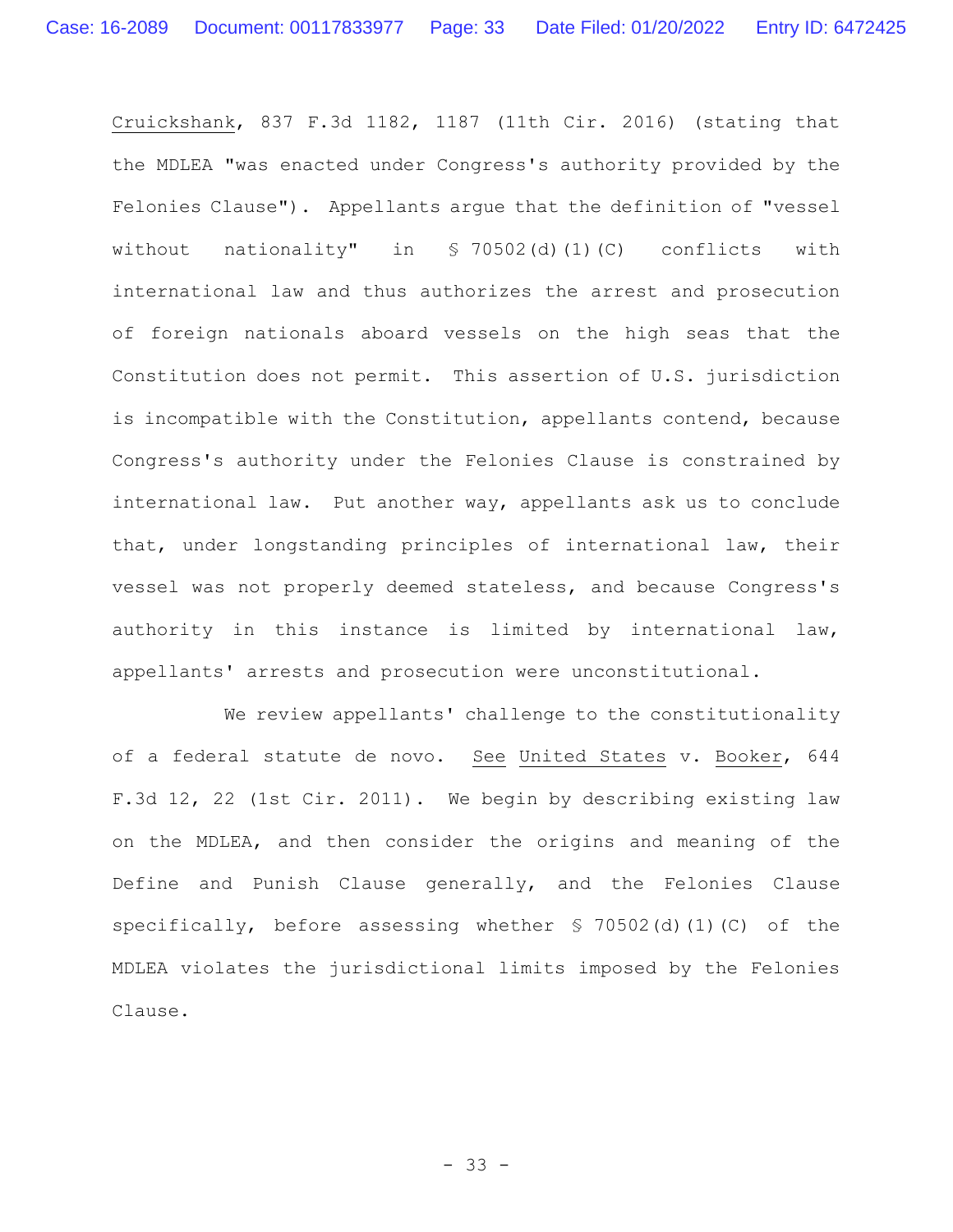Cruickshank, 837 F.3d 1182, 1187 (11th Cir. 2016) (stating that the MDLEA "was enacted under Congress's authority provided by the Felonies Clause"). Appellants argue that the definition of "vessel without nationality" in § 70502(d)(1)(C) conflicts with international law and thus authorizes the arrest and prosecution of foreign nationals aboard vessels on the high seas that the Constitution does not permit. This assertion of U.S. jurisdiction is incompatible with the Constitution, appellants contend, because Congress's authority under the Felonies Clause is constrained by international law. Put another way, appellants ask us to conclude that, under longstanding principles of international law, their vessel was not properly deemed stateless, and because Congress's authority in this instance is limited by international law, appellants' arrests and prosecution were unconstitutional.

We review appellants' challenge to the constitutionality of a federal statute de novo. See United States v. Booker, 644 F.3d 12, 22 (1st Cir. 2011). We begin by describing existing law on the MDLEA, and then consider the origins and meaning of the Define and Punish Clause generally, and the Felonies Clause specifically, before assessing whether § 70502(d)(1)(C) of the MDLEA violates the jurisdictional limits imposed by the Felonies Clause.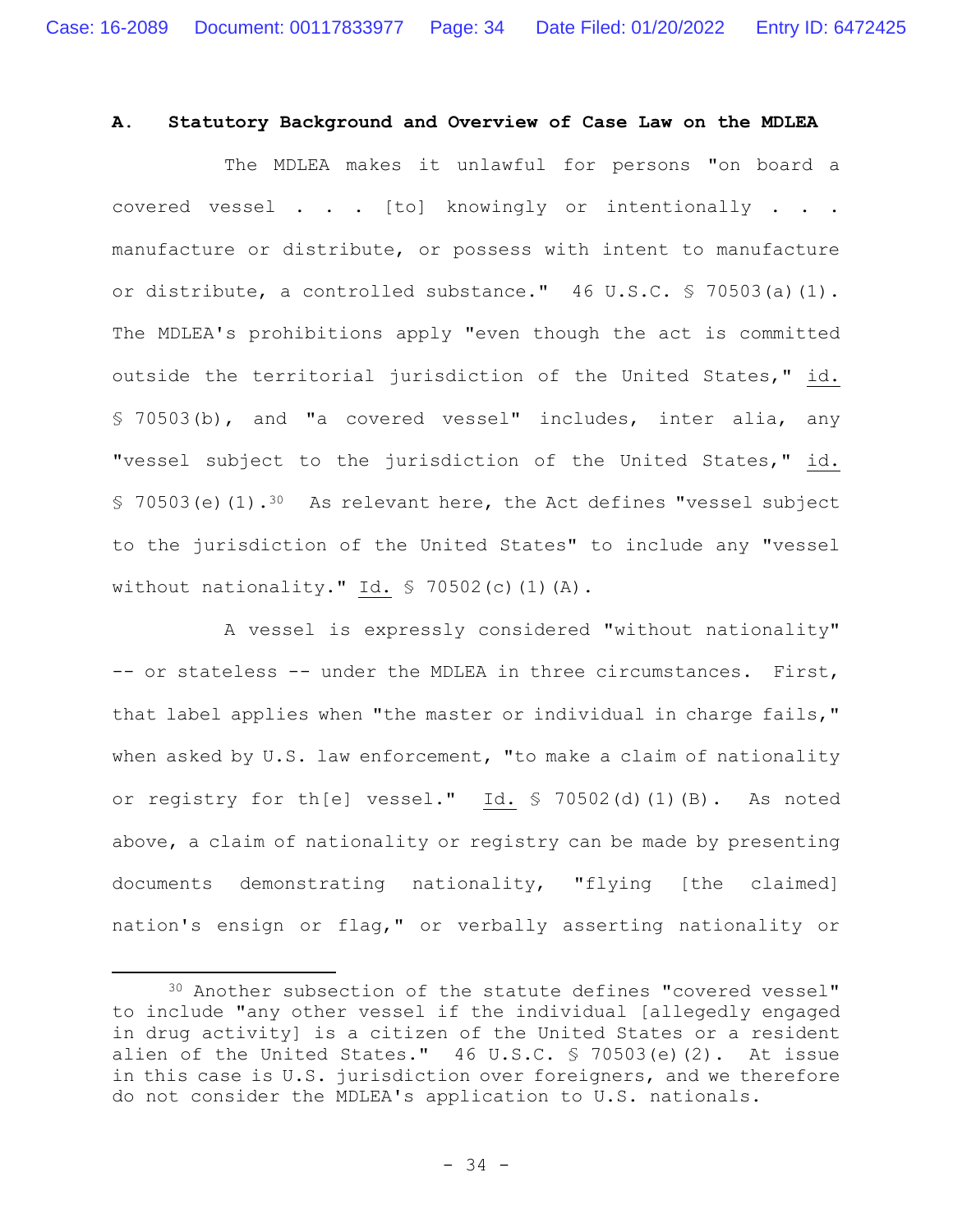### A. Statutory Background and Overview of Case Law on the MDLEA

The MDLEA makes it unlawful for persons "on board a covered vessel . . . [to] knowingly or intentionally . . . manufacture or distribute, or possess with intent to manufacture or distribute, a controlled substance." 46 U.S.C. § 70503(a)(1). The MDLEA's prohibitions apply "even though the act is committed outside the territorial jurisdiction of the United States," id. § 70503(b), and "a covered vessel" includes, inter alia, any "vessel subject to the jurisdiction of the United States," id. § 70503(e)(1).[30] As relevant here, the Act defines "vessel subject to the jurisdiction of the United States" to include any "vessel without nationality." Id. § 70502(c)(1)(A).

A vessel is expressly considered "without nationality" -- or stateless -- under the MDLEA in three circumstances. First, that label applies when "the master or individual in charge fails," when asked by U.S. law enforcement, "to make a claim of nationality or registry for th[e] vessel." Id. § 70502(d)(1)(B). As noted above, a claim of nationality or registry can be made by presenting documents demonstrating nationality, "flying [the claimed] nation's ensign or flag," or verbally asserting nationality or

---

[30] Another subsection of the statute defines "covered vessel" to include "any other vessel if the individual [allegedly engaged in drug activity] is a citizen of the United States or a resident alien of the United States." 46 U.S.C. § 70503(e)(2). At issue in this case is U.S. jurisdiction over foreigners, and we therefore do not consider the MDLEA's application to U.S. nationals.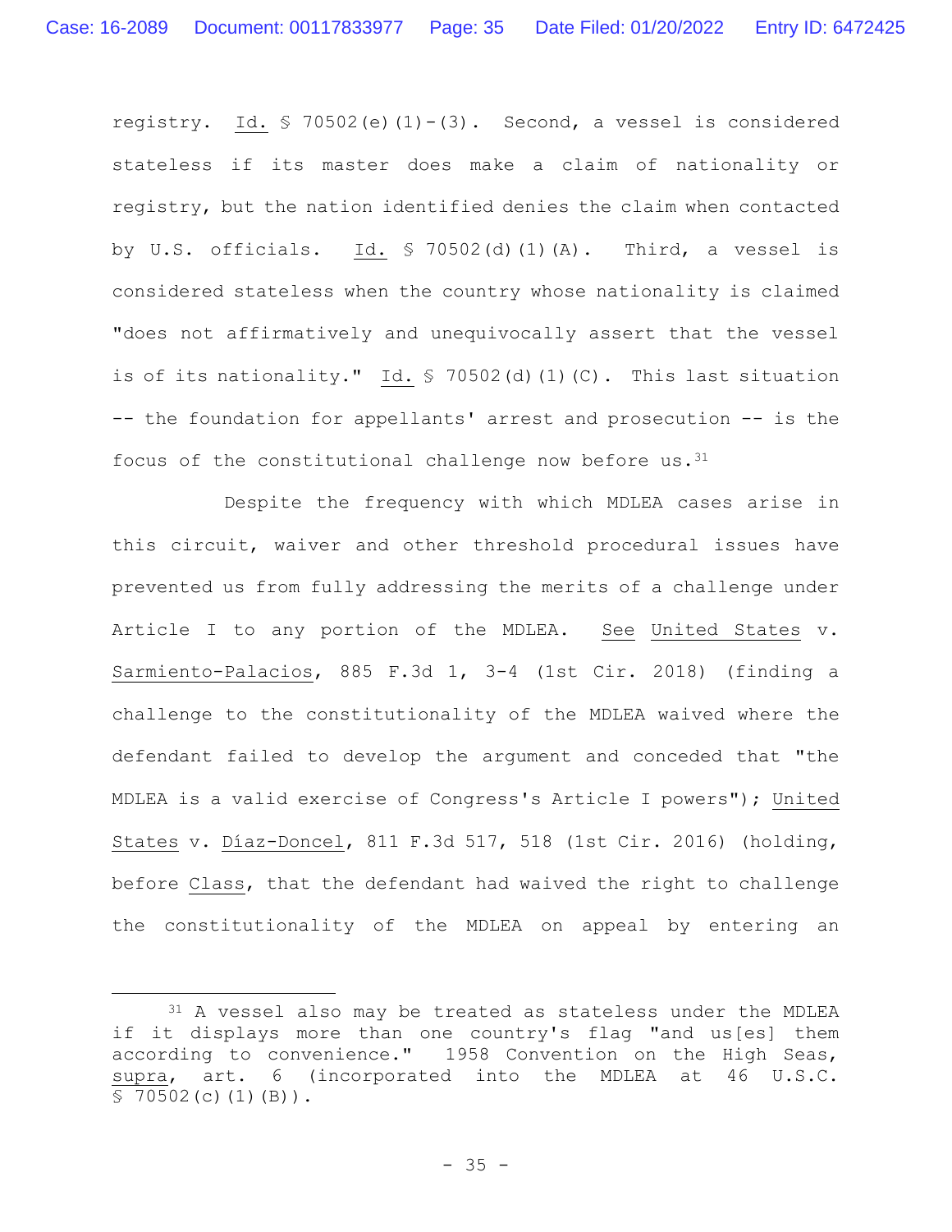registry. Id. § 70502(e)(1)-(3). Second, a vessel is considered stateless if its master does make a claim of nationality or registry, but the nation identified denies the claim when contacted by U.S. officials. Id. § 70502(d)(1)(A). Third, a vessel is considered stateless when the country whose nationality is claimed "does not affirmatively and unequivocally assert that the vessel is of its nationality." Id. § 70502(d)(1)(C). This last situation -- the foundation for appellants' arrest and prosecution -- is the focus of the constitutional challenge now before us.[31]

Despite the frequency with which MDLEA cases arise in this circuit, waiver and other threshold procedural issues have prevented us from fully addressing the merits of a challenge under Article I to any portion of the MDLEA. See United States v. Sarmiento-Palacios, 885 F.3d 1, 3-4 (1st Cir. 2018) (finding a challenge to the constitutionality of the MDLEA waived where the defendant failed to develop the argument and conceded that "the MDLEA is a valid exercise of Congress's Article I powers"); United States v. Díaz-Doncel, 811 F.3d 517, 518 (1st Cir. 2016) (holding, before Class, that the defendant had waived the right to challenge the constitutionality of the MDLEA on appeal by entering an

---

[31] A vessel also may be treated as stateless under the MDLEA if it displays more than one country's flag "and us[es] them according to convenience." 1958 Convention on the High Seas, supra, art. 6 (incorporated into the MDLEA at 46 U.S.C. § 70502(c)(1)(B)).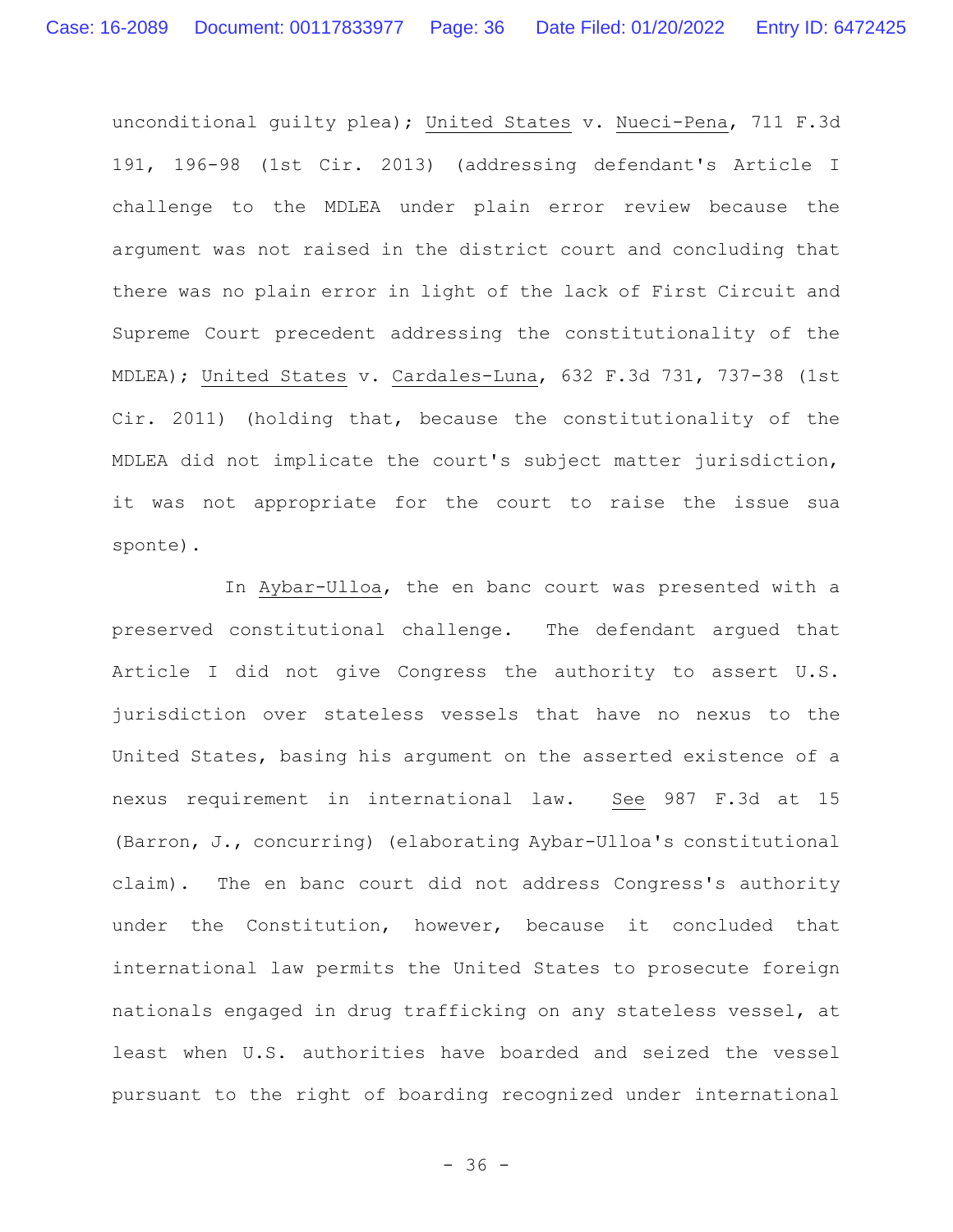unconditional guilty plea); United States v. Nueci-Pena, 711 F.3d 191, 196-98 (1st Cir. 2013) (addressing defendant's Article I challenge to the MDLEA under plain error review because the argument was not raised in the district court and concluding that there was no plain error in light of the lack of First Circuit and Supreme Court precedent addressing the constitutionality of the MDLEA); United States v. Cardales-Luna, 632 F.3d 731, 737-38 (1st Cir. 2011) (holding that, because the constitutionality of the MDLEA did not implicate the court's subject matter jurisdiction, it was not appropriate for the court to raise the issue sua sponte).

In Aybar-Ulloa, the en banc court was presented with a preserved constitutional challenge. The defendant argued that Article I did not give Congress the authority to assert U.S. jurisdiction over stateless vessels that have no nexus to the United States, basing his argument on the asserted existence of a nexus requirement in international law. See 987 F.3d at 15 (Barron, J., concurring) (elaborating Aybar-Ulloa's constitutional claim). The en banc court did not address Congress's authority under the Constitution, however, because it concluded that international law permits the United States to prosecute foreign nationals engaged in drug trafficking on any stateless vessel, at least when U.S. authorities have boarded and seized the vessel pursuant to the right of boarding recognized under international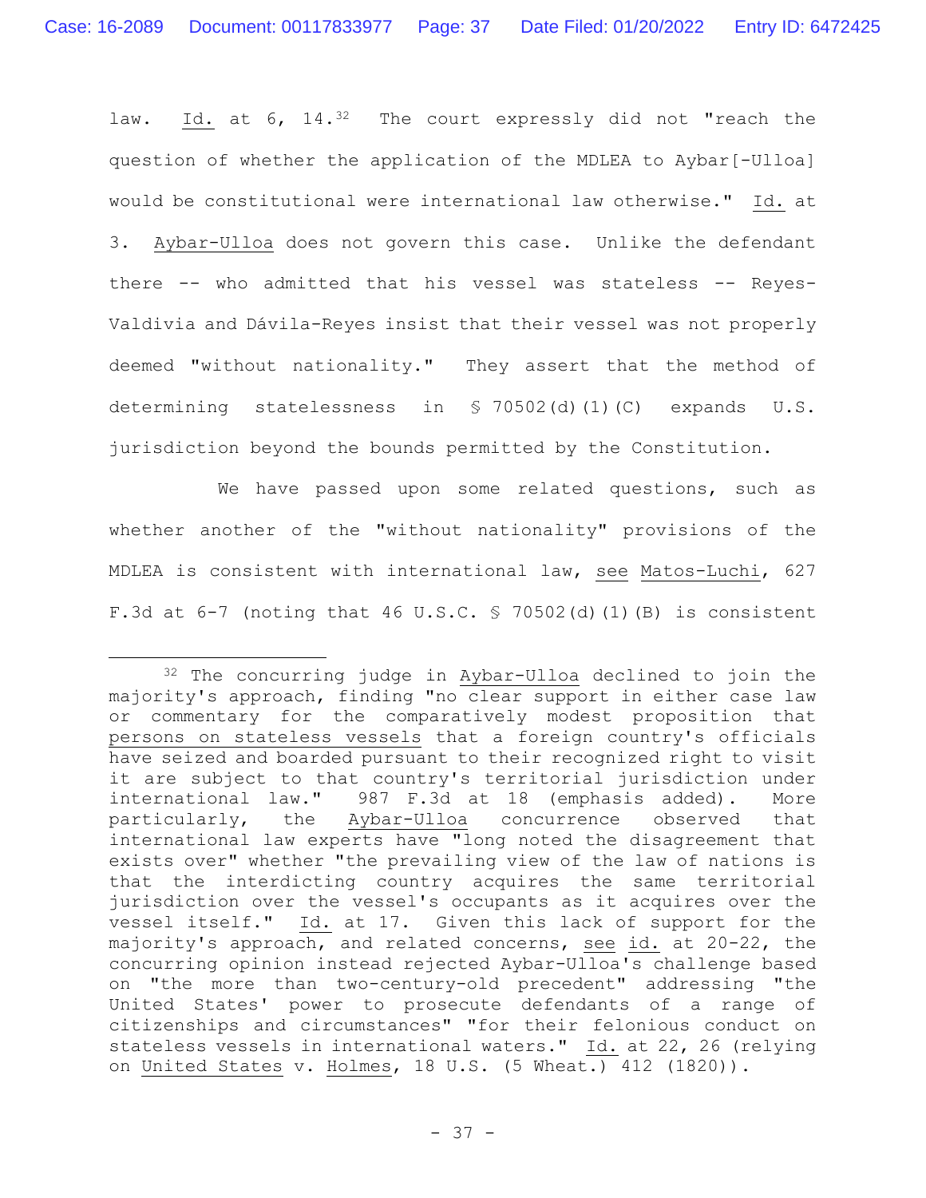law. Id. at 6, 14.[32] The court expressly did not "reach the question of whether the application of the MDLEA to Aybar[-Ulloa] would be constitutional were international law otherwise." Id. at 3. Aybar-Ulloa does not govern this case. Unlike the defendant there -- who admitted that his vessel was stateless -- Reyes-Valdivia and Dávila-Reyes insist that their vessel was not properly deemed "without nationality." They assert that the method of determining statelessness in § 70502(d)(1)(C) expands U.S. jurisdiction beyond the bounds permitted by the Constitution.

We have passed upon some related questions, such as whether another of the "without nationality" provisions of the MDLEA is consistent with international law, see Matos-Luchi, 627 F.3d at 6-7 (noting that 46 U.S.C. § 70502(d)(1)(B) is consistent

---

[32] The concurring judge in Aybar-Ulloa declined to join the majority's approach, finding "no clear support in either case law or commentary for the comparatively modest proposition that persons on stateless vessels that a foreign country's officials have seized and boarded pursuant to their recognized right to visit it are subject to that country's territorial jurisdiction under international law." 987 F.3d at 18 (emphasis added). More particularly, the Aybar-Ulloa concurrence observed that international law experts have "long noted the disagreement that exists over" whether "the prevailing view of the law of nations is that the interdicting country acquires the same territorial jurisdiction over the vessel's occupants as it acquires over the vessel itself." Id. at 17. Given this lack of support for the majority's approach, and related concerns, see id. at 20-22, the concurring opinion instead rejected Aybar-Ulloa's challenge based on "the more than two-century-old precedent" addressing "the United States' power to prosecute defendants of a range of citizenships and circumstances" "for their felonious conduct on stateless vessels in international waters." Id. at 22, 26 (relying on United States v. Holmes, 18 U.S. (5 Wheat.) 412 (1820)).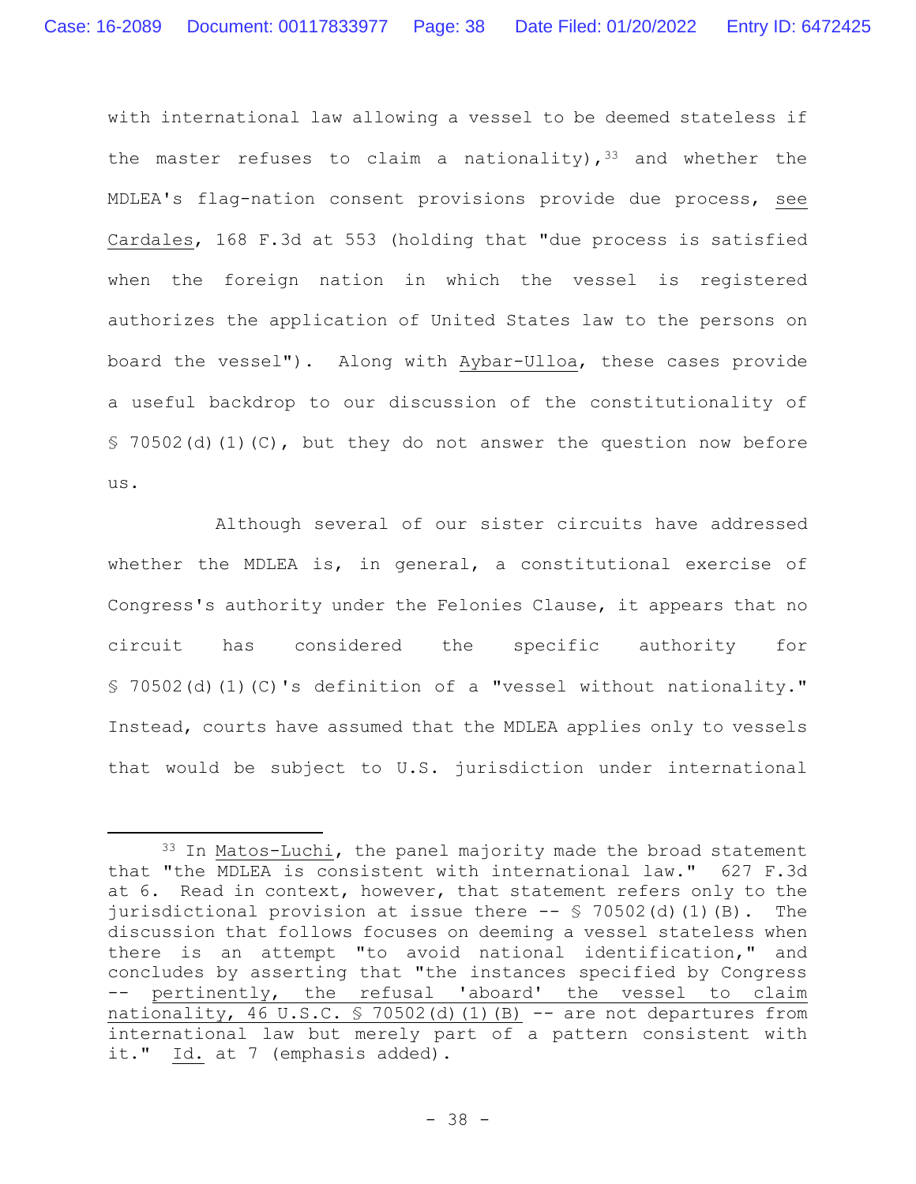with international law allowing a vessel to be deemed stateless if the master refuses to claim a nationality),[33] and whether the MDLEA's flag-nation consent provisions provide due process, see Cardales, 168 F.3d at 553 (holding that "due process is satisfied when the foreign nation in which the vessel is registered authorizes the application of United States law to the persons on board the vessel"). Along with Aybar-Ulloa, these cases provide a useful backdrop to our discussion of the constitutionality of § 70502(d)(1)(C), but they do not answer the question now before us.

Although several of our sister circuits have addressed whether the MDLEA is, in general, a constitutional exercise of Congress's authority under the Felonies Clause, it appears that no circuit has considered the specific authority for § 70502(d)(1)(C)'s definition of a "vessel without nationality." Instead, courts have assumed that the MDLEA applies only to vessels that would be subject to U.S. jurisdiction under international

---

[33] In Matos-Luchi, the panel majority made the broad statement that "the MDLEA is consistent with international law." 627 F.3d at 6. Read in context, however, that statement refers only to the jurisdictional provision at issue there -- § 70502(d)(1)(B). The discussion that follows focuses on deeming a vessel stateless when there is an attempt "to avoid national identification," and concludes by asserting that "the instances specified by Congress -- pertinently, the refusal 'aboard' the vessel to claim nationality, 46 U.S.C. § 70502(d)(1)(B) -- are not departures from international law but merely part of a pattern consistent with it." Id. at 7 (emphasis added).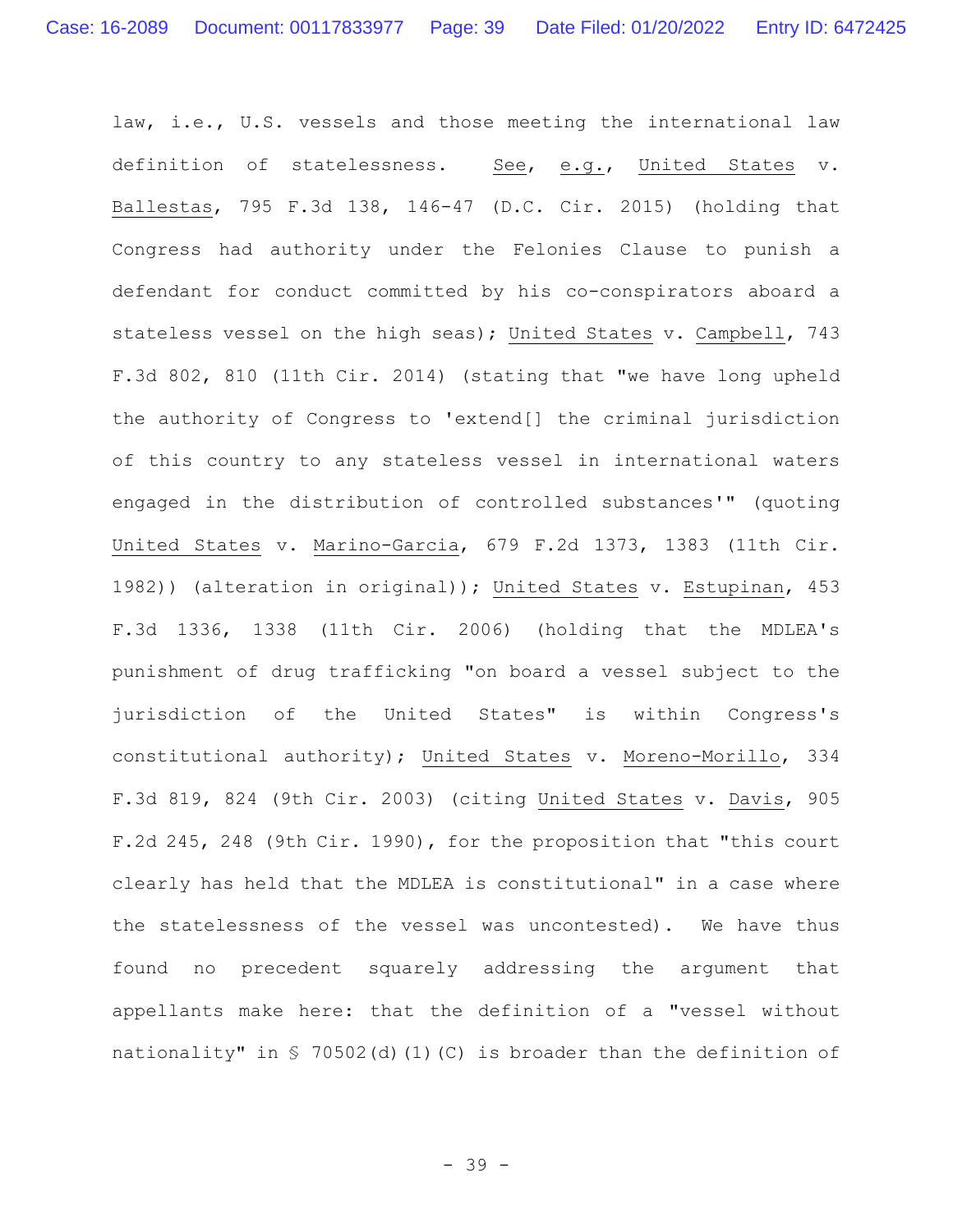law, i.e., U.S. vessels and those meeting the international law definition of statelessness. See, e.g., United States v. Ballestas, 795 F.3d 138, 146-47 (D.C. Cir. 2015) (holding that Congress had authority under the Felonies Clause to punish a defendant for conduct committed by his co-conspirators aboard a stateless vessel on the high seas); United States v. Campbell, 743 F.3d 802, 810 (11th Cir. 2014) (stating that "we have long upheld the authority of Congress to 'extend[] the criminal jurisdiction of this country to any stateless vessel in international waters engaged in the distribution of controlled substances'" (quoting United States v. Marino-Garcia, 679 F.2d 1373, 1383 (11th Cir. 1982)) (alteration in original)); United States v. Estupinan, 453 F.3d 1336, 1338 (11th Cir. 2006) (holding that the MDLEA's punishment of drug trafficking "on board a vessel subject to the jurisdiction of the United States" is within Congress's constitutional authority); United States v. Moreno-Morillo, 334 F.3d 819, 824 (9th Cir. 2003) (citing United States v. Davis, 905 F.2d 245, 248 (9th Cir. 1990), for the proposition that "this court clearly has held that the MDLEA is constitutional" in a case where the statelessness of the vessel was uncontested). We have thus found no precedent squarely addressing the argument that appellants make here: that the definition of a "vessel without nationality" in § 70502(d)(1)(C) is broader than the definition of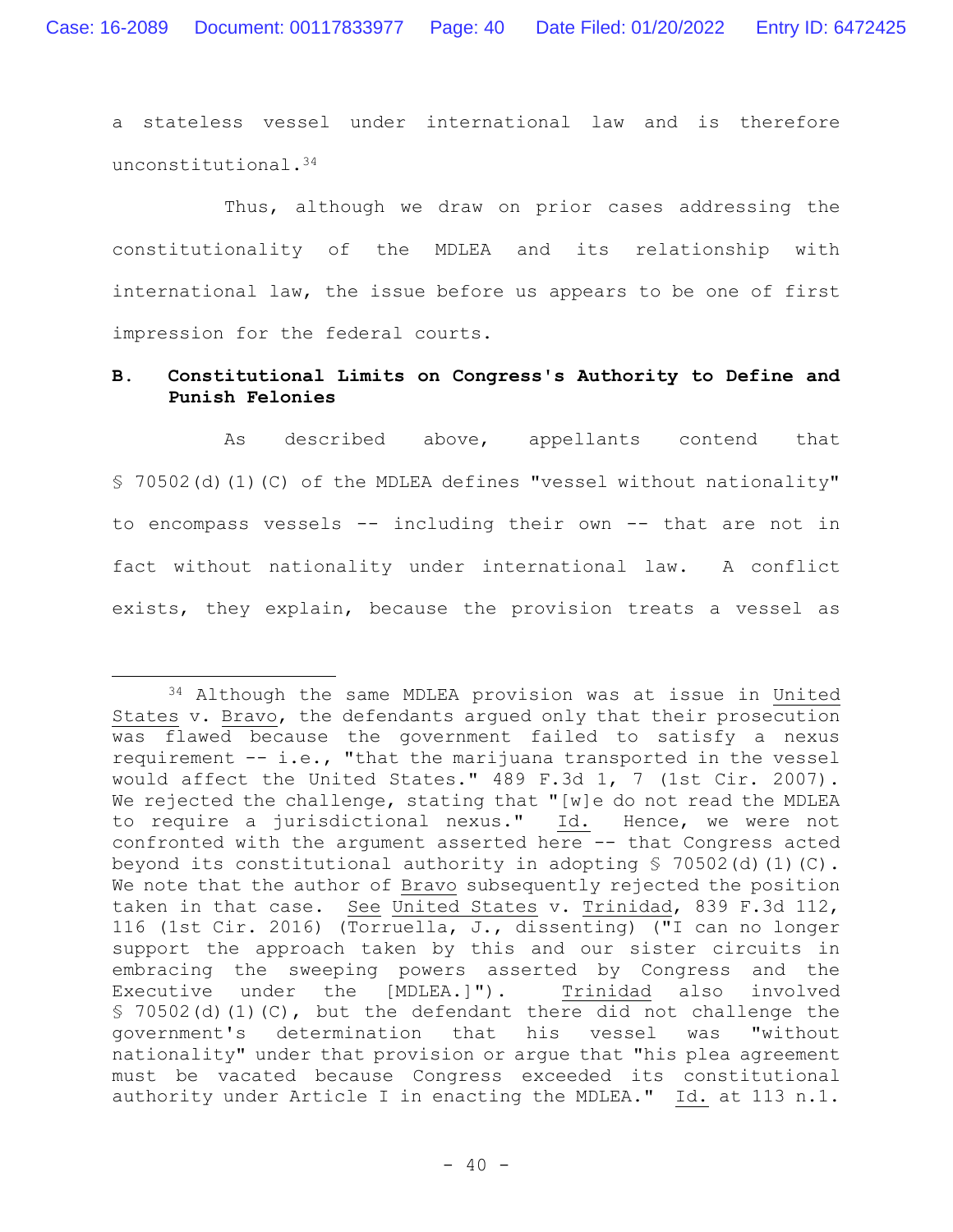a stateless vessel under international law and is therefore unconstitutional.[34]

Thus, although we draw on prior cases addressing the constitutionality of the MDLEA and its relationship with international law, the issue before us appears to be one of first impression for the federal courts.

**B. Constitutional Limits on Congress's Authority to Define and Punish Felonies**

As described above, appellants contend that § 70502(d)(1)(C) of the MDLEA defines "vessel without nationality" to encompass vessels -- including their own -- that are not in fact without nationality under international law. A conflict exists, they explain, because the provision treats a vessel as

---

[34] Although the same MDLEA provision was at issue in United States v. Bravo, the defendants argued only that their prosecution was flawed because the government failed to satisfy a nexus requirement -- i.e., "that the marijuana transported in the vessel would affect the United States." 489 F.3d 1, 7 (1st Cir. 2007). We rejected the challenge, stating that "[w]e do not read the MDLEA to require a jurisdictional nexus." Id. Hence, we were not confronted with the argument asserted here -- that Congress acted beyond its constitutional authority in adopting § 70502(d)(1)(C). We note that the author of Bravo subsequently rejected the position taken in that case. See United States v. Trinidad, 839 F.3d 112, 116 (1st Cir. 2016) (Torruella, J., dissenting) ("I can no longer support the approach taken by this and our sister circuits in embracing the sweeping powers asserted by Congress and the Executive under the [MDLEA.]"). Trinidad also involved § 70502(d)(1)(C), but the defendant there did not challenge the government's determination that his vessel was "without nationality" under that provision or argue that "his plea agreement must be vacated because Congress exceeded its constitutional authority under Article I in enacting the MDLEA." Id. at 113 n.1.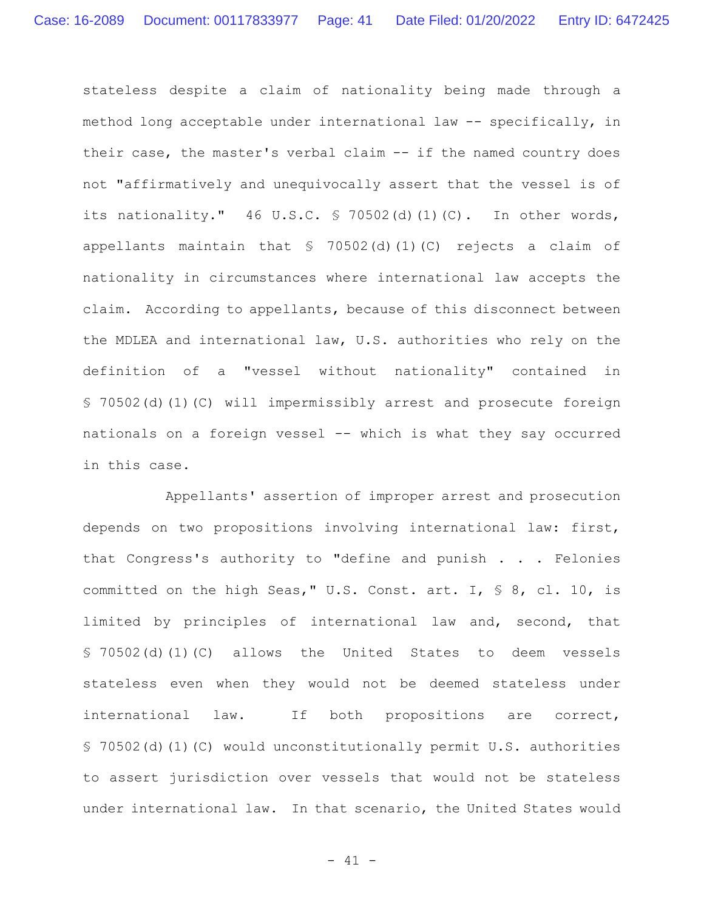stateless despite a claim of nationality being made through a method long acceptable under international law -- specifically, in their case, the master's verbal claim -- if the named country does not "affirmatively and unequivocally assert that the vessel is of its nationality." 46 U.S.C. § 70502(d)(1)(C). In other words, appellants maintain that § 70502(d)(1)(C) rejects a claim of nationality in circumstances where international law accepts the claim. According to appellants, because of this disconnect between the MDLEA and international law, U.S. authorities who rely on the definition of a "vessel without nationality" contained in § 70502(d)(1)(C) will impermissibly arrest and prosecute foreign nationals on a foreign vessel -- which is what they say occurred in this case.

Appellants' assertion of improper arrest and prosecution depends on two propositions involving international law: first, that Congress's authority to "define and punish . . . Felonies committed on the high Seas," U.S. Const. art. I, § 8, cl. 10, is limited by principles of international law and, second, that § 70502(d)(1)(C) allows the United States to deem vessels stateless even when they would not be deemed stateless under international law. If both propositions are correct, § 70502(d)(1)(C) would unconstitutionally permit U.S. authorities to assert jurisdiction over vessels that would not be stateless under international law. In that scenario, the United States would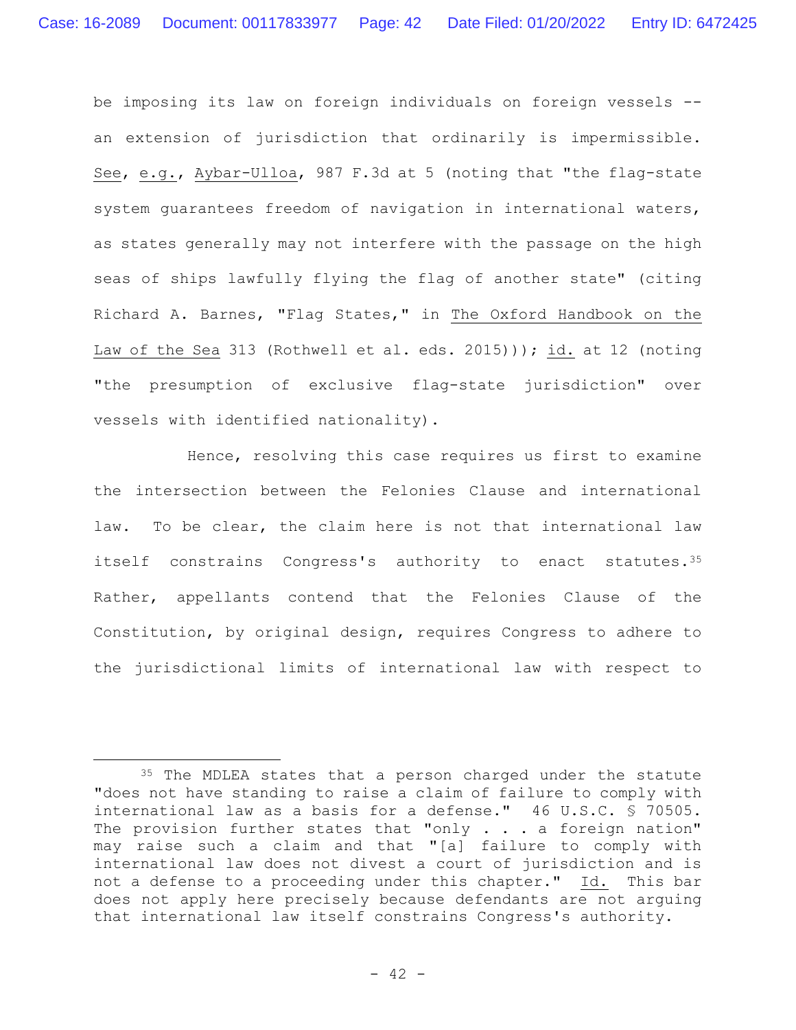be imposing its law on foreign individuals on foreign vessels -- an extension of jurisdiction that ordinarily is impermissible. See, e.g., Aybar-Ulloa, 987 F.3d at 5 (noting that "the flag-state system guarantees freedom of navigation in international waters, as states generally may not interfere with the passage on the high seas of ships lawfully flying the flag of another state" (citing Richard A. Barnes, "Flag States," in The Oxford Handbook on the Law of the Sea 313 (Rothwell et al. eds. 2015))); id. at 12 (noting "the presumption of exclusive flag-state jurisdiction" over vessels with identified nationality).

Hence, resolving this case requires us first to examine the intersection between the Felonies Clause and international law. To be clear, the claim here is not that international law itself constrains Congress's authority to enact statutes.[35] Rather, appellants contend that the Felonies Clause of the Constitution, by original design, requires Congress to adhere to the jurisdictional limits of international law with respect to

---

[35] The MDLEA states that a person charged under the statute "does not have standing to raise a claim of failure to comply with international law as a basis for a defense." 46 U.S.C. § 70505. The provision further states that "only . . . a foreign nation" may raise such a claim and that "[a] failure to comply with international law does not divest a court of jurisdiction and is not a defense to a proceeding under this chapter." Id. This bar does not apply here precisely because defendants are not arguing that international law itself constrains Congress's authority.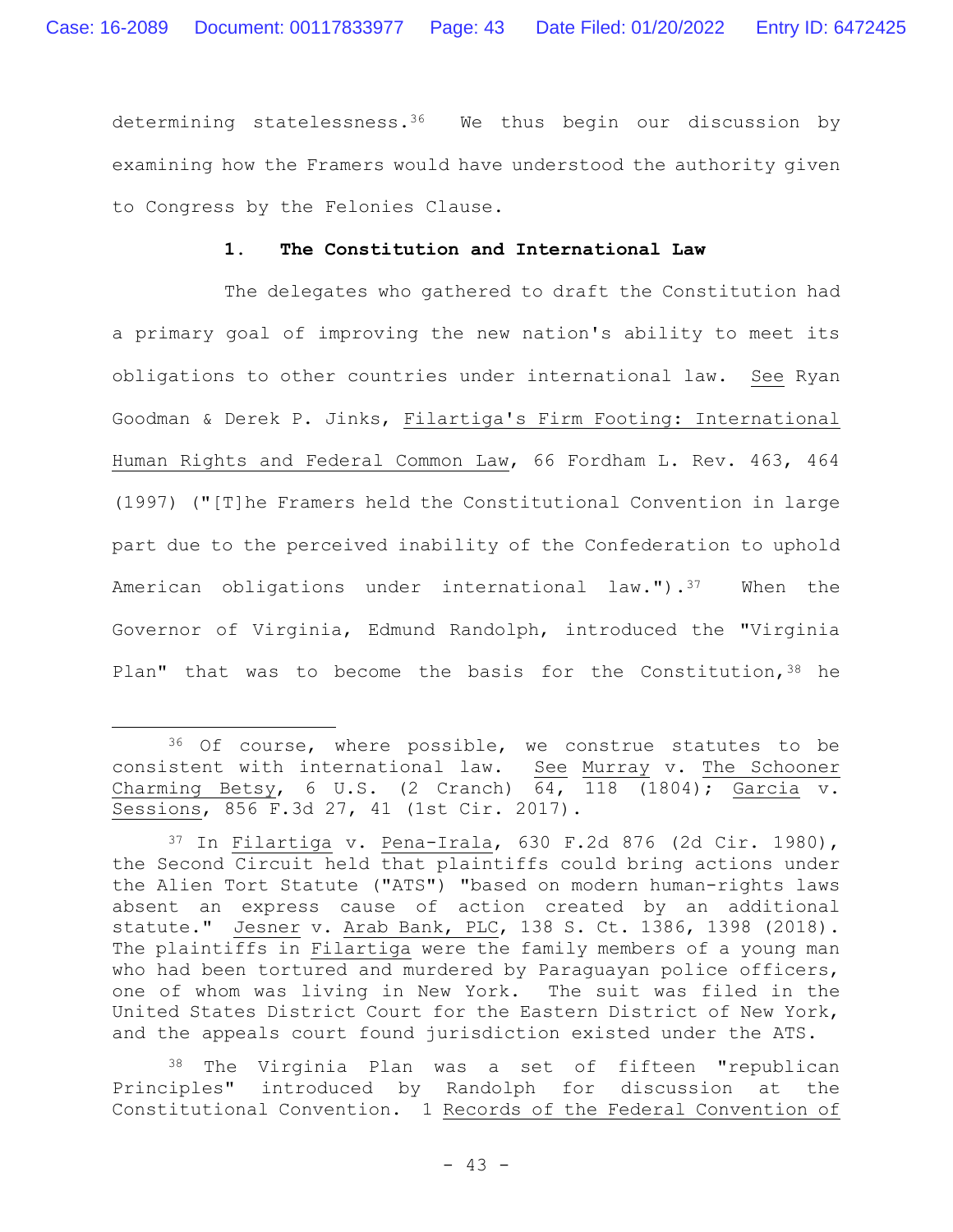determining statelessness.[36] We thus begin our discussion by examining how the Framers would have understood the authority given to Congress by the Felonies Clause.

### 1. The Constitution and International Law

The delegates who gathered to draft the Constitution had a primary goal of improving the new nation's ability to meet its obligations to other countries under international law. See Ryan Goodman & Derek P. Jinks, Filartiga's Firm Footing: International Human Rights and Federal Common Law, 66 Fordham L. Rev. 463, 464 (1997) ("[T]he Framers held the Constitutional Convention in large part due to the perceived inability of the Confederation to uphold American obligations under international law.").[37] When the Governor of Virginia, Edmund Randolph, introduced the "Virginia Plan" that was to become the basis for the Constitution,[38] he

---

[36] Of course, where possible, we construe statutes to be consistent with international law. See Murray v. The Schooner Charming Betsy, 6 U.S. (2 Cranch) 64, 118 (1804); Garcia v. Sessions, 856 F.3d 27, 41 (1st Cir. 2017).

[37] In Filartiga v. Pena-Irala, 630 F.2d 876 (2d Cir. 1980), the Second Circuit held that plaintiffs could bring actions under the Alien Tort Statute ("ATS") "based on modern human-rights laws absent an express cause of action created by an additional statute." Jesner v. Arab Bank, PLC, 138 S. Ct. 1386, 1398 (2018). The plaintiffs in Filartiga were the family members of a young man who had been tortured and murdered by Paraguayan police officers, one of whom was living in New York. The suit was filed in the United States District Court for the Eastern District of New York, and the appeals court found jurisdiction existed under the ATS.

[38] The Virginia Plan was a set of fifteen "republican Principles" introduced by Randolph for discussion at the Constitutional Convention. 1 Records of the Federal Convention of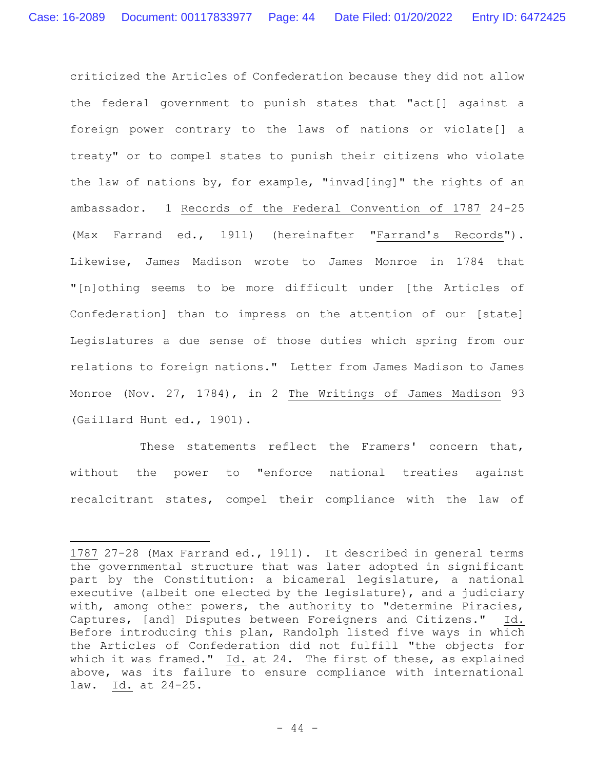criticized the Articles of Confederation because they did not allow the federal government to punish states that "act[] against a foreign power contrary to the laws of nations or violate[] a treaty" or to compel states to punish their citizens who violate the law of nations by, for example, "invad[ing]" the rights of an ambassador. 1 Records of the Federal Convention of 1787 24-25 (Max Farrand ed., 1911) (hereinafter "Farrand's Records"). Likewise, James Madison wrote to James Monroe in 1784 that "[n]othing seems to be more difficult under [the Articles of Confederation] than to impress on the attention of our [state] Legislatures a due sense of those duties which spring from our relations to foreign nations." Letter from James Madison to James Monroe (Nov. 27, 1784), in 2 The Writings of James Madison 93 (Gaillard Hunt ed., 1901).

These statements reflect the Framers' concern that, without the power to "enforce national treaties against recalcitrant states, compel their compliance with the law of

---

1787 27-28 (Max Farrand ed., 1911). It described in general terms the governmental structure that was later adopted in significant part by the Constitution: a bicameral legislature, a national executive (albeit one elected by the legislature), and a judiciary with, among other powers, the authority to "determine Piracies, Captures, [and] Disputes between Foreigners and Citizens." Id. Before introducing this plan, Randolph listed five ways in which the Articles of Confederation did not fulfill "the objects for which it was framed." Id. at 24. The first of these, as explained above, was its failure to ensure compliance with international law. Id. at 24-25.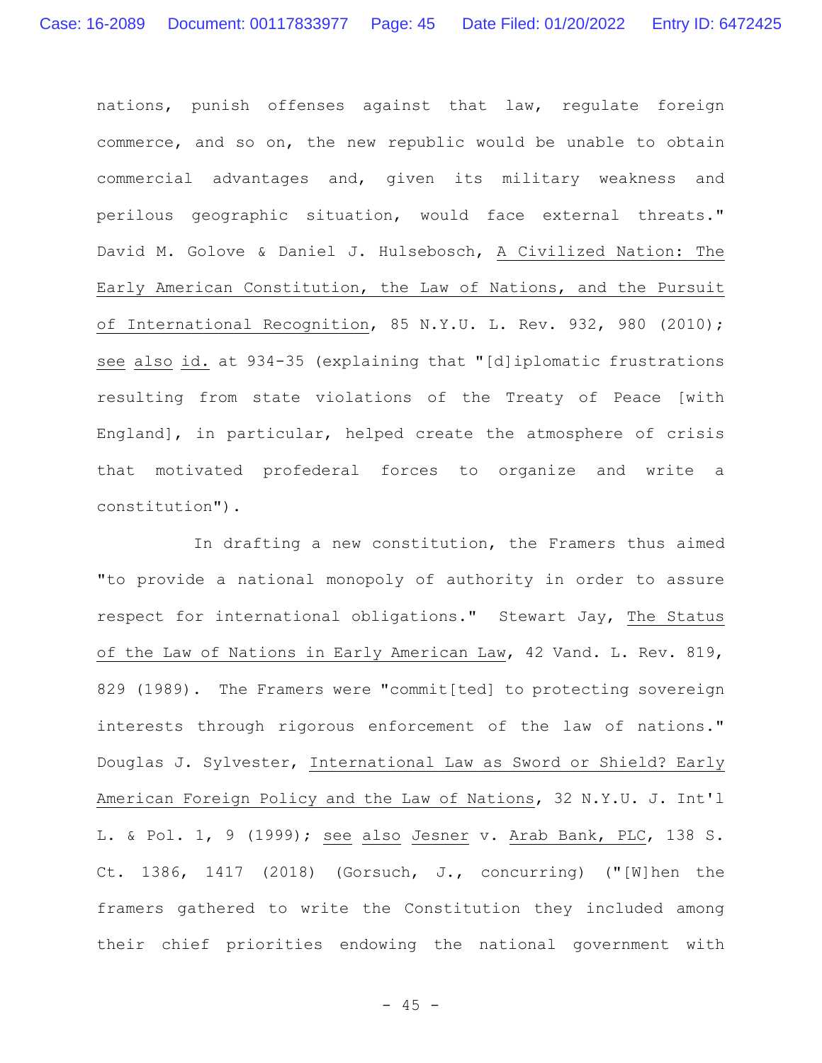nations, punish offenses against that law, regulate foreign commerce, and so on, the new republic would be unable to obtain commercial advantages and, given its military weakness and perilous geographic situation, would face external threats." David M. Golove & Daniel J. Hulsebosch, A Civilized Nation: The Early American Constitution, the Law of Nations, and the Pursuit of International Recognition, 85 N.Y.U. L. Rev. 932, 980 (2010); see also id. at 934-35 (explaining that "[d]iplomatic frustrations resulting from state violations of the Treaty of Peace [with England], in particular, helped create the atmosphere of crisis that motivated profederal forces to organize and write a constitution").

In drafting a new constitution, the Framers thus aimed "to provide a national monopoly of authority in order to assure respect for international obligations." Stewart Jay, The Status of the Law of Nations in Early American Law, 42 Vand. L. Rev. 819, 829 (1989). The Framers were "commit[ted] to protecting sovereign interests through rigorous enforcement of the law of nations." Douglas J. Sylvester, International Law as Sword or Shield? Early American Foreign Policy and the Law of Nations, 32 N.Y.U. J. Int'l L. & Pol. 1, 9 (1999); see also Jesner v. Arab Bank, PLC, 138 S. Ct. 1386, 1417 (2018) (Gorsuch, J., concurring) ("[W]hen the framers gathered to write the Constitution they included among their chief priorities endowing the national government with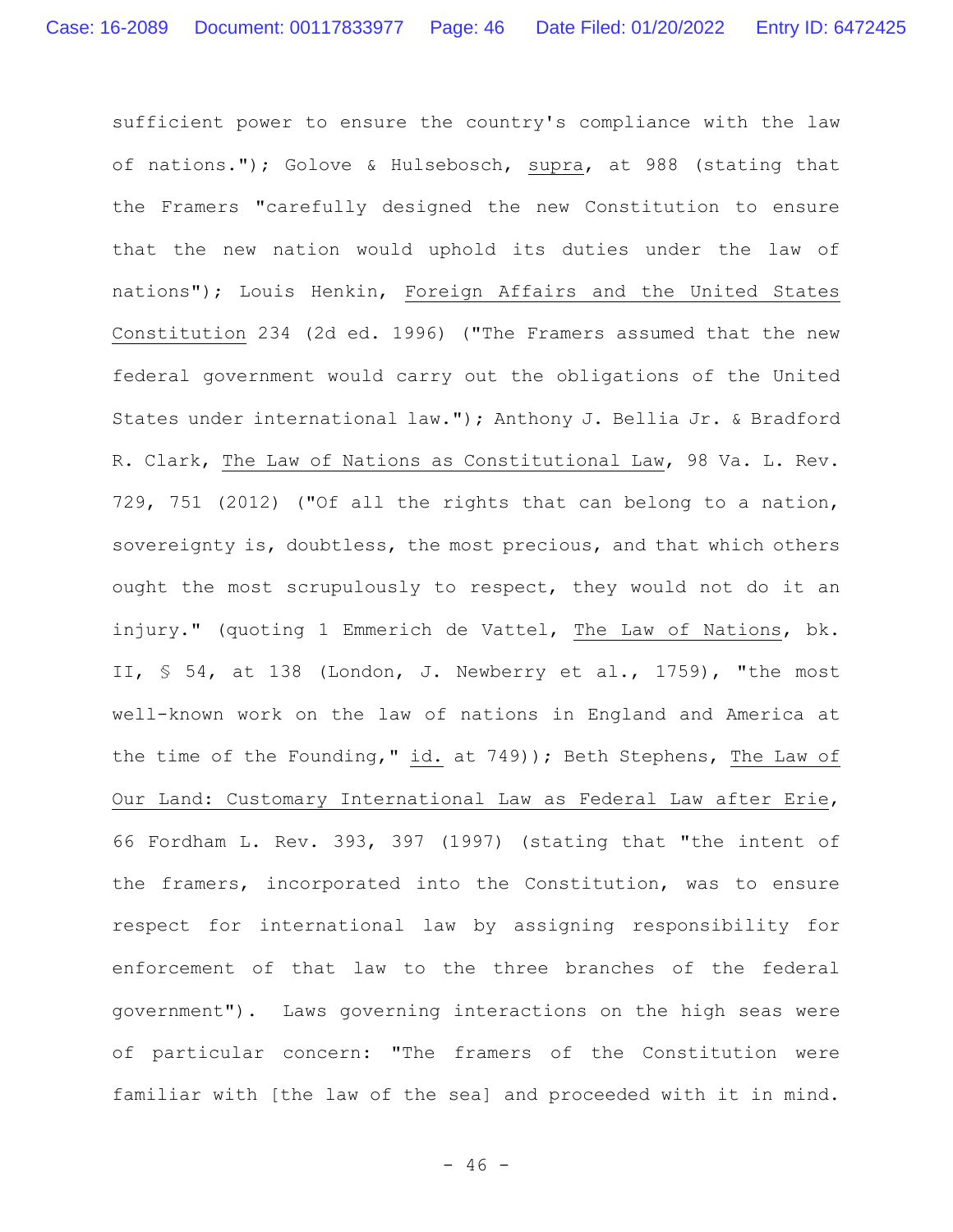sufficient power to ensure the country's compliance with the law of nations."); Golove & Hulsebosch, _supra_, at 988 (stating that the Framers "carefully designed the new Constitution to ensure that the new nation would uphold its duties under the law of nations"); Louis Henkin, _Foreign Affairs and the United States Constitution_ 234 (2d ed. 1996) ("The Framers assumed that the new federal government would carry out the obligations of the United States under international law."); Anthony J. Bellia Jr. & Bradford R. Clark, _The Law of Nations as Constitutional Law_, 98 Va. L. Rev. 729, 751 (2012) ("Of all the rights that can belong to a nation, sovereignty is, doubtless, the most precious, and that which others ought the most scrupulously to respect, they would not do it an injury." (quoting 1 Emmerich de Vattel, _The Law of Nations_, bk. II, § 54, at 138 (London, J. Newberry et al., 1759), "the most well-known work on the law of nations in England and America at the time of the Founding," _id._ at 749)); Beth Stephens, _The Law of Our Land: Customary International Law as Federal Law after Erie_, 66 Fordham L. Rev. 393, 397 (1997) (stating that "the intent of the framers, incorporated into the Constitution, was to ensure respect for international law by assigning responsibility for enforcement of that law to the three branches of the federal government"). Laws governing interactions on the high seas were of particular concern: "The framers of the Constitution were familiar with [the law of the sea] and proceeded with it in mind.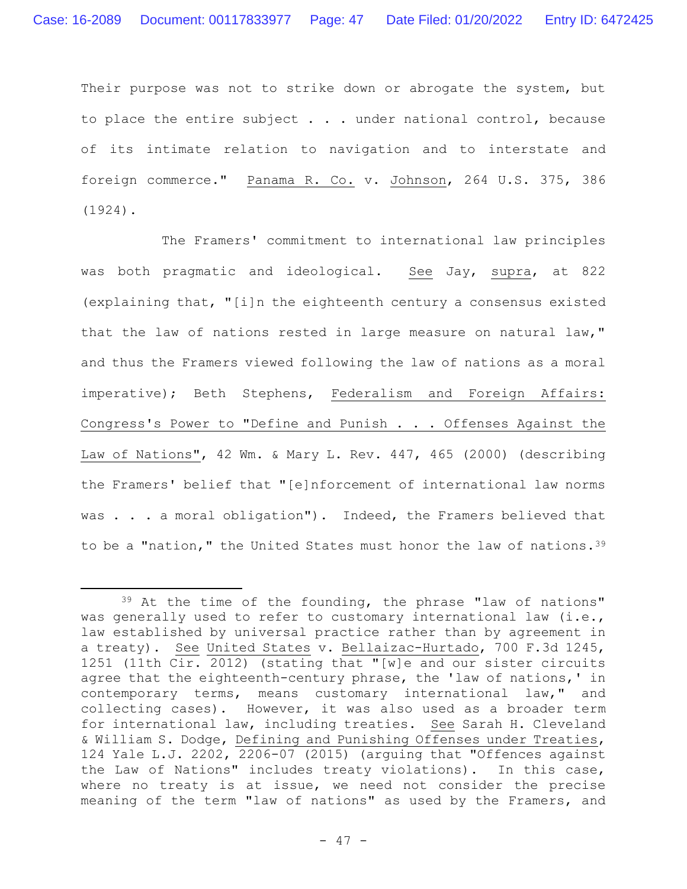Their purpose was not to strike down or abrogate the system, but to place the entire subject . . . under national control, because of its intimate relation to navigation and to interstate and foreign commerce." Panama R. Co. v. Johnson, 264 U.S. 375, 386 (1924).

The Framers' commitment to international law principles was both pragmatic and ideological. See Jay, supra, at 822 (explaining that, "[i]n the eighteenth century a consensus existed that the law of nations rested in large measure on natural law," and thus the Framers viewed following the law of nations as a moral imperative); Beth Stephens, Federalism and Foreign Affairs: Congress's Power to "Define and Punish . . . Offenses Against the Law of Nations", 42 Wm. & Mary L. Rev. 447, 465 (2000) (describing the Framers' belief that "[e]nforcement of international law norms was . . . a moral obligation"). Indeed, the Framers believed that to be a "nation," the United States must honor the law of nations.[39]

---

[39] At the time of the founding, the phrase "law of nations" was generally used to refer to customary international law (i.e., law established by universal practice rather than by agreement in a treaty). See United States v. Bellaizac-Hurtado, 700 F.3d 1245, 1251 (11th Cir. 2012) (stating that "[w]e and our sister circuits agree that the eighteenth-century phrase, the 'law of nations,' in contemporary terms, means customary international law," and collecting cases). However, it was also used as a broader term for international law, including treaties. See Sarah H. Cleveland & William S. Dodge, Defining and Punishing Offenses under Treaties, 124 Yale L.J. 2202, 2206-07 (2015) (arguing that "Offences against the Law of Nations" includes treaty violations). In this case, where no treaty is at issue, we need not consider the precise meaning of the term "law of nations" as used by the Framers, and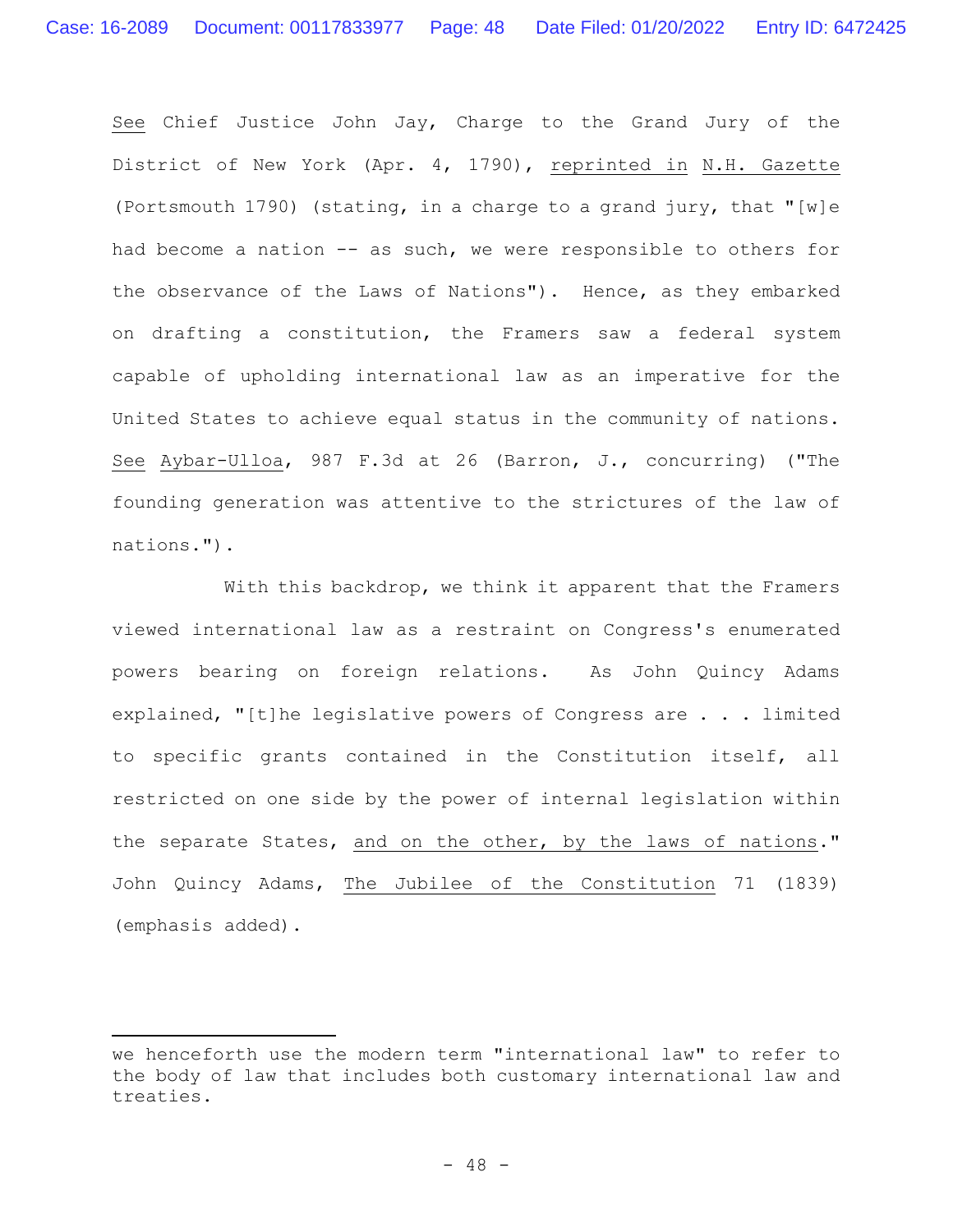*See* Chief Justice John Jay, Charge to the Grand Jury of the District of New York (Apr. 4, 1790), *reprinted in* *N.H. Gazette* (Portsmouth 1790) (stating, in a charge to a grand jury, that "[w]e had become a nation -- as such, we were responsible to others for the observance of the Laws of Nations"). Hence, as they embarked on drafting a constitution, the Framers saw a federal system capable of upholding international law as an imperative for the United States to achieve equal status in the community of nations. *See* *Aybar-Ulloa*, 987 F.3d at 26 (Barron, J., concurring) ("The founding generation was attentive to the strictures of the law of nations.").

With this backdrop, we think it apparent that the Framers viewed international law as a restraint on Congress's enumerated powers bearing on foreign relations. As John Quincy Adams explained, "[t]he legislative powers of Congress are . . . limited to specific grants contained in the Constitution itself, all restricted on one side by the power of internal legislation within the separate States, *and on the other, by the laws of nations*." John Quincy Adams, *The Jubilee of the Constitution* 71 (1839) (emphasis added).

---

we henceforth use the modern term "international law" to refer to the body of law that includes both customary international law and treaties.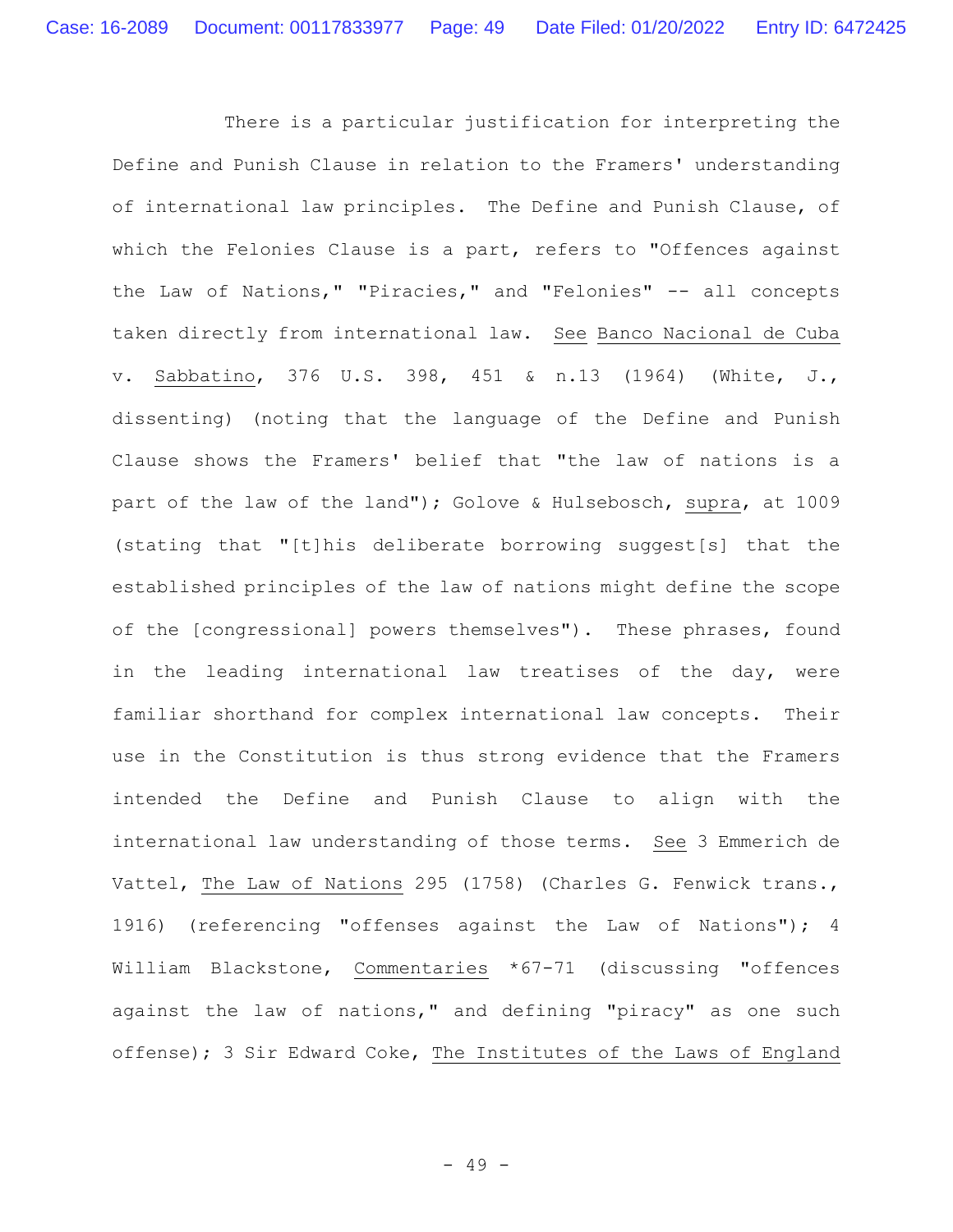There is a particular justification for interpreting the Define and Punish Clause in relation to the Framers' understanding of international law principles. The Define and Punish Clause, of which the Felonies Clause is a part, refers to "Offences against the Law of Nations," "Piracies," and "Felonies" -- all concepts taken directly from international law. _See_ _Banco Nacional de Cuba_ v. _Sabbatino_, 376 U.S. 398, 451 & n.13 (1964) (White, J., dissenting) (noting that the language of the Define and Punish Clause shows the Framers' belief that "the law of nations is a part of the law of the land"); Golove & Hulsebosch, _supra_, at 1009 (stating that "[t]his deliberate borrowing suggest[s] that the established principles of the law of nations might define the scope of the [congressional] powers themselves"). These phrases, found in the leading international law treatises of the day, were familiar shorthand for complex international law concepts. Their use in the Constitution is thus strong evidence that the Framers intended the Define and Punish Clause to align with the international law understanding of those terms. _See_ 3 Emmerich de Vattel, _The Law of Nations_ 295 (1758) (Charles G. Fenwick trans., 1916) (referencing "offenses against the Law of Nations"); 4 William Blackstone, _Commentaries_ *67-71 (discussing "offences against the law of nations," and defining "piracy" as one such offense); 3 Sir Edward Coke, _The Institutes of the Laws of England_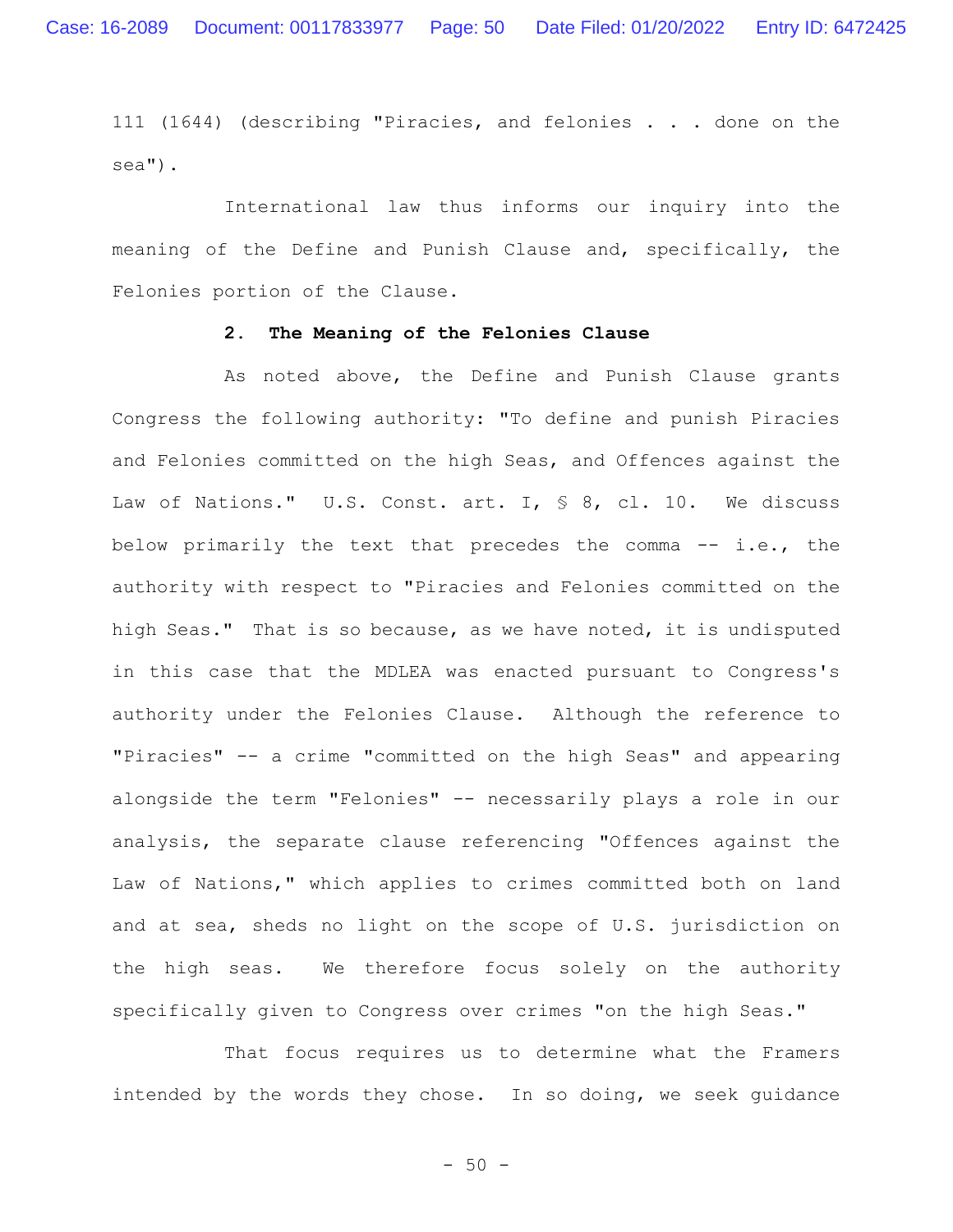111 (1644) (describing "Piracies, and felonies . . . done on the sea").

International law thus informs our inquiry into the meaning of the Define and Punish Clause and, specifically, the Felonies portion of the Clause.

**2. The Meaning of the Felonies Clause**

As noted above, the Define and Punish Clause grants Congress the following authority: "To define and punish Piracies and Felonies committed on the high Seas, and Offences against the Law of Nations." U.S. Const. art. I, § 8, cl. 10. We discuss below primarily the text that precedes the comma -- i.e., the authority with respect to "Piracies and Felonies committed on the high Seas." That is so because, as we have noted, it is undisputed in this case that the MDLEA was enacted pursuant to Congress's authority under the Felonies Clause. Although the reference to "Piracies" -- a crime "committed on the high Seas" and appearing alongside the term "Felonies" -- necessarily plays a role in our analysis, the separate clause referencing "Offences against the Law of Nations," which applies to crimes committed both on land and at sea, sheds no light on the scope of U.S. jurisdiction on the high seas. We therefore focus solely on the authority specifically given to Congress over crimes "on the high Seas."

That focus requires us to determine what the Framers intended by the words they chose. In so doing, we seek guidance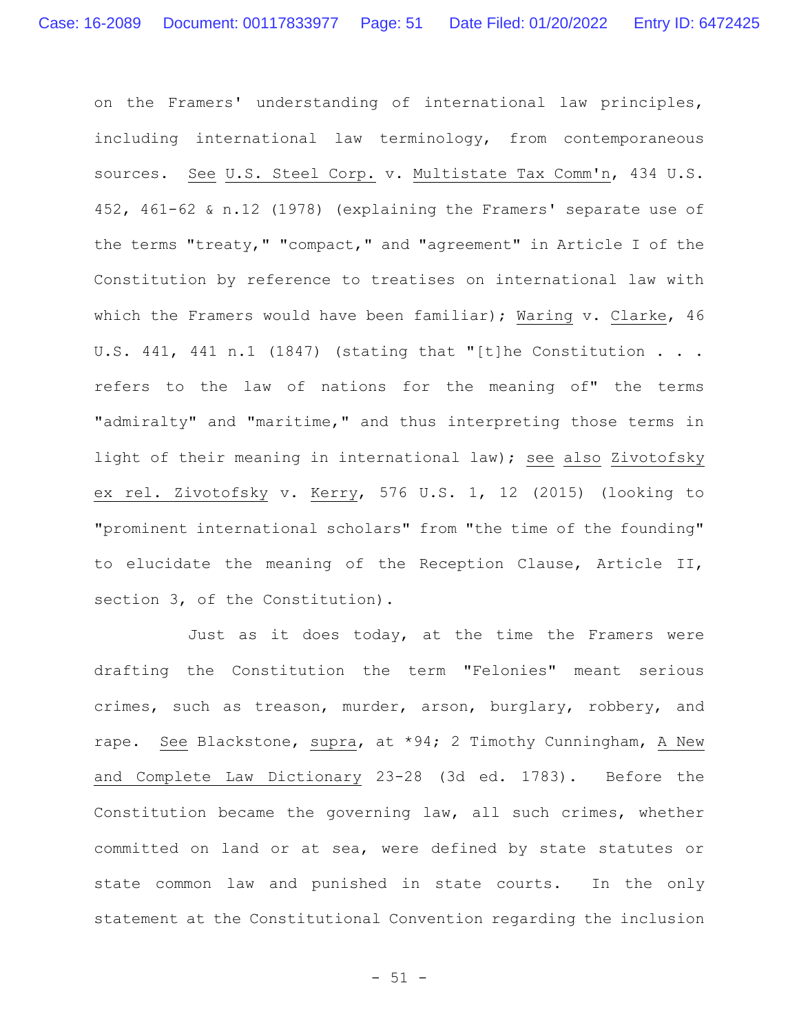on the Framers' understanding of international law principles, including international law terminology, from contemporaneous sources. See U.S. Steel Corp. v. Multistate Tax Comm'n, 434 U.S. 452, 461-62 & n.12 (1978) (explaining the Framers' separate use of the terms "treaty," "compact," and "agreement" in Article I of the Constitution by reference to treatises on international law with which the Framers would have been familiar); Waring v. Clarke, 46 U.S. 441, 441 n.1 (1847) (stating that "[t]he Constitution . . . refers to the law of nations for the meaning of" the terms "admiralty" and "maritime," and thus interpreting those terms in light of their meaning in international law); see also Zivotofsky ex rel. Zivotofsky v. Kerry, 576 U.S. 1, 12 (2015) (looking to "prominent international scholars" from "the time of the founding" to elucidate the meaning of the Reception Clause, Article II, section 3, of the Constitution).

Just as it does today, at the time the Framers were drafting the Constitution the term "Felonies" meant serious crimes, such as treason, murder, arson, burglary, robbery, and rape. See Blackstone, supra, at *94; 2 Timothy Cunningham, A New and Complete Law Dictionary 23-28 (3d ed. 1783). Before the Constitution became the governing law, all such crimes, whether committed on land or at sea, were defined by state statutes or state common law and punished in state courts. In the only statement at the Constitutional Convention regarding the inclusion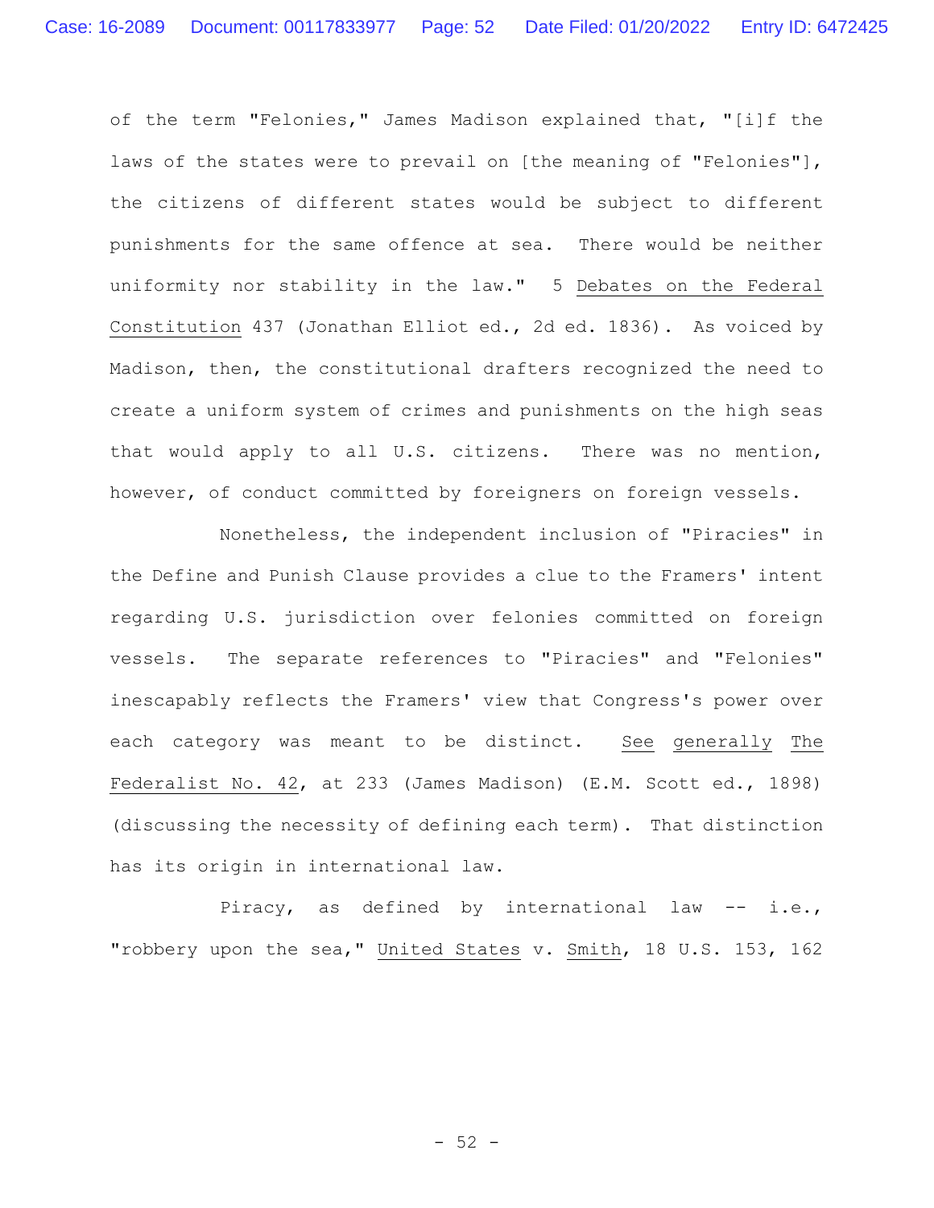of the term "Felonies," James Madison explained that, "[i]f the laws of the states were to prevail on [the meaning of "Felonies"], the citizens of different states would be subject to different punishments for the same offence at sea. There would be neither uniformity nor stability in the law." 5 Debates on the Federal Constitution 437 (Jonathan Elliot ed., 2d ed. 1836). As voiced by Madison, then, the constitutional drafters recognized the need to create a uniform system of crimes and punishments on the high seas that would apply to all U.S. citizens. There was no mention, however, of conduct committed by foreigners on foreign vessels.

Nonetheless, the independent inclusion of "Piracies" in the Define and Punish Clause provides a clue to the Framers' intent regarding U.S. jurisdiction over felonies committed on foreign vessels. The separate references to "Piracies" and "Felonies" inescapably reflects the Framers' view that Congress's power over each category was meant to be distinct. See generally The Federalist No. 42, at 233 (James Madison) (E.M. Scott ed., 1898) (discussing the necessity of defining each term). That distinction has its origin in international law.

Piracy, as defined by international law -- i.e., "robbery upon the sea," United States v. Smith, 18 U.S. 153, 162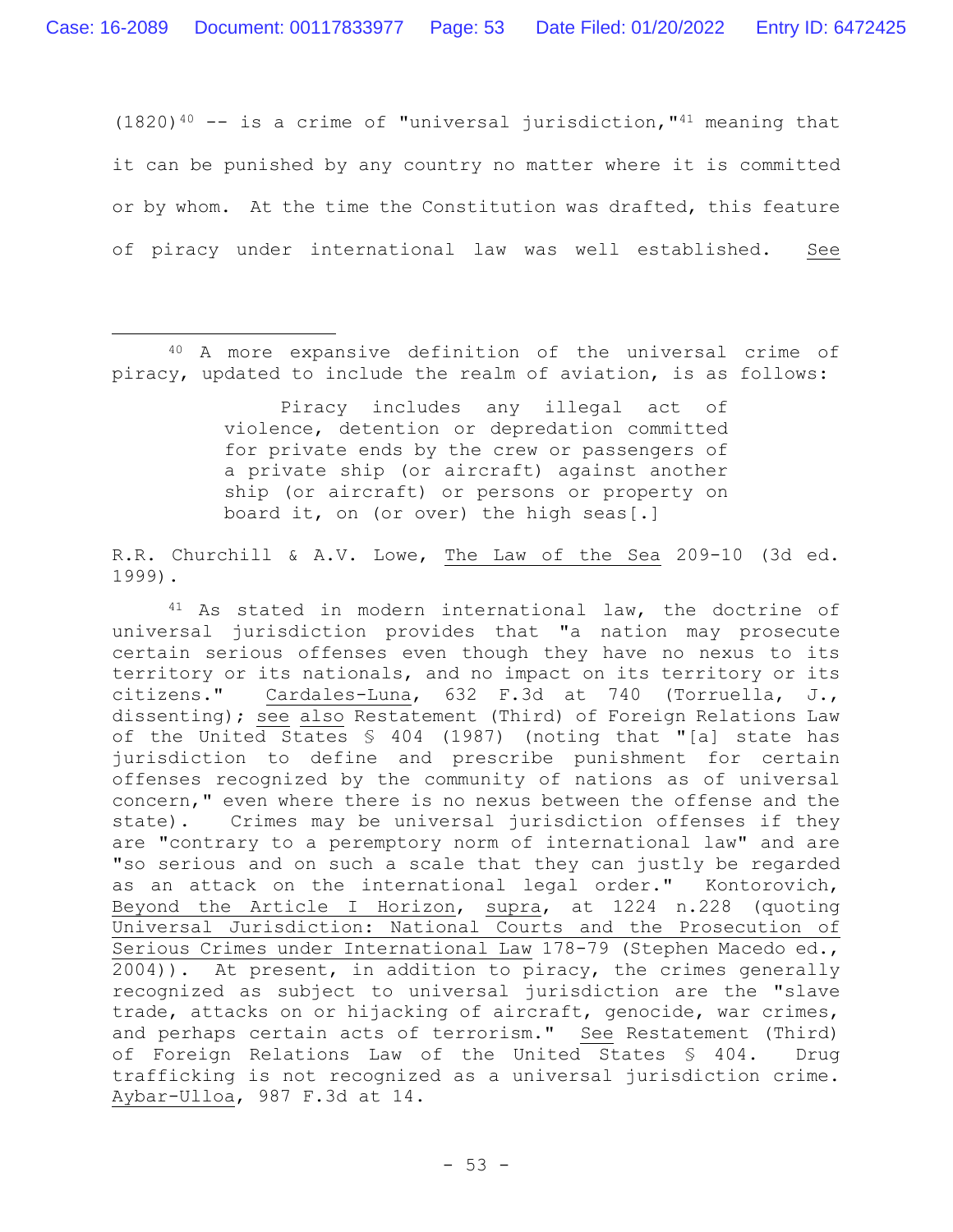(1820)[40] -- is a crime of "universal jurisdiction,"[41] meaning that it can be punished by any country no matter where it is committed or by whom. At the time the Constitution was drafted, this feature of piracy under international law was well established. See

---

[40] A more expansive definition of the universal crime of piracy, updated to include the realm of aviation, is as follows:

> Piracy includes any illegal act of violence, detention or depredation committed for private ends by the crew or passengers of a private ship (or aircraft) against another ship (or aircraft) or persons or property on board it, on (or over) the high seas[.]

R.R. Churchill & A.V. Lowe, The Law of the Sea 209-10 (3d ed. 1999).

[41] As stated in modern international law, the doctrine of universal jurisdiction provides that "a nation may prosecute certain serious offenses even though they have no nexus to its territory or its nationals, and no impact on its territory or its citizens." Cardales-Luna, 632 F.3d at 740 (Torruella, J., dissenting); see also Restatement (Third) of Foreign Relations Law of the United States § 404 (1987) (noting that "[a] state has jurisdiction to define and prescribe punishment for certain offenses recognized by the community of nations as of universal concern," even where there is no nexus between the offense and the state). Crimes may be universal jurisdiction offenses if they are "contrary to a peremptory norm of international law" and are "so serious and on such a scale that they can justly be regarded as an attack on the international legal order." Kontorovich, Beyond the Article I Horizon, supra, at 1224 n.228 (quoting Universal Jurisdiction: National Courts and the Prosecution of Serious Crimes under International Law 178-79 (Stephen Macedo ed., 2004)). At present, in addition to piracy, the crimes generally recognized as subject to universal jurisdiction are the "slave trade, attacks on or hijacking of aircraft, genocide, war crimes, and perhaps certain acts of terrorism." See Restatement (Third) of Foreign Relations Law of the United States § 404. Drug trafficking is not recognized as a universal jurisdiction crime. Aybar-Ulloa, 987 F.3d at 14.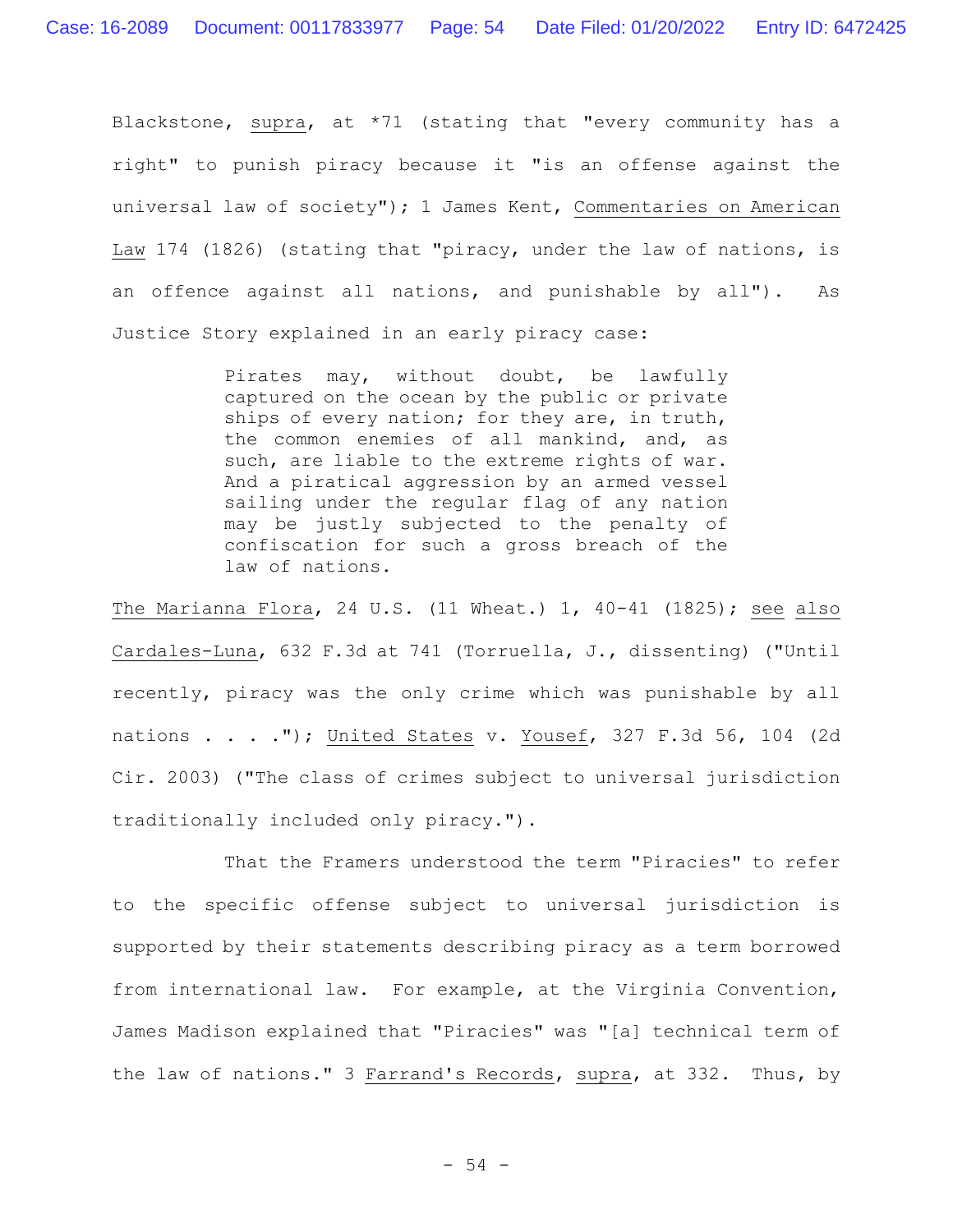Blackstone, supra, at *71 (stating that "every community has a right" to punish piracy because it "is an offense against the universal law of society"); 1 James Kent, Commentaries on American Law 174 (1826) (stating that "piracy, under the law of nations, is an offence against all nations, and punishable by all"). As Justice Story explained in an early piracy case:

> Pirates may, without doubt, be lawfully captured on the ocean by the public or private ships of every nation; for they are, in truth, the common enemies of all mankind, and, as such, are liable to the extreme rights of war. And a piratical aggression by an armed vessel sailing under the regular flag of any nation may be justly subjected to the penalty of confiscation for such a gross breach of the law of nations.

The Marianna Flora, 24 U.S. (11 Wheat.) 1, 40-41 (1825); see also Cardales-Luna, 632 F.3d at 741 (Torruella, J., dissenting) ("Until recently, piracy was the only crime which was punishable by all nations . . . ."); United States v. Yousef, 327 F.3d 56, 104 (2d Cir. 2003) ("The class of crimes subject to universal jurisdiction traditionally included only piracy.").

That the Framers understood the term "Piracies" to refer to the specific offense subject to universal jurisdiction is supported by their statements describing piracy as a term borrowed from international law. For example, at the Virginia Convention, James Madison explained that "Piracies" was "[a] technical term of the law of nations." 3 Farrand's Records, supra, at 332. Thus, by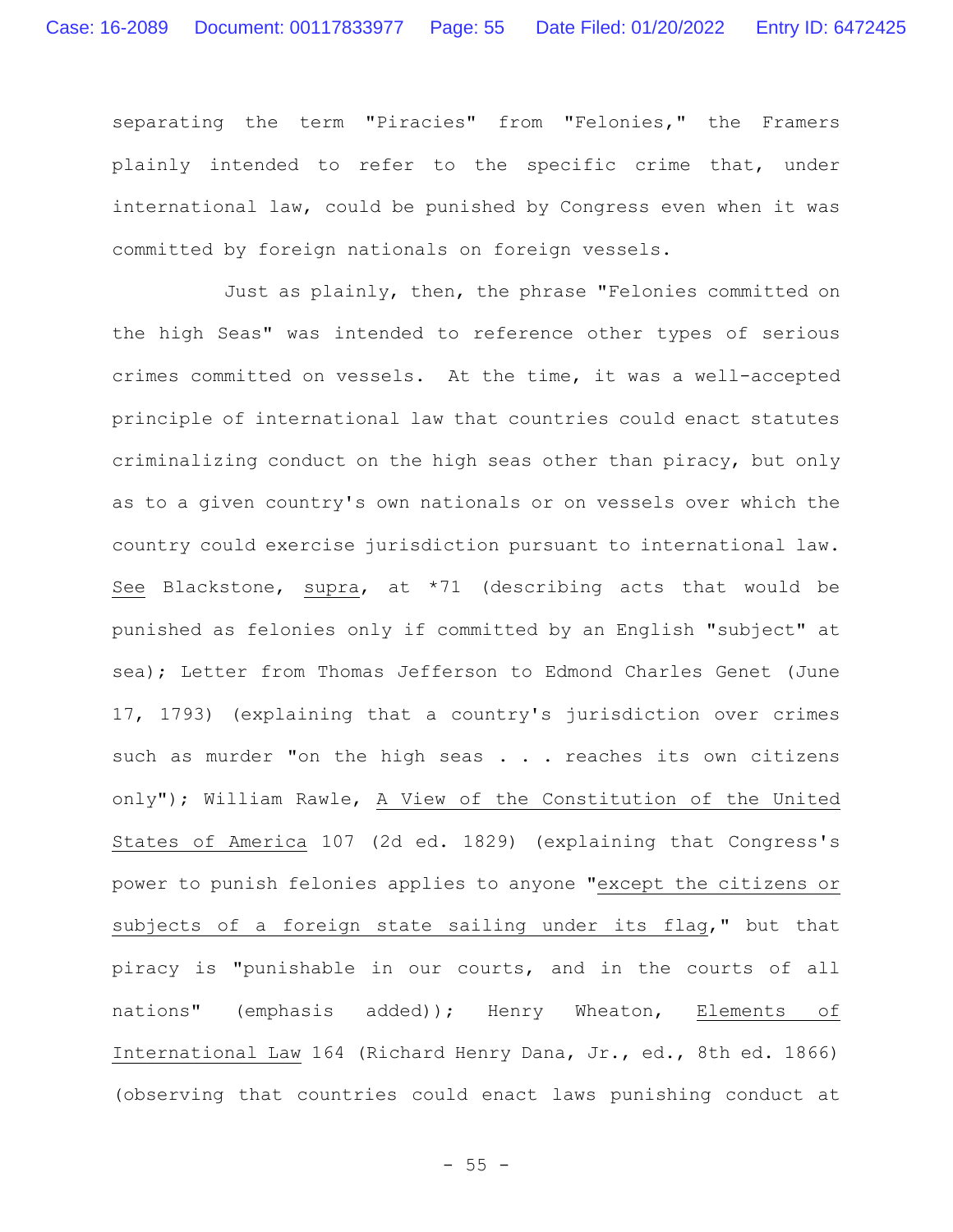separating the term "Piracies" from "Felonies," the Framers plainly intended to refer to the specific crime that, under international law, could be punished by Congress even when it was committed by foreign nationals on foreign vessels.

Just as plainly, then, the phrase "Felonies committed on the high Seas" was intended to reference other types of serious crimes committed on vessels. At the time, it was a well-accepted principle of international law that countries could enact statutes criminalizing conduct on the high seas other than piracy, but only as to a given country's own nationals or on vessels over which the country could exercise jurisdiction pursuant to international law. _See_ Blackstone, _supra_, at *71 (describing acts that would be punished as felonies only if committed by an English "subject" at sea); Letter from Thomas Jefferson to Edmond Charles Genet (June 17, 1793) (explaining that a country's jurisdiction over crimes such as murder "on the high seas . . . reaches its own citizens only"); William Rawle, _A View of the Constitution of the United States of America_ 107 (2d ed. 1829) (explaining that Congress's power to punish felonies applies to anyone "_except the citizens or subjects of a foreign state sailing under its flag_," but that piracy is "punishable in our courts, and in the courts of all nations" (emphasis added)); Henry Wheaton, _Elements of International Law_ 164 (Richard Henry Dana, Jr., ed., 8th ed. 1866) (observing that countries could enact laws punishing conduct at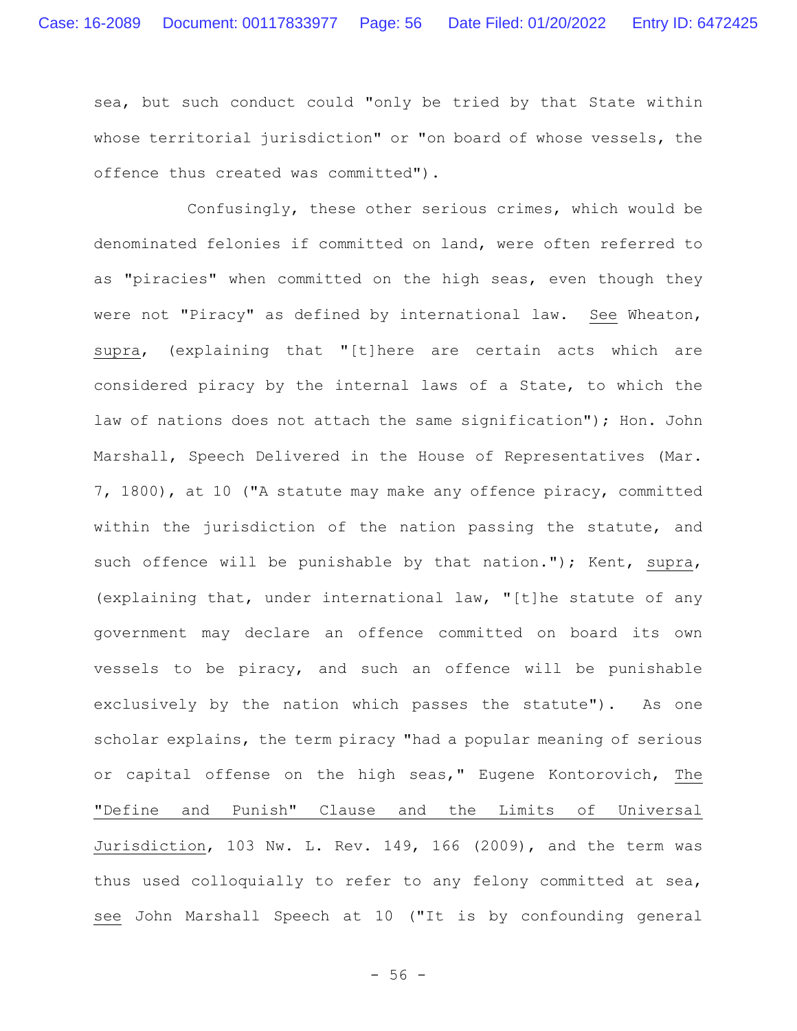sea, but such conduct could "only be tried by that State within whose territorial jurisdiction" or "on board of whose vessels, the offence thus created was committed").

Confusingly, these other serious crimes, which would be denominated felonies if committed on land, were often referred to as "piracies" when committed on the high seas, even though they were not "Piracy" as defined by international law. _See_ Wheaton, _supra_, (explaining that "[t]here are certain acts which are considered piracy by the internal laws of a State, to which the law of nations does not attach the same signification"); Hon. John Marshall, Speech Delivered in the House of Representatives (Mar. 7, 1800), at 10 ("A statute may make any offence piracy, committed within the jurisdiction of the nation passing the statute, and such offence will be punishable by that nation."); Kent, _supra_, (explaining that, under international law, "[t]he statute of any government may declare an offence committed on board its own vessels to be piracy, and such an offence will be punishable exclusively by the nation which passes the statute"). As one scholar explains, the term piracy "had a popular meaning of serious or capital offense on the high seas," Eugene Kontorovich, _The "Define and Punish" Clause and the Limits of Universal Jurisdiction_, 103 Nw. L. Rev. 149, 166 (2009), and the term was thus used colloquially to refer to any felony committed at sea, _see_ John Marshall Speech at 10 ("It is by confounding general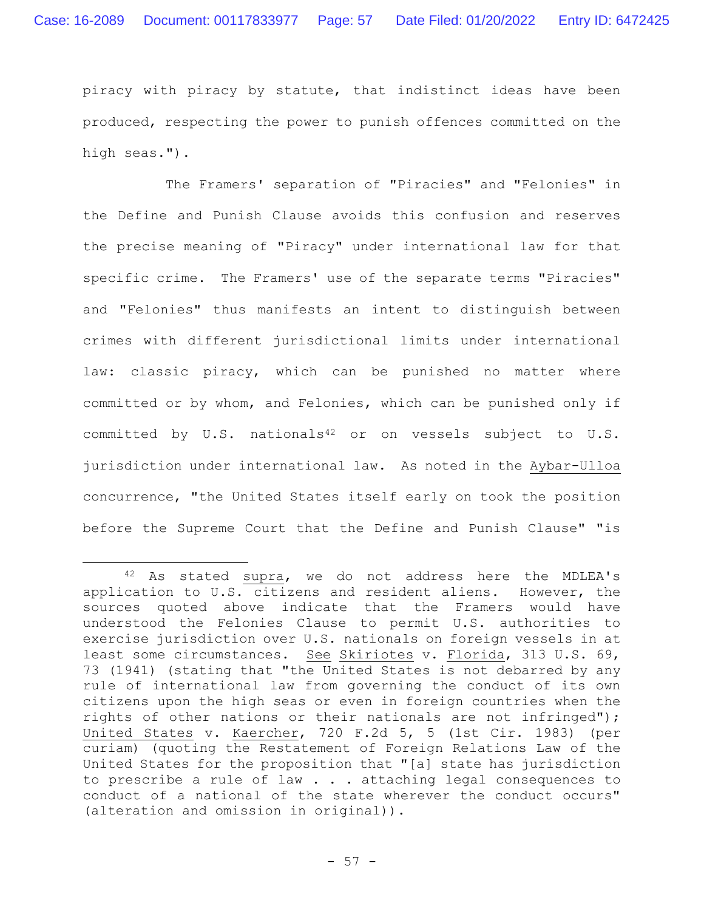piracy with piracy by statute, that indistinct ideas have been produced, respecting the power to punish offences committed on the high seas.").

The Framers' separation of "Piracies" and "Felonies" in the Define and Punish Clause avoids this confusion and reserves the precise meaning of "Piracy" under international law for that specific crime. The Framers' use of the separate terms "Piracies" and "Felonies" thus manifests an intent to distinguish between crimes with different jurisdictional limits under international law: classic piracy, which can be punished no matter where committed or by whom, and Felonies, which can be punished only if committed by U.S. nationals[42] or on vessels subject to U.S. jurisdiction under international law. As noted in the Aybar-Ulloa concurrence, "the United States itself early on took the position before the Supreme Court that the Define and Punish Clause" "is

---

[42] As stated supra, we do not address here the MDLEA's application to U.S. citizens and resident aliens. However, the sources quoted above indicate that the Framers would have understood the Felonies Clause to permit U.S. authorities to exercise jurisdiction over U.S. nationals on foreign vessels in at least some circumstances. See Skiriotes v. Florida, 313 U.S. 69, 73 (1941) (stating that "the United States is not debarred by any rule of international law from governing the conduct of its own citizens upon the high seas or even in foreign countries when the rights of other nations or their nationals are not infringed"); United States v. Kaercher, 720 F.2d 5, 5 (1st Cir. 1983) (per curiam) (quoting the Restatement of Foreign Relations Law of the United States for the proposition that "[a] state has jurisdiction to prescribe a rule of law . . . attaching legal consequences to conduct of a national of the state wherever the conduct occurs" (alteration and omission in original)).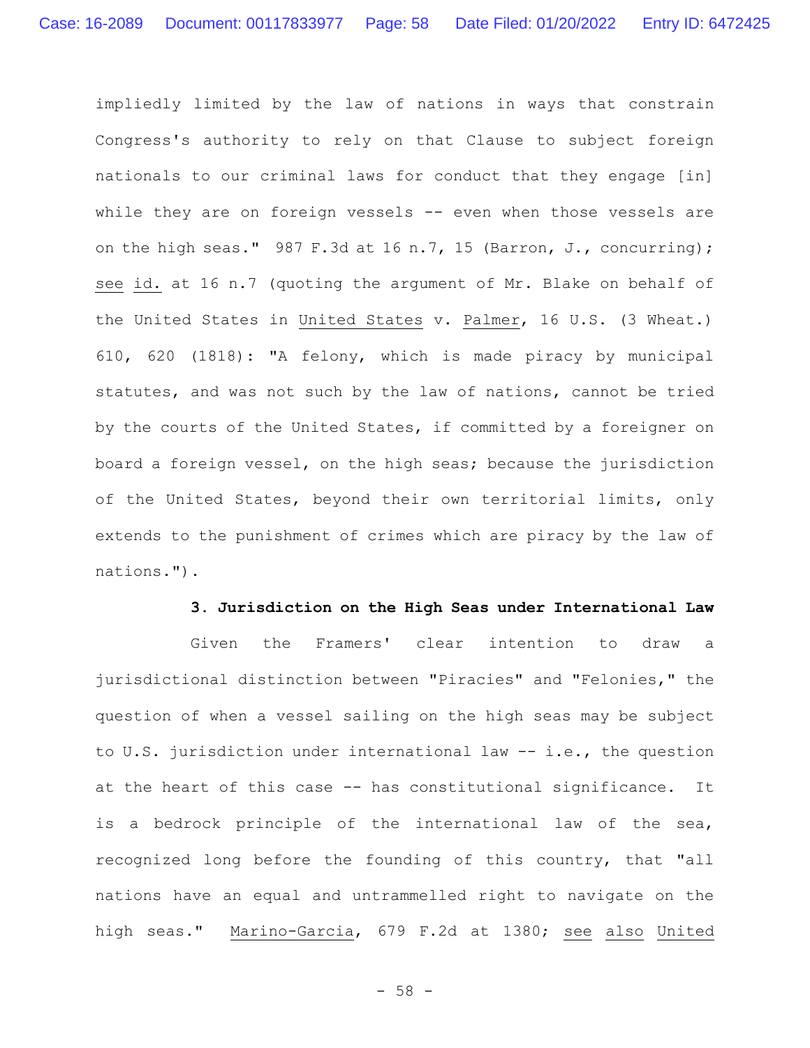impliedly limited by the law of nations in ways that constrain Congress's authority to rely on that Clause to subject foreign nationals to our criminal laws for conduct that they engage [in] while they are on foreign vessels -- even when those vessels are on the high seas." 987 F.3d at 16 n.7, 15 (Barron, J., concurring); see id. at 16 n.7 (quoting the argument of Mr. Blake on behalf of the United States in United States v. Palmer, 16 U.S. (3 Wheat.) 610, 620 (1818): "A felony, which is made piracy by municipal statutes, and was not such by the law of nations, cannot be tried by the courts of the United States, if committed by a foreigner on board a foreign vessel, on the high seas; because the jurisdiction of the United States, beyond their own territorial limits, only extends to the punishment of crimes which are piracy by the law of nations.").

**3. Jurisdiction on the High Seas under International Law**

Given the Framers' clear intention to draw a jurisdictional distinction between "Piracies" and "Felonies," the question of when a vessel sailing on the high seas may be subject to U.S. jurisdiction under international law -- i.e., the question at the heart of this case -- has constitutional significance. It is a bedrock principle of the international law of the sea, recognized long before the founding of this country, that "all nations have an equal and untrammelled right to navigate on the high seas." Marino-Garcia, 679 F.2d at 1380; see also United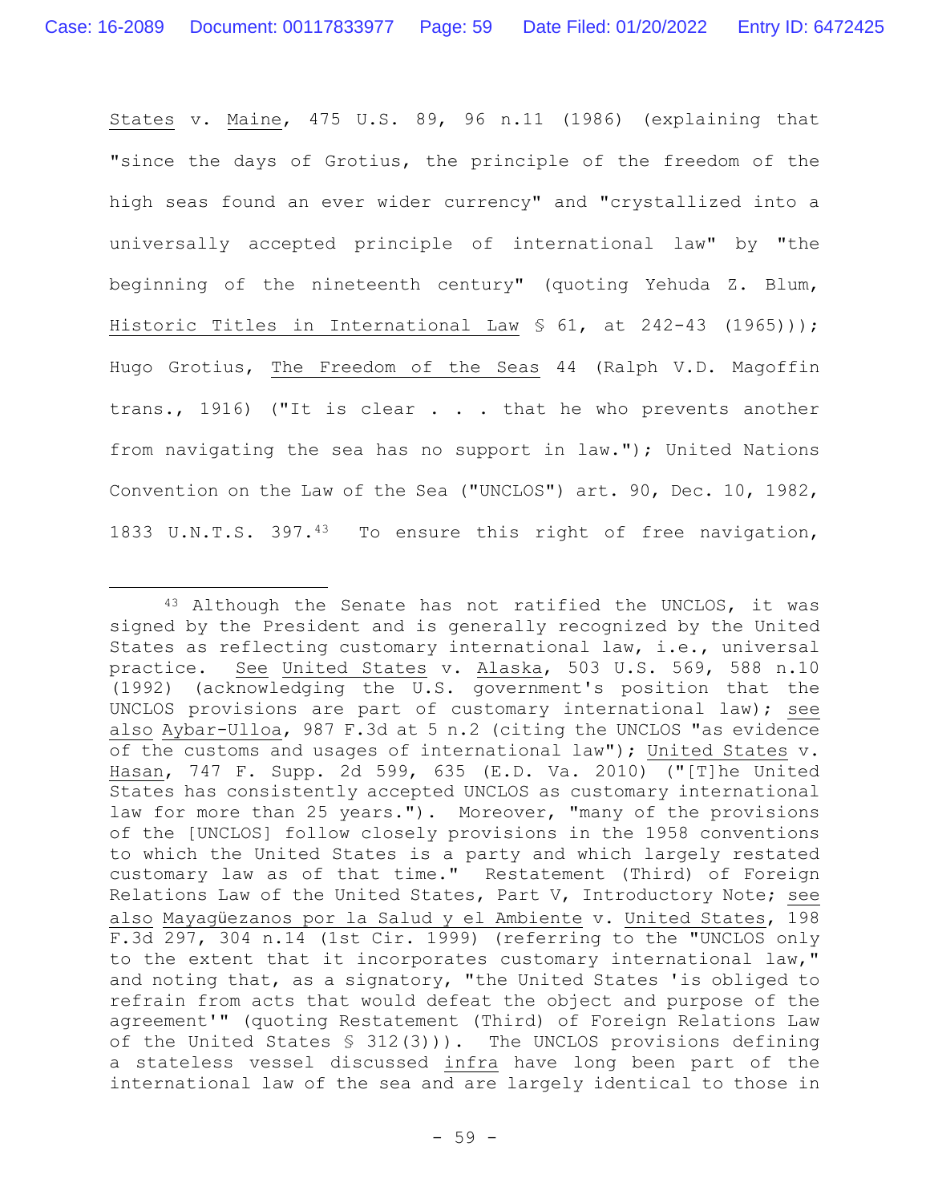States v. Maine, 475 U.S. 89, 96 n.11 (1986) (explaining that "since the days of Grotius, the principle of the freedom of the high seas found an ever wider currency" and "crystallized into a universally accepted principle of international law" by "the beginning of the nineteenth century" (quoting Yehuda Z. Blum, Historic Titles in International Law § 61, at 242-43 (1965))); Hugo Grotius, The Freedom of the Seas 44 (Ralph V.D. Magoffin trans., 1916) ("It is clear . . . that he who prevents another from navigating the sea has no support in law."); United Nations Convention on the Law of the Sea ("UNCLOS") art. 90, Dec. 10, 1982, 1833 U.N.T.S. 397.[43] To ensure this right of free navigation,

---

[43] Although the Senate has not ratified the UNCLOS, it was signed by the President and is generally recognized by the United States as reflecting customary international law, i.e., universal practice. See United States v. Alaska, 503 U.S. 569, 588 n.10 (1992) (acknowledging the U.S. government's position that the UNCLOS provisions are part of customary international law); see also Aybar-Ulloa, 987 F.3d at 5 n.2 (citing the UNCLOS "as evidence of the customs and usages of international law"); United States v. Hasan, 747 F. Supp. 2d 599, 635 (E.D. Va. 2010) ("[T]he United States has consistently accepted UNCLOS as customary international law for more than 25 years."). Moreover, "many of the provisions of the [UNCLOS] follow closely provisions in the 1958 conventions to which the United States is a party and which largely restated customary law as of that time." Restatement (Third) of Foreign Relations Law of the United States, Part V, Introductory Note; see also Mayagüezanos por la Salud y el Ambiente v. United States, 198 F.3d 297, 304 n.14 (1st Cir. 1999) (referring to the "UNCLOS only to the extent that it incorporates customary international law," and noting that, as a signatory, "the United States 'is obliged to refrain from acts that would defeat the object and purpose of the agreement'" (quoting Restatement (Third) of Foreign Relations Law of the United States § 312(3))). The UNCLOS provisions defining a stateless vessel discussed infra have long been part of the international law of the sea and are largely identical to those in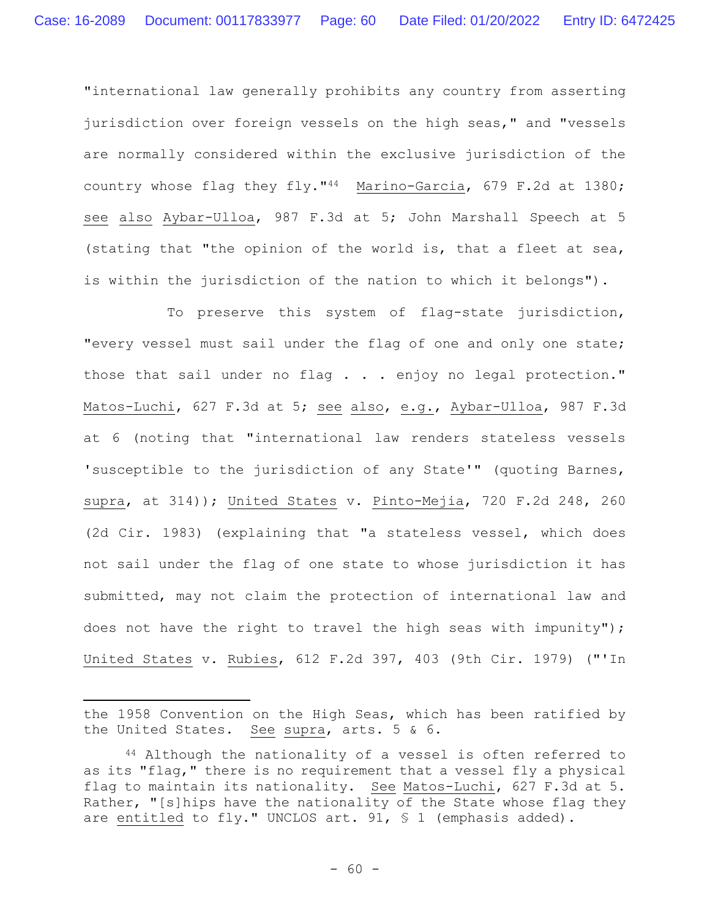"international law generally prohibits any country from asserting jurisdiction over foreign vessels on the high seas," and "vessels are normally considered within the exclusive jurisdiction of the country whose flag they fly."[44] Marino-Garcia, 679 F.2d at 1380; see also Aybar-Ulloa, 987 F.3d at 5; John Marshall Speech at 5 (stating that "the opinion of the world is, that a fleet at sea, is within the jurisdiction of the nation to which it belongs").

To preserve this system of flag-state jurisdiction, "every vessel must sail under the flag of one and only one state; those that sail under no flag . . . enjoy no legal protection." Matos-Luchi, 627 F.3d at 5; see also, e.g., Aybar-Ulloa, 987 F.3d at 6 (noting that "international law renders stateless vessels 'susceptible to the jurisdiction of any State'" (quoting Barnes, supra, at 314)); United States v. Pinto-Mejia, 720 F.2d 248, 260 (2d Cir. 1983) (explaining that "a stateless vessel, which does not sail under the flag of one state to whose jurisdiction it has submitted, may not claim the protection of international law and does not have the right to travel the high seas with impunity"); United States v. Rubies, 612 F.2d 397, 403 (9th Cir. 1979) ("'In

---

the 1958 Convention on the High Seas, which has been ratified by the United States. See supra, arts. 5 & 6.

[44] Although the nationality of a vessel is often referred to as its "flag," there is no requirement that a vessel fly a physical flag to maintain its nationality. See Matos-Luchi, 627 F.3d at 5. Rather, "[s]hips have the nationality of the State whose flag they are entitled to fly." UNCLOS art. 91, § 1 (emphasis added).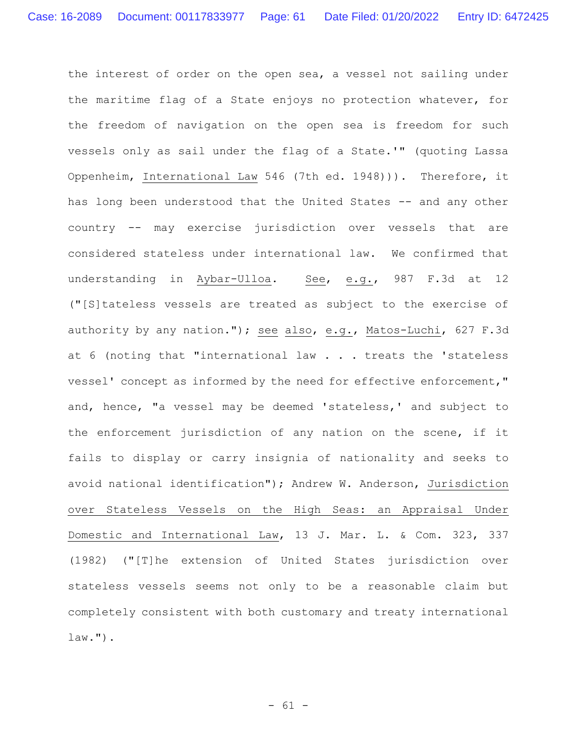the interest of order on the open sea, a vessel not sailing under the maritime flag of a State enjoys no protection whatever, for the freedom of navigation on the open sea is freedom for such vessels only as sail under the flag of a State.'" (quoting Lassa Oppenheim, International Law 546 (7th ed. 1948))). Therefore, it has long been understood that the United States -- and any other country -- may exercise jurisdiction over vessels that are considered stateless under international law. We confirmed that understanding in Aybar-Ulloa. See, e.g., 987 F.3d at 12 ("[S]tateless vessels are treated as subject to the exercise of authority by any nation."); see also, e.g., Matos-Luchi, 627 F.3d at 6 (noting that "international law . . . treats the 'stateless vessel' concept as informed by the need for effective enforcement," and, hence, "a vessel may be deemed 'stateless,' and subject to the enforcement jurisdiction of any nation on the scene, if it fails to display or carry insignia of nationality and seeks to avoid national identification"); Andrew W. Anderson, Jurisdiction over Stateless Vessels on the High Seas: an Appraisal Under Domestic and International Law, 13 J. Mar. L. & Com. 323, 337 (1982) ("[T]he extension of United States jurisdiction over stateless vessels seems not only to be a reasonable claim but completely consistent with both customary and treaty international law.").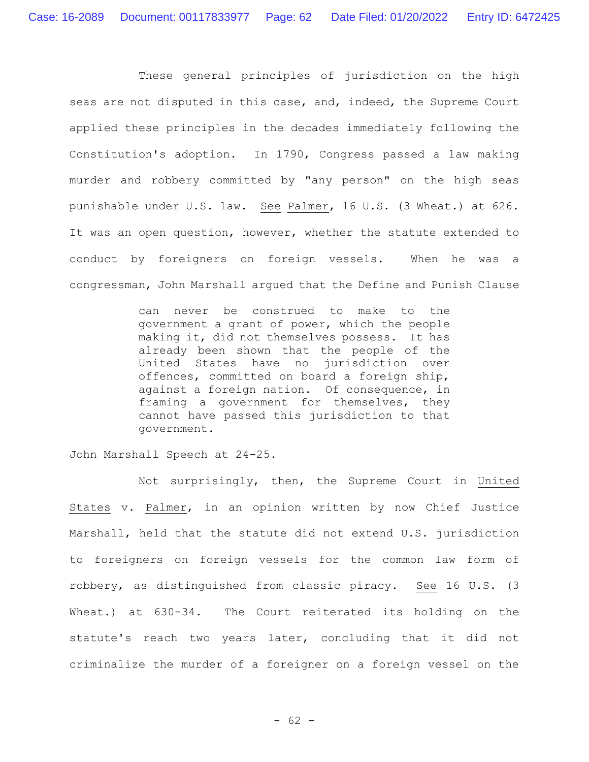These general principles of jurisdiction on the high seas are not disputed in this case, and, indeed, the Supreme Court applied these principles in the decades immediately following the Constitution's adoption. In 1790, Congress passed a law making murder and robbery committed by "any person" on the high seas punishable under U.S. law. See Palmer, 16 U.S. (3 Wheat.) at 626. It was an open question, however, whether the statute extended to conduct by foreigners on foreign vessels. When he was a congressman, John Marshall argued that the Define and Punish Clause

> can never be construed to make to the government a grant of power, which the people making it, did not themselves possess. It has already been shown that the people of the United States have no jurisdiction over offences, committed on board a foreign ship, against a foreign nation. Of consequence, in framing a government for themselves, they cannot have passed this jurisdiction to that government.

John Marshall Speech at 24-25.

Not surprisingly, then, the Supreme Court in United States v. Palmer, in an opinion written by now Chief Justice Marshall, held that the statute did not extend U.S. jurisdiction to foreigners on foreign vessels for the common law form of robbery, as distinguished from classic piracy. See 16 U.S. (3 Wheat.) at 630-34. The Court reiterated its holding on the statute's reach two years later, concluding that it did not criminalize the murder of a foreigner on a foreign vessel on the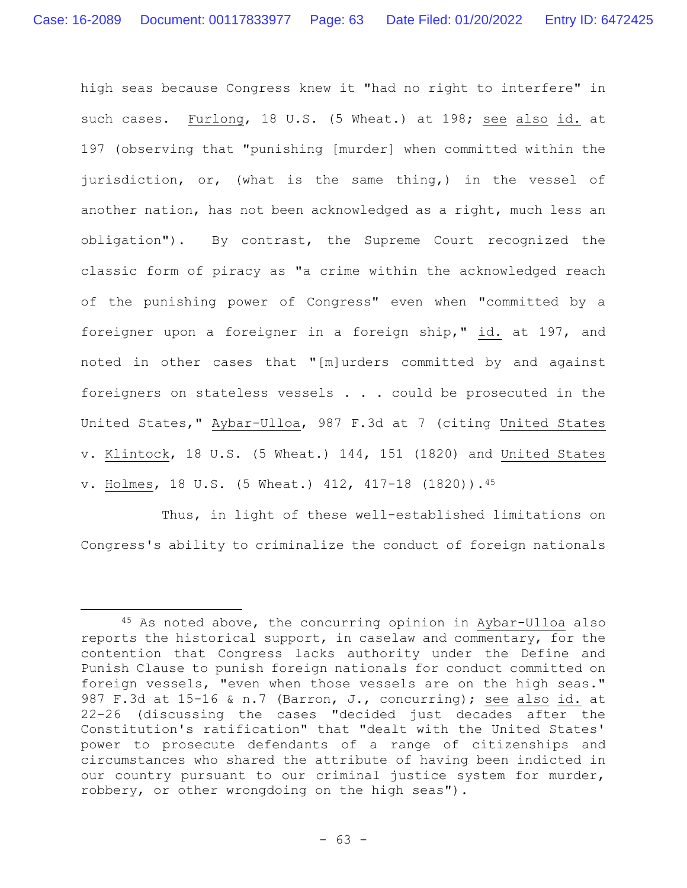high seas because Congress knew it "had no right to interfere" in such cases. Furlong, 18 U.S. (5 Wheat.) at 198; see also id. at 197 (observing that "punishing [murder] when committed within the jurisdiction, or, (what is the same thing,) in the vessel of another nation, has not been acknowledged as a right, much less an obligation"). By contrast, the Supreme Court recognized the classic form of piracy as "a crime within the acknowledged reach of the punishing power of Congress" even when "committed by a foreigner upon a foreigner in a foreign ship," id. at 197, and noted in other cases that "[m]urders committed by and against foreigners on stateless vessels . . . could be prosecuted in the United States," Aybar-Ulloa, 987 F.3d at 7 (citing United States v. Klintock, 18 U.S. (5 Wheat.) 144, 151 (1820) and United States v. Holmes, 18 U.S. (5 Wheat.) 412, 417-18 (1820)).[45]

Thus, in light of these well-established limitations on Congress's ability to criminalize the conduct of foreign nationals

---

[45] As noted above, the concurring opinion in Aybar-Ulloa also reports the historical support, in caselaw and commentary, for the contention that Congress lacks authority under the Define and Punish Clause to punish foreign nationals for conduct committed on foreign vessels, "even when those vessels are on the high seas." 987 F.3d at 15-16 & n.7 (Barron, J., concurring); see also id. at 22-26 (discussing the cases "decided just decades after the Constitution's ratification" that "dealt with the United States' power to prosecute defendants of a range of citizenships and circumstances who shared the attribute of having been indicted in our country pursuant to our criminal justice system for murder, robbery, or other wrongdoing on the high seas").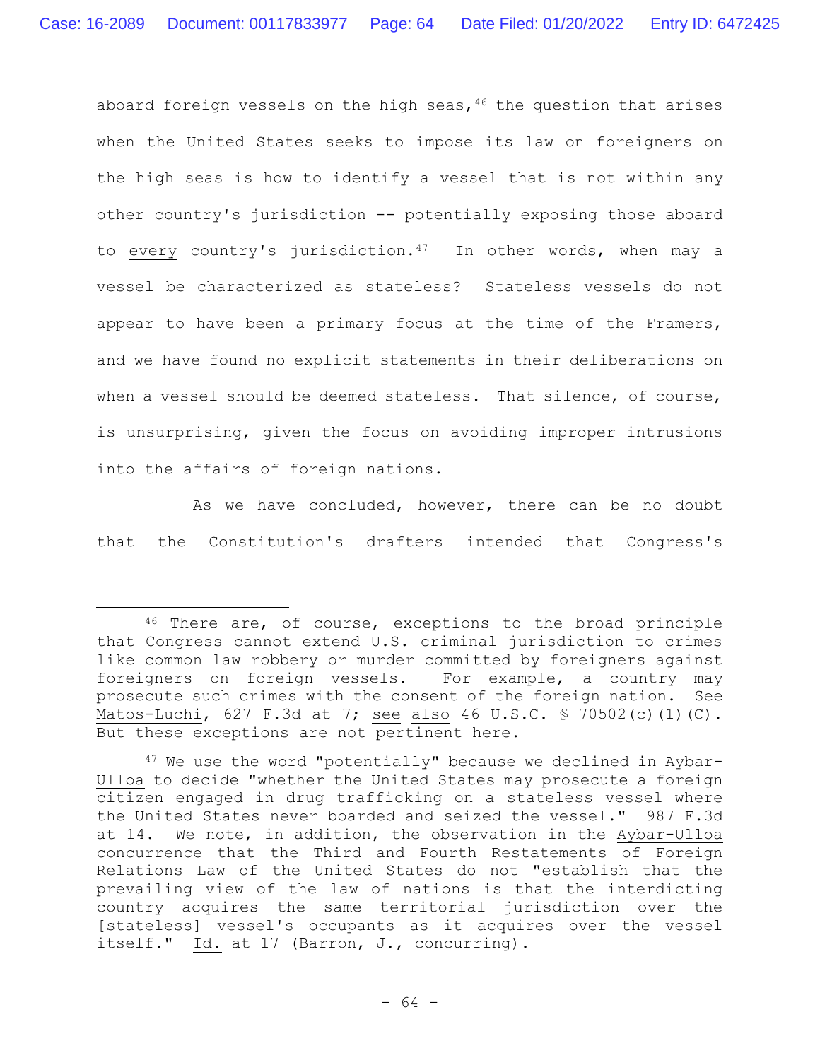aboard foreign vessels on the high seas,[46] the question that arises when the United States seeks to impose its law on foreigners on the high seas is how to identify a vessel that is not within any other country's jurisdiction -- potentially exposing those aboard to <u>every</u> country's jurisdiction.[47] In other words, when may a vessel be characterized as stateless? Stateless vessels do not appear to have been a primary focus at the time of the Framers, and we have found no explicit statements in their deliberations on when a vessel should be deemed stateless. That silence, of course, is unsurprising, given the focus on avoiding improper intrusions into the affairs of foreign nations.

As we have concluded, however, there can be no doubt that the Constitution's drafters intended that Congress's

---

[46] There are, of course, exceptions to the broad principle that Congress cannot extend U.S. criminal jurisdiction to crimes like common law robbery or murder committed by foreigners against foreigners on foreign vessels. For example, a country may prosecute such crimes with the consent of the foreign nation. <u>See</u> <u>Matos-Luchi</u>, 627 F.3d at 7; <u>see also</u> 46 U.S.C. § 70502(c)(1)(C). But these exceptions are not pertinent here.

[47] We use the word "potentially" because we declined in <u>Aybar-Ulloa</u> to decide "whether the United States may prosecute a foreign citizen engaged in drug trafficking on a stateless vessel where the United States never boarded and seized the vessel." 987 F.3d at 14. We note, in addition, the observation in the <u>Aybar-Ulloa</u> concurrence that the Third and Fourth Restatements of Foreign Relations Law of the United States do not "establish that the prevailing view of the law of nations is that the interdicting country acquires the same territorial jurisdiction over the [stateless] vessel's occupants as it acquires over the vessel itself." <u>Id.</u> at 17 (Barron, J., concurring).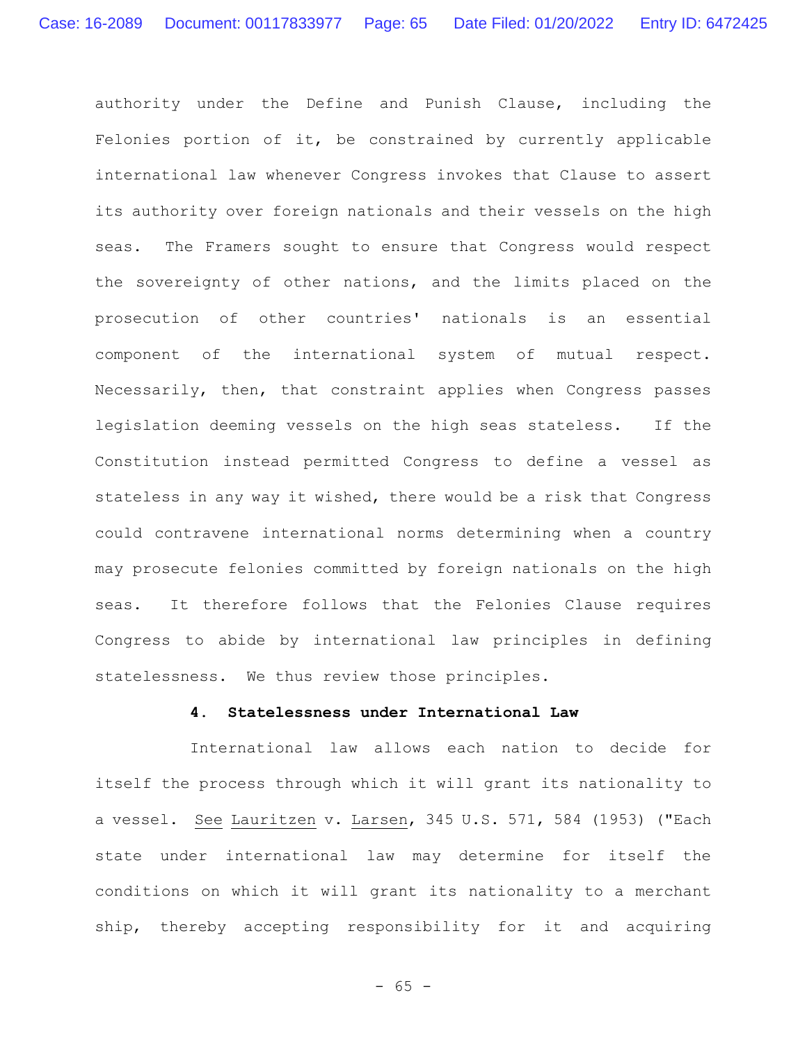authority under the Define and Punish Clause, including the Felonies portion of it, be constrained by currently applicable international law whenever Congress invokes that Clause to assert its authority over foreign nationals and their vessels on the high seas. The Framers sought to ensure that Congress would respect the sovereignty of other nations, and the limits placed on the prosecution of other countries' nationals is an essential component of the international system of mutual respect. Necessarily, then, that constraint applies when Congress passes legislation deeming vessels on the high seas stateless. If the Constitution instead permitted Congress to define a vessel as stateless in any way it wished, there would be a risk that Congress could contravene international norms determining when a country may prosecute felonies committed by foreign nationals on the high seas. It therefore follows that the Felonies Clause requires Congress to abide by international law principles in defining statelessness. We thus review those principles.

#### 4. Statelessness under International Law

International law allows each nation to decide for itself the process through which it will grant its nationality to a vessel. See Lauritzen v. Larsen, 345 U.S. 571, 584 (1953) ("Each state under international law may determine for itself the conditions on which it will grant its nationality to a merchant ship, thereby accepting responsibility for it and acquiring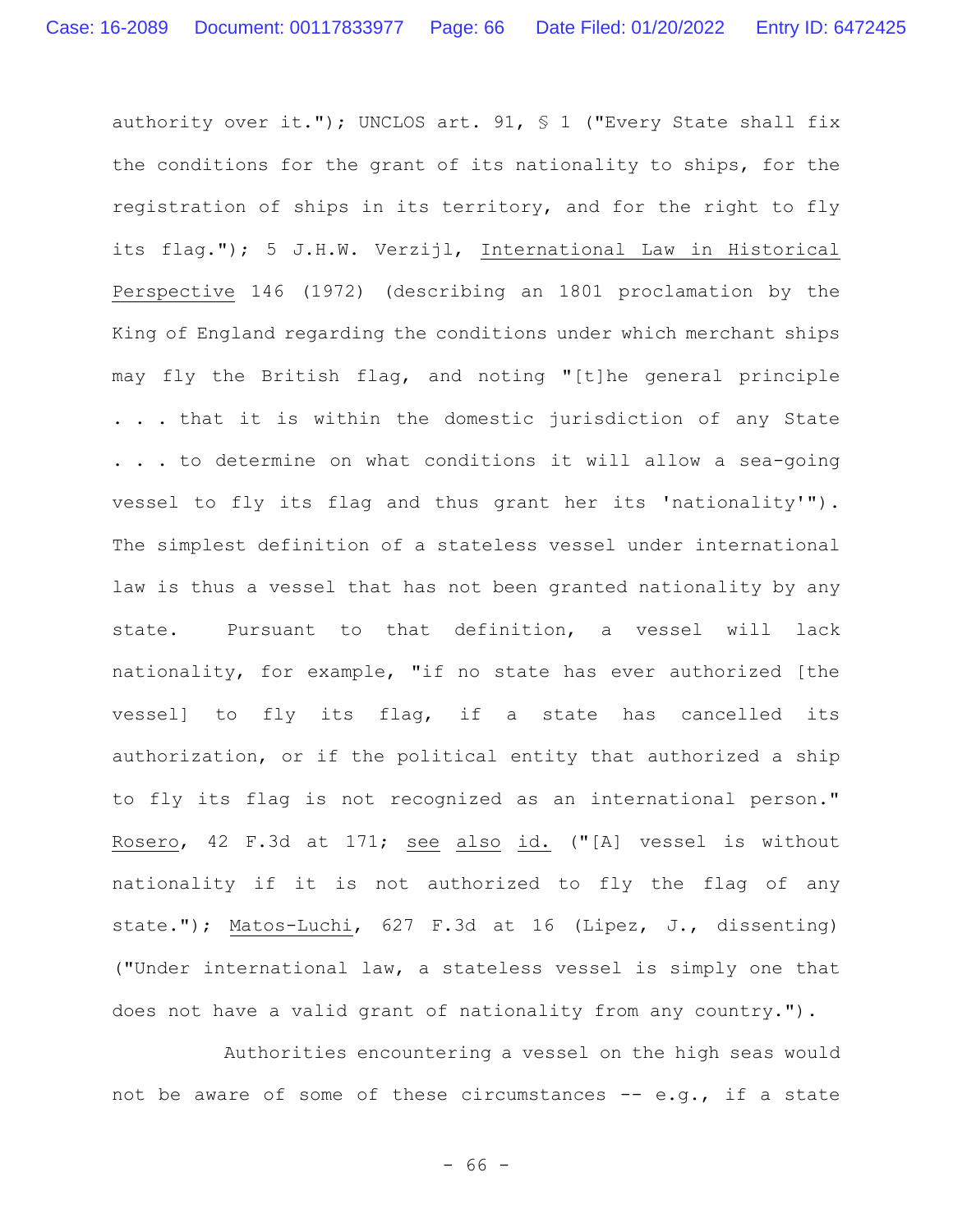authority over it."); UNCLOS art. 91, § 1 ("Every State shall fix the conditions for the grant of its nationality to ships, for the registration of ships in its territory, and for the right to fly its flag."); 5 J.H.W. Verzijl, International Law in Historical Perspective 146 (1972) (describing an 1801 proclamation by the King of England regarding the conditions under which merchant ships may fly the British flag, and noting "[t]he general principle . . . that it is within the domestic jurisdiction of any State . . . to determine on what conditions it will allow a sea-going vessel to fly its flag and thus grant her its 'nationality'"). The simplest definition of a stateless vessel under international law is thus a vessel that has not been granted nationality by any state. Pursuant to that definition, a vessel will lack nationality, for example, "if no state has ever authorized [the vessel] to fly its flag, if a state has cancelled its authorization, or if the political entity that authorized a ship to fly its flag is not recognized as an international person." Rosero, 42 F.3d at 171; see also id. ("[A] vessel is without nationality if it is not authorized to fly the flag of any state."); Matos-Luchi, 627 F.3d at 16 (Lipez, J., dissenting) ("Under international law, a stateless vessel is simply one that does not have a valid grant of nationality from any country.").

Authorities encountering a vessel on the high seas would not be aware of some of these circumstances -- e.g., if a state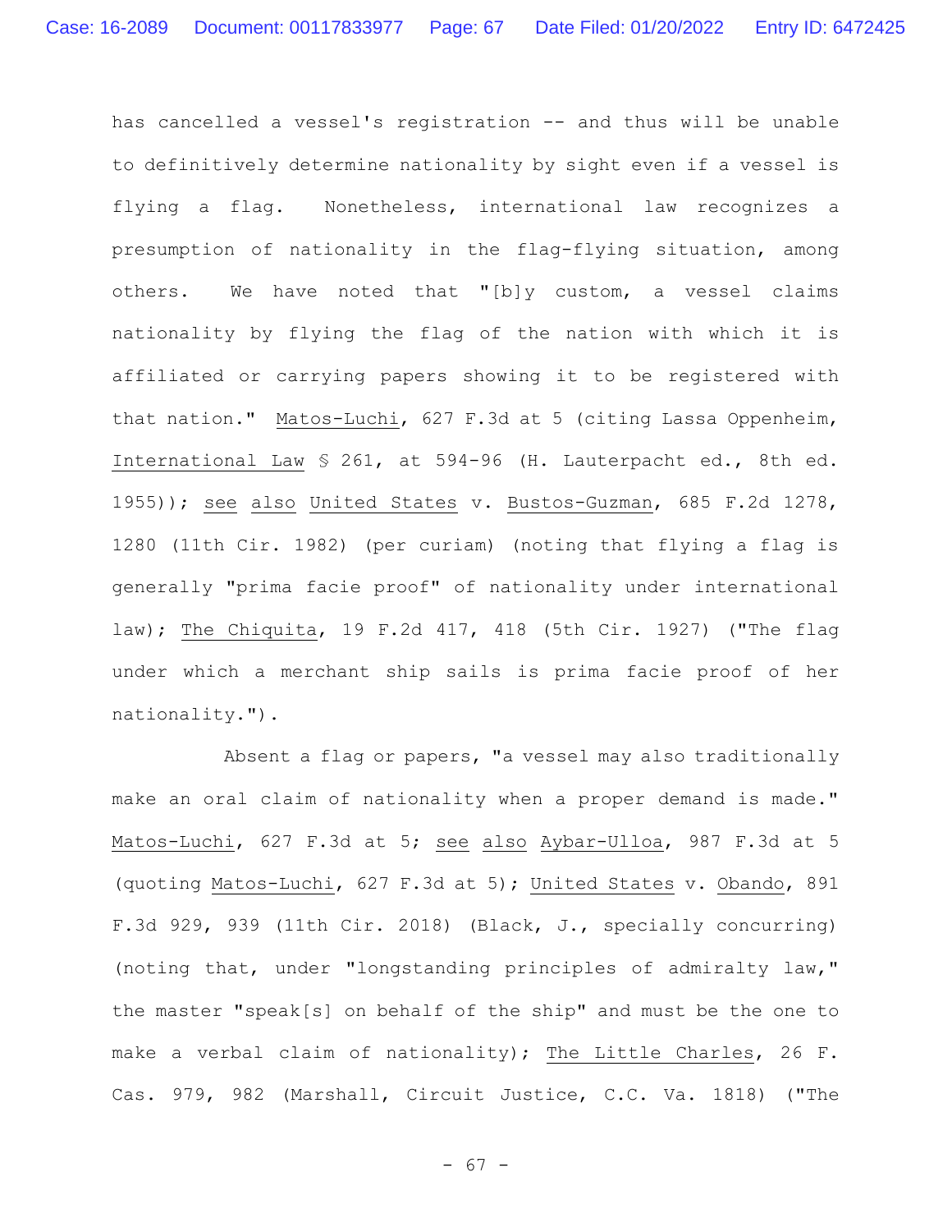has cancelled a vessel's registration -- and thus will be unable to definitively determine nationality by sight even if a vessel is flying a flag. Nonetheless, international law recognizes a presumption of nationality in the flag-flying situation, among others. We have noted that "[b]y custom, a vessel claims nationality by flying the flag of the nation with which it is affiliated or carrying papers showing it to be registered with that nation." Matos-Luchi, 627 F.3d at 5 (citing Lassa Oppenheim, International Law § 261, at 594-96 (H. Lauterpacht ed., 8th ed. 1955)); see also United States v. Bustos-Guzman, 685 F.2d 1278, 1280 (11th Cir. 1982) (per curiam) (noting that flying a flag is generally "prima facie proof" of nationality under international law); The Chiquita, 19 F.2d 417, 418 (5th Cir. 1927) ("The flag under which a merchant ship sails is prima facie proof of her nationality.").

Absent a flag or papers, "a vessel may also traditionally make an oral claim of nationality when a proper demand is made." Matos-Luchi, 627 F.3d at 5; see also Aybar-Ulloa, 987 F.3d at 5 (quoting Matos-Luchi, 627 F.3d at 5); United States v. Obando, 891 F.3d 929, 939 (11th Cir. 2018) (Black, J., specially concurring) (noting that, under "longstanding principles of admiralty law," the master "speak[s] on behalf of the ship" and must be the one to make a verbal claim of nationality); The Little Charles, 26 F. Cas. 979, 982 (Marshall, Circuit Justice, C.C. Va. 1818) ("The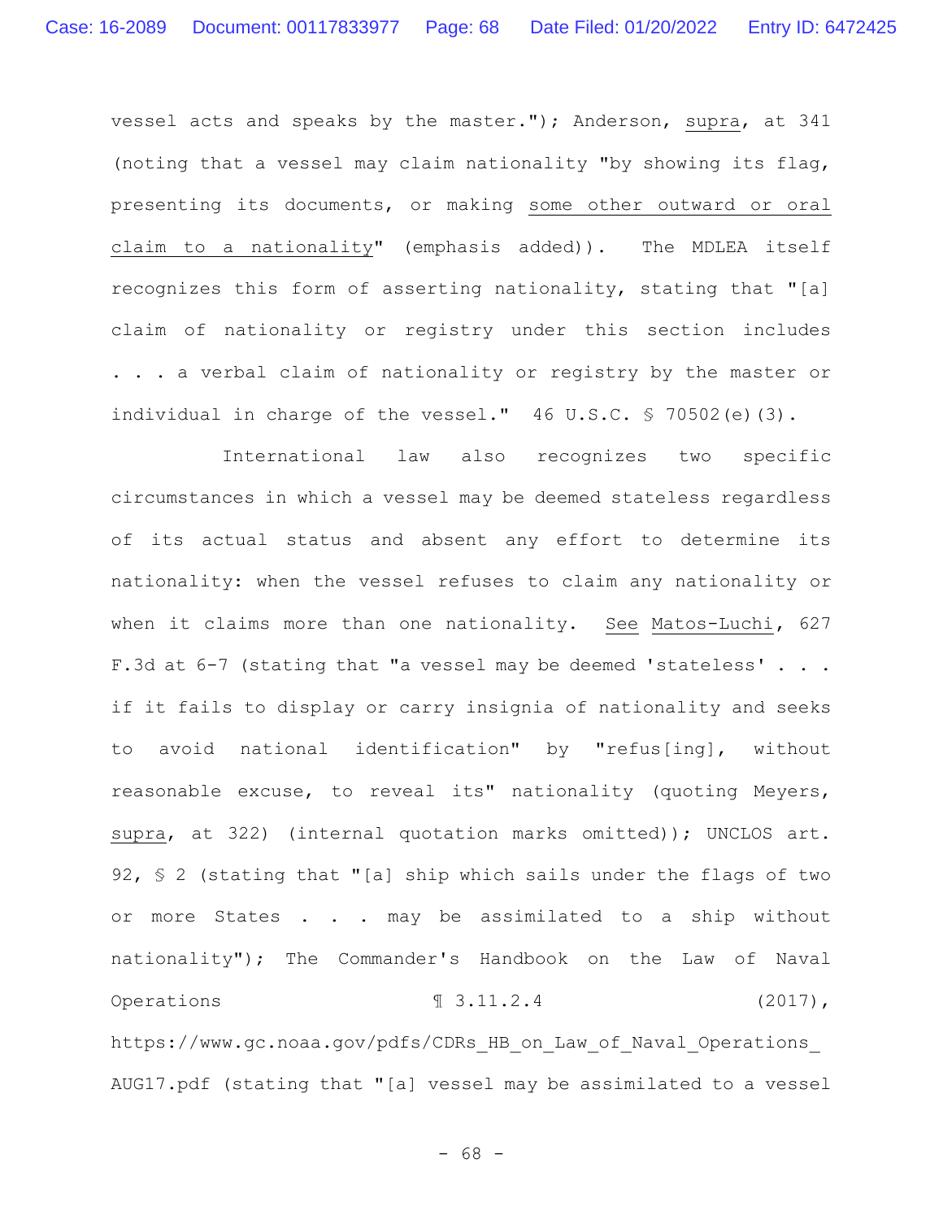vessel acts and speaks by the master."); Anderson, _supra_, at 341 (noting that a vessel may claim nationality "by showing its flag, presenting its documents, or making _some other outward or oral claim to a nationality_" (emphasis added)). The MDLEA itself recognizes this form of asserting nationality, stating that "[a] claim of nationality or registry under this section includes . . . a verbal claim of nationality or registry by the master or individual in charge of the vessel." 46 U.S.C. § 70502(e)(3).

International law also recognizes two specific circumstances in which a vessel may be deemed stateless regardless of its actual status and absent any effort to determine its nationality: when the vessel refuses to claim any nationality or when it claims more than one nationality. _See_ _Matos-Luchi_, 627 F.3d at 6-7 (stating that "a vessel may be deemed 'stateless' . . . if it fails to display or carry insignia of nationality and seeks to avoid national identification" by "refus[ing], without reasonable excuse, to reveal its" nationality (quoting Meyers, _supra_, at 322) (internal quotation marks omitted)); UNCLOS art. 92, § 2 (stating that "[a] ship which sails under the flags of two or more States . . . may be assimilated to a ship without nationality"); The Commander's Handbook on the Law of Naval Operations ¶ 3.11.2.4 (2017), https://www.gc.noaa.gov/pdfs/CDRs_HB_on_Law_of_Naval_Operations_AUG17.pdf (stating that "[a] vessel may be assimilated to a vessel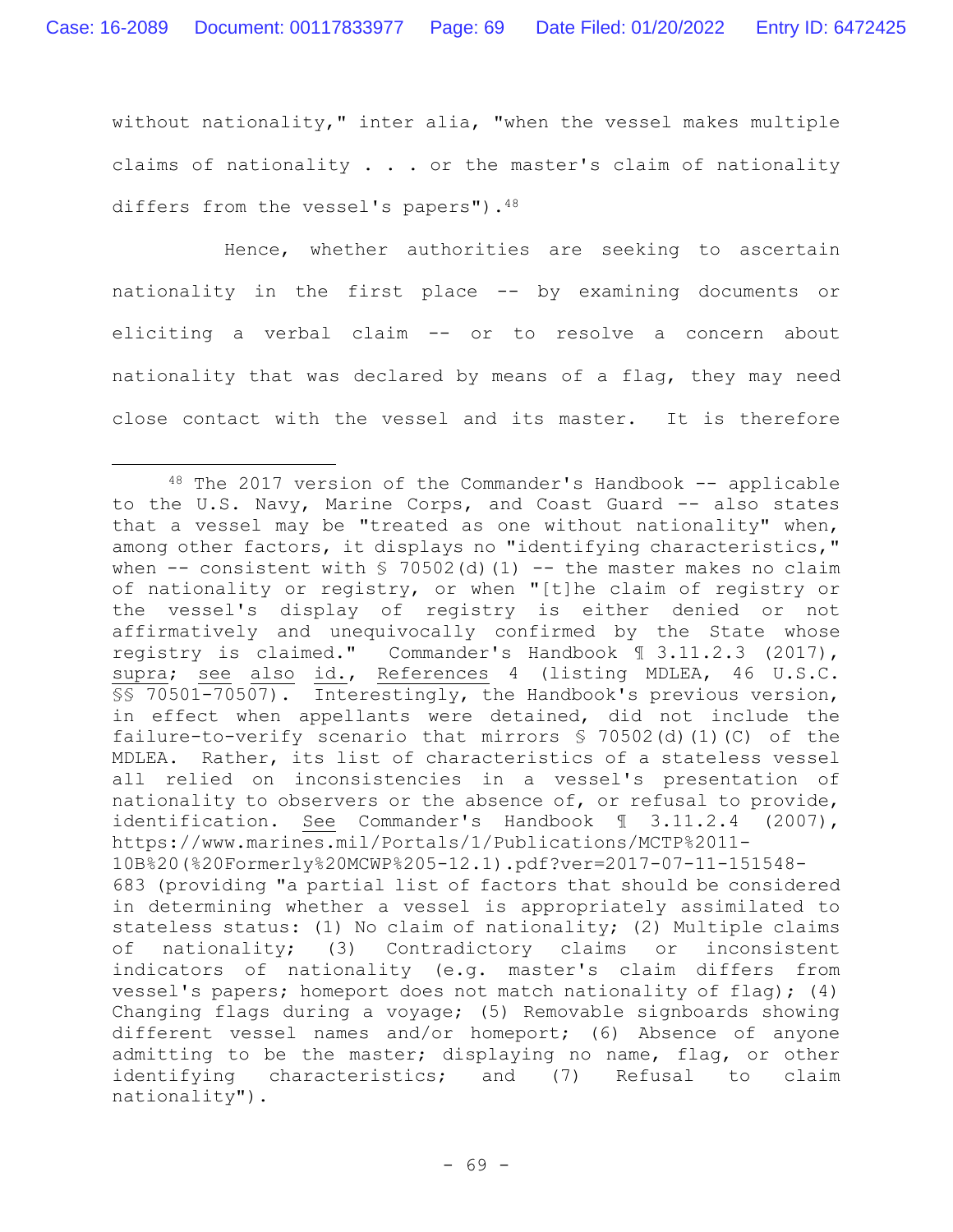without nationality," inter alia, "when the vessel makes multiple claims of nationality . . . or the master's claim of nationality differs from the vessel's papers").[48]

Hence, whether authorities are seeking to ascertain nationality in the first place -- by examining documents or eliciting a verbal claim -- or to resolve a concern about nationality that was declared by means of a flag, they may need close contact with the vessel and its master. It is therefore

---

[48] The 2017 version of the Commander's Handbook -- applicable to the U.S. Navy, Marine Corps, and Coast Guard -- also states that a vessel may be "treated as one without nationality" when, among other factors, it displays no "identifying characteristics," when -- consistent with § 70502(d)(1) -- the master makes no claim of nationality or registry, or when "[t]he claim of registry or the vessel's display of registry is either denied or not affirmatively and unequivocally confirmed by the State whose registry is claimed." Commander's Handbook ¶ 3.11.2.3 (2017), supra; see also id., References 4 (listing MDLEA, 46 U.S.C. §§ 70501-70507). Interestingly, the Handbook's previous version, in effect when appellants were detained, did not include the failure-to-verify scenario that mirrors § 70502(d)(1)(C) of the MDLEA. Rather, its list of characteristics of a stateless vessel all relied on inconsistencies in a vessel's presentation of nationality to observers or the absence of, or refusal to provide, identification. See Commander's Handbook ¶ 3.11.2.4 (2007), https://www.marines.mil/Portals/1/Publications/MCTP%2011-10B%20(%20Formerly%20MCWP%205-12.1).pdf?ver=2017-07-11-151548-683 (providing "a partial list of factors that should be considered in determining whether a vessel is appropriately assimilated to stateless status: (1) No claim of nationality; (2) Multiple claims of nationality; (3) Contradictory claims or inconsistent indicators of nationality (e.g. master's claim differs from vessel's papers; homeport does not match nationality of flag); (4) Changing flags during a voyage; (5) Removable signboards showing different vessel names and/or homeport; (6) Absence of anyone admitting to be the master; displaying no name, flag, or other identifying characteristics; and (7) Refusal to claim nationality").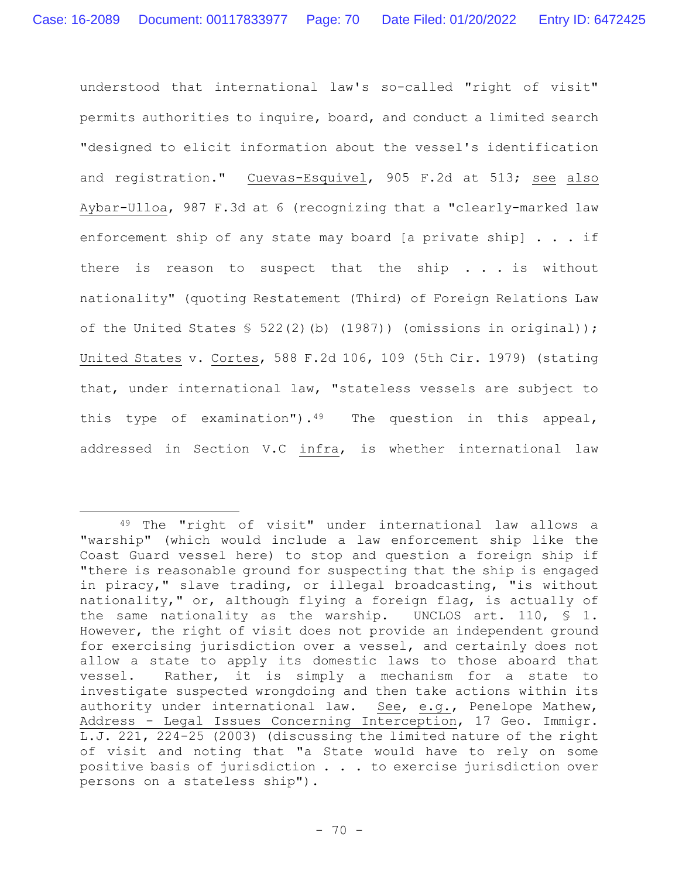understood that international law's so-called "right of visit" permits authorities to inquire, board, and conduct a limited search "designed to elicit information about the vessel's identification and registration." Cuevas-Esquivel, 905 F.2d at 513; see also Aybar-Ulloa, 987 F.3d at 6 (recognizing that a "clearly-marked law enforcement ship of any state may board [a private ship] . . . if there is reason to suspect that the ship . . . is without nationality" (quoting Restatement (Third) of Foreign Relations Law of the United States § 522(2)(b) (1987)) (omissions in original)); United States v. Cortes, 588 F.2d 106, 109 (5th Cir. 1979) (stating that, under international law, "stateless vessels are subject to this type of examination").[49] The question in this appeal, addressed in Section V.C infra, is whether international law

---

[49] The "right of visit" under international law allows a "warship" (which would include a law enforcement ship like the Coast Guard vessel here) to stop and question a foreign ship if "there is reasonable ground for suspecting that the ship is engaged in piracy," slave trading, or illegal broadcasting, "is without nationality," or, although flying a foreign flag, is actually of the same nationality as the warship. UNCLOS art. 110, § 1. However, the right of visit does not provide an independent ground for exercising jurisdiction over a vessel, and certainly does not allow a state to apply its domestic laws to those aboard that vessel. Rather, it is simply a mechanism for a state to investigate suspected wrongdoing and then take actions within its authority under international law. See, e.g., Penelope Mathew, Address - Legal Issues Concerning Interception, 17 Geo. Immigr. L.J. 221, 224-25 (2003) (discussing the limited nature of the right of visit and noting that "a State would have to rely on some positive basis of jurisdiction . . . to exercise jurisdiction over persons on a stateless ship").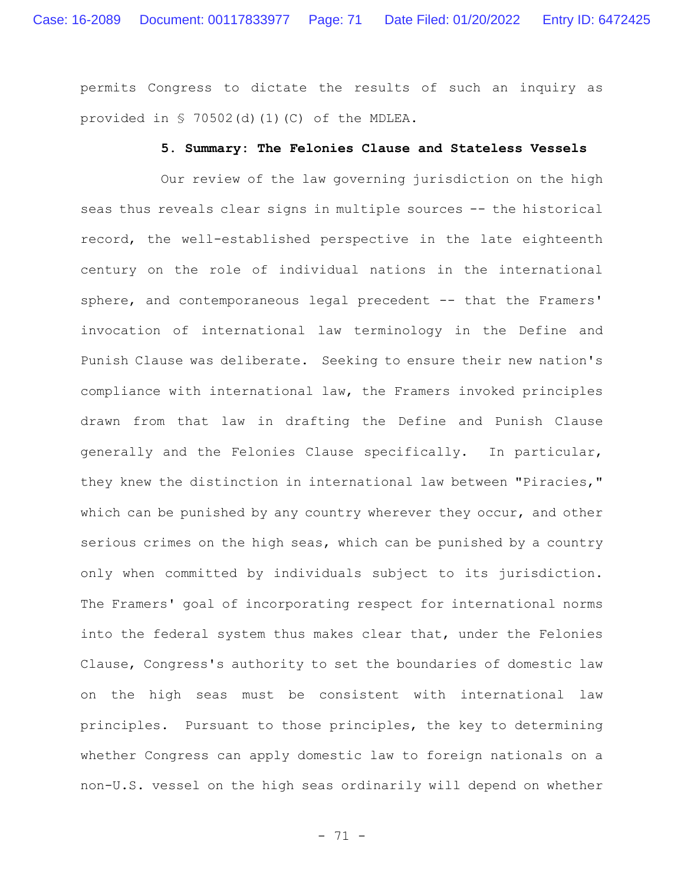permits Congress to dictate the results of such an inquiry as provided in § 70502(d)(1)(C) of the MDLEA.

**5. Summary: The Felonies Clause and Stateless Vessels**

Our review of the law governing jurisdiction on the high seas thus reveals clear signs in multiple sources -- the historical record, the well-established perspective in the late eighteenth century on the role of individual nations in the international sphere, and contemporaneous legal precedent -- that the Framers' invocation of international law terminology in the Define and Punish Clause was deliberate. Seeking to ensure their new nation's compliance with international law, the Framers invoked principles drawn from that law in drafting the Define and Punish Clause generally and the Felonies Clause specifically. In particular, they knew the distinction in international law between "Piracies," which can be punished by any country wherever they occur, and other serious crimes on the high seas, which can be punished by a country only when committed by individuals subject to its jurisdiction. The Framers' goal of incorporating respect for international norms into the federal system thus makes clear that, under the Felonies Clause, Congress's authority to set the boundaries of domestic law on the high seas must be consistent with international law principles. Pursuant to those principles, the key to determining whether Congress can apply domestic law to foreign nationals on a non-U.S. vessel on the high seas ordinarily will depend on whether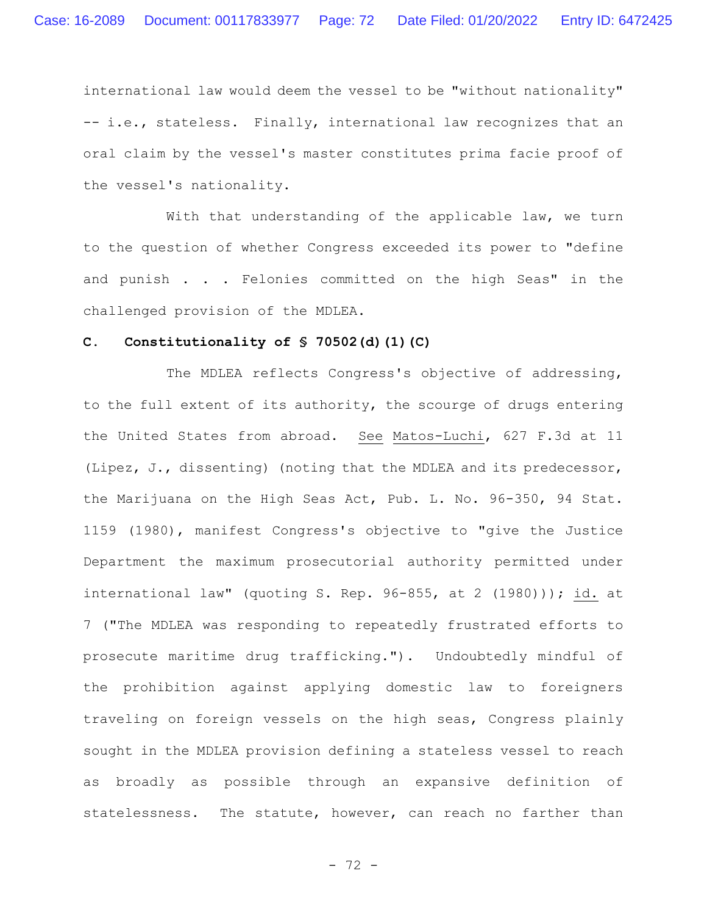international law would deem the vessel to be "without nationality" -- i.e., stateless. Finally, international law recognizes that an oral claim by the vessel's master constitutes prima facie proof of the vessel's nationality.

With that understanding of the applicable law, we turn to the question of whether Congress exceeded its power to "define and punish . . . Felonies committed on the high Seas" in the challenged provision of the MDLEA.

**C. Constitutionality of § 70502(d)(1)(C)**

The MDLEA reflects Congress's objective of addressing, to the full extent of its authority, the scourge of drugs entering the United States from abroad. See Matos-Luchi, 627 F.3d at 11 (Lipez, J., dissenting) (noting that the MDLEA and its predecessor, the Marijuana on the High Seas Act, Pub. L. No. 96-350, 94 Stat. 1159 (1980), manifest Congress's objective to "give the Justice Department the maximum prosecutorial authority permitted under international law" (quoting S. Rep. 96-855, at 2 (1980))); id. at 7 ("The MDLEA was responding to repeatedly frustrated efforts to prosecute maritime drug trafficking."). Undoubtedly mindful of the prohibition against applying domestic law to foreigners traveling on foreign vessels on the high seas, Congress plainly sought in the MDLEA provision defining a stateless vessel to reach as broadly as possible through an expansive definition of statelessness. The statute, however, can reach no farther than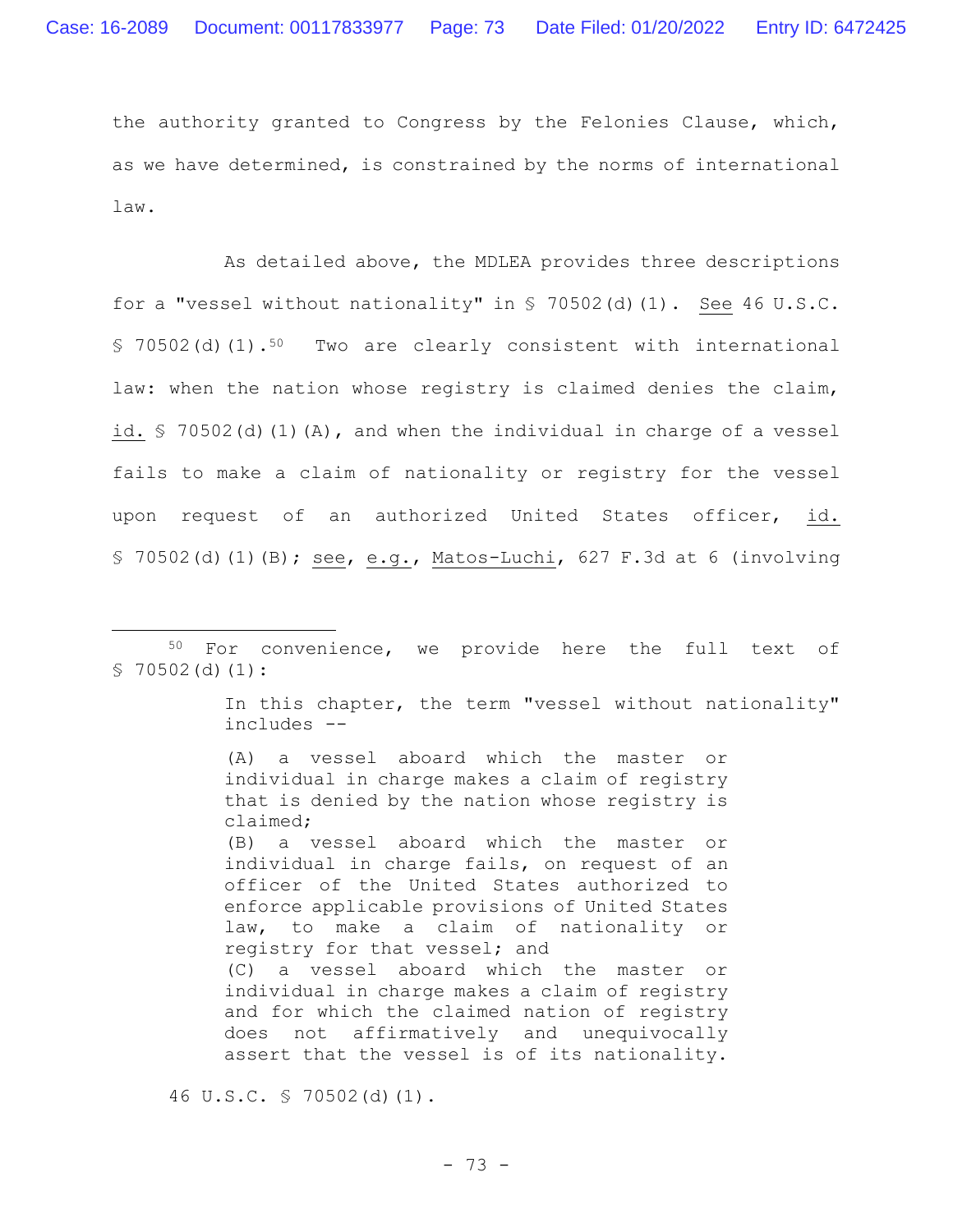the authority granted to Congress by the Felonies Clause, which, as we have determined, is constrained by the norms of international law.

As detailed above, the MDLEA provides three descriptions for a "vessel without nationality" in § 70502(d)(1). See 46 U.S.C. § 70502(d)(1).[50] Two are clearly consistent with international law: when the nation whose registry is claimed denies the claim, id. § 70502(d)(1)(A), and when the individual in charge of a vessel fails to make a claim of nationality or registry for the vessel upon request of an authorized United States officer, id. § 70502(d)(1)(B); see, e.g., Matos-Luchi, 627 F.3d at 6 (involving

---

[50] For convenience, we provide here the full text of § 70502(d)(1):

> In this chapter, the term "vessel without nationality" includes --
>
> (A) a vessel aboard which the master or individual in charge makes a claim of registry that is denied by the nation whose registry is claimed;
> (B) a vessel aboard which the master or individual in charge fails, on request of an officer of the United States authorized to enforce applicable provisions of United States law, to make a claim of nationality or registry for that vessel; and
> (C) a vessel aboard which the master or individual in charge makes a claim of registry and for which the claimed nation of registry does not affirmatively and unequivocally assert that the vessel is of its nationality.

46 U.S.C. § 70502(d)(1).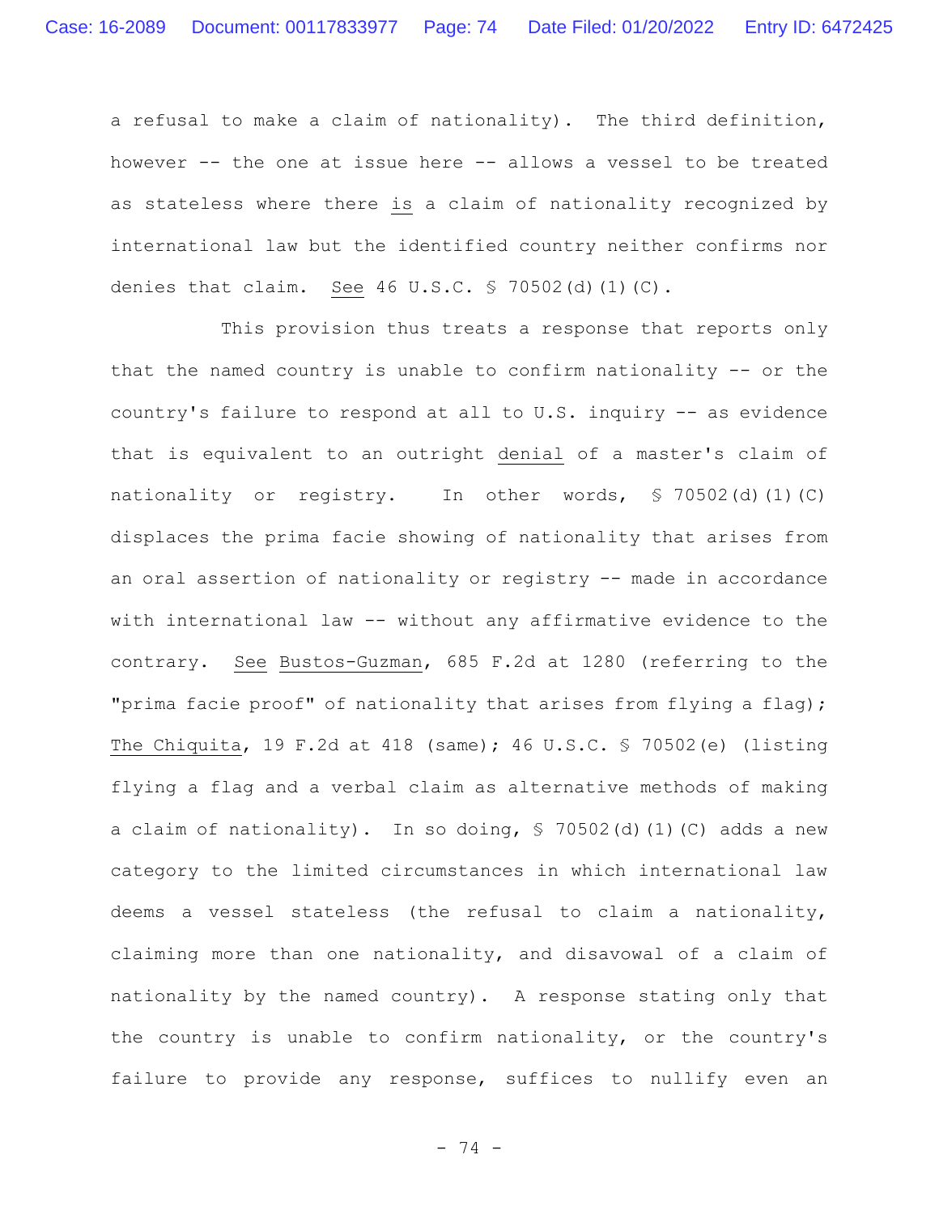a refusal to make a claim of nationality). The third definition, however -- the one at issue here -- allows a vessel to be treated as stateless where there _is_ a claim of nationality recognized by international law but the identified country neither confirms nor denies that claim. _See_ 46 U.S.C. § 70502(d)(1)(C).

This provision thus treats a response that reports only that the named country is unable to confirm nationality -- or the country's failure to respond at all to U.S. inquiry -- as evidence that is equivalent to an outright _denial_ of a master's claim of nationality or registry. In other words, § 70502(d)(1)(C) displaces the prima facie showing of nationality that arises from an oral assertion of nationality or registry -- made in accordance with international law -- without any affirmative evidence to the contrary. _See_ _Bustos-Guzman_, 685 F.2d at 1280 (referring to the "prima facie proof" of nationality that arises from flying a flag); _The Chiquita_, 19 F.2d at 418 (same); 46 U.S.C. § 70502(e) (listing flying a flag and a verbal claim as alternative methods of making a claim of nationality). In so doing, § 70502(d)(1)(C) adds a new category to the limited circumstances in which international law deems a vessel stateless (the refusal to claim a nationality, claiming more than one nationality, and disavowal of a claim of nationality by the named country). A response stating only that the country is unable to confirm nationality, or the country's failure to provide any response, suffices to nullify even an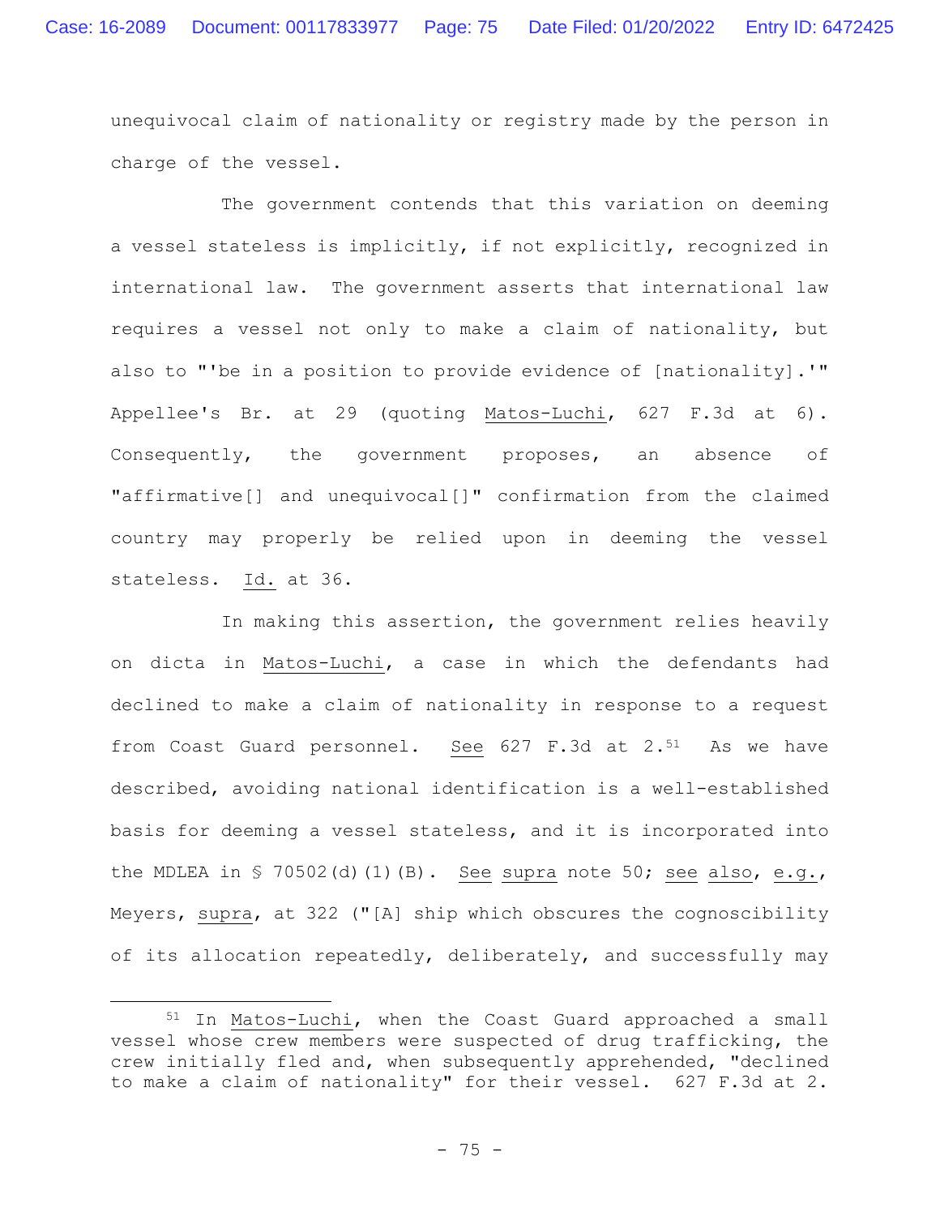unequivocal claim of nationality or registry made by the person in charge of the vessel.

The government contends that this variation on deeming a vessel stateless is implicitly, if not explicitly, recognized in international law. The government asserts that international law requires a vessel not only to make a claim of nationality, but also to "'be in a position to provide evidence of [nationality].'" Appellee's Br. at 29 (quoting Matos-Luchi, 627 F.3d at 6). Consequently, the government proposes, an absence of "affirmative[] and unequivocal[]" confirmation from the claimed country may properly be relied upon in deeming the vessel stateless. Id. at 36.

In making this assertion, the government relies heavily on dicta in Matos-Luchi, a case in which the defendants had declined to make a claim of nationality in response to a request from Coast Guard personnel. See 627 F.3d at 2.[51] As we have described, avoiding national identification is a well-established basis for deeming a vessel stateless, and it is incorporated into the MDLEA in § 70502(d)(1)(B). See supra note 50; see also, e.g., Meyers, supra, at 322 ("[A] ship which obscures the cognoscibility of its allocation repeatedly, deliberately, and successfully may

[51] In Matos-Luchi, when the Coast Guard approached a small vessel whose crew members were suspected of drug trafficking, the crew initially fled and, when subsequently apprehended, "declined to make a claim of nationality" for their vessel. 627 F.3d at 2.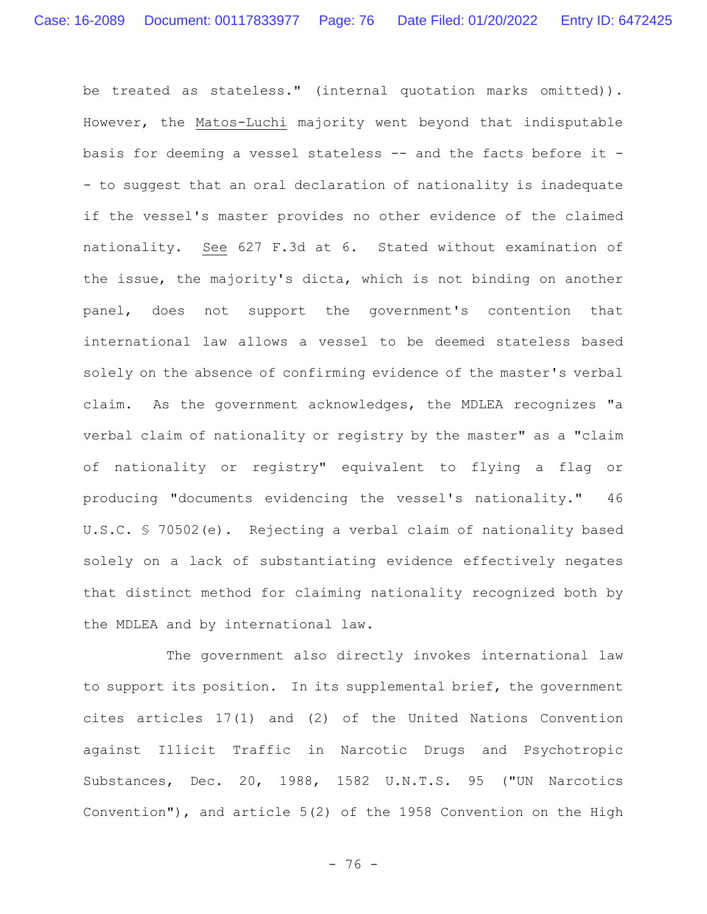be treated as stateless." (internal quotation marks omitted)). However, the Matos-Luchi majority went beyond that indisputable basis for deeming a vessel stateless -- and the facts before it -- to suggest that an oral declaration of nationality is inadequate if the vessel's master provides no other evidence of the claimed nationality. *See* 627 F.3d at 6. Stated without examination of the issue, the majority's dicta, which is not binding on another panel, does not support the government's contention that international law allows a vessel to be deemed stateless based solely on the absence of confirming evidence of the master's verbal claim. As the government acknowledges, the MDLEA recognizes "a verbal claim of nationality or registry by the master" as a "claim of nationality or registry" equivalent to flying a flag or producing "documents evidencing the vessel's nationality." 46 U.S.C. § 70502(e). Rejecting a verbal claim of nationality based solely on a lack of substantiating evidence effectively negates that distinct method for claiming nationality recognized both by the MDLEA and by international law.

The government also directly invokes international law to support its position. In its supplemental brief, the government cites articles 17(1) and (2) of the United Nations Convention against Illicit Traffic in Narcotic Drugs and Psychotropic Substances, Dec. 20, 1988, 1582 U.N.T.S. 95 ("UN Narcotics Convention"), and article 5(2) of the 1958 Convention on the High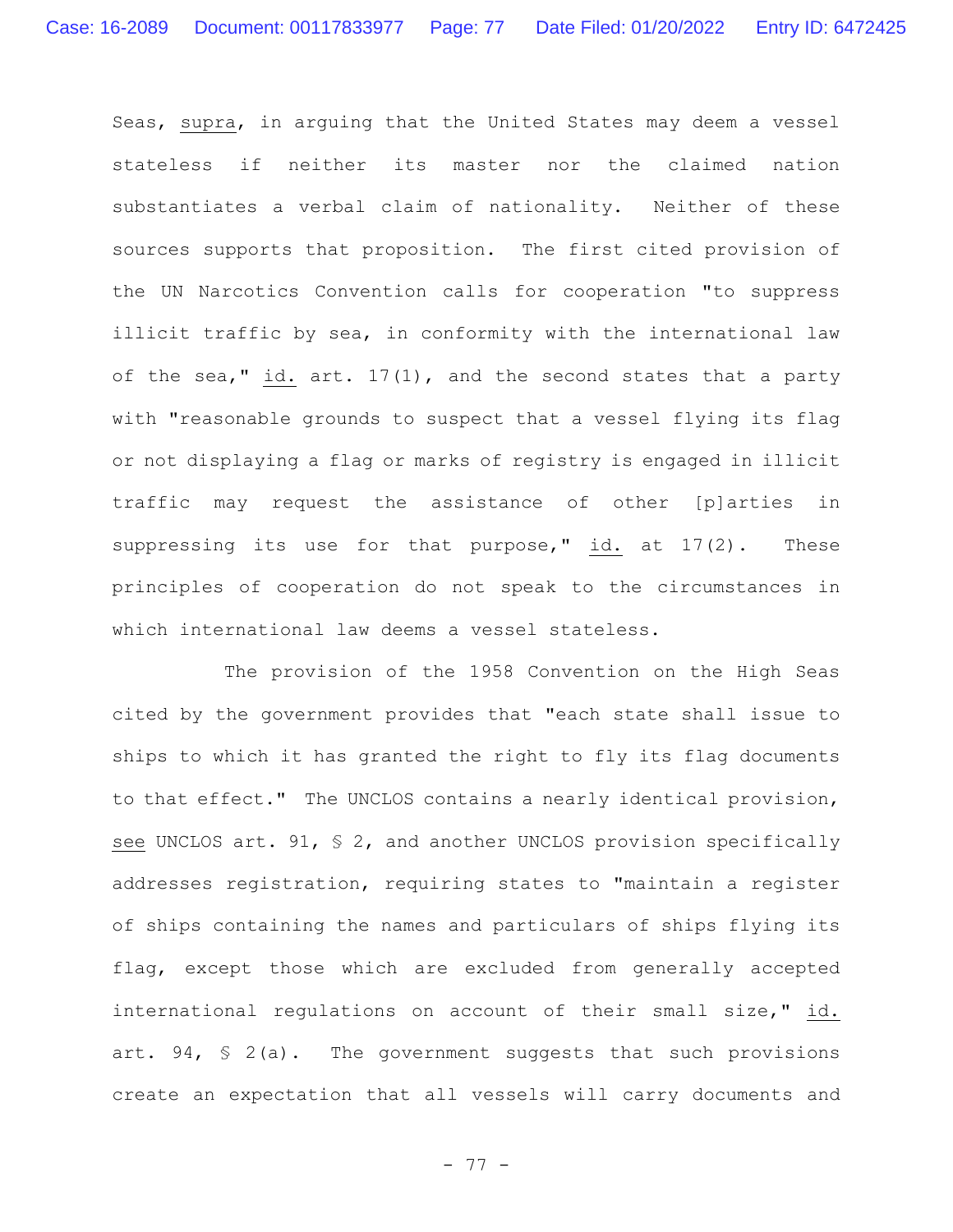Seas, supra, in arguing that the United States may deem a vessel stateless if neither its master nor the claimed nation substantiates a verbal claim of nationality. Neither of these sources supports that proposition. The first cited provision of the UN Narcotics Convention calls for cooperation "to suppress illicit traffic by sea, in conformity with the international law of the sea," id. art. 17(1), and the second states that a party with "reasonable grounds to suspect that a vessel flying its flag or not displaying a flag or marks of registry is engaged in illicit traffic may request the assistance of other [p]arties in suppressing its use for that purpose," id. at 17(2). These principles of cooperation do not speak to the circumstances in which international law deems a vessel stateless.

The provision of the 1958 Convention on the High Seas cited by the government provides that "each state shall issue to ships to which it has granted the right to fly its flag documents to that effect." The UNCLOS contains a nearly identical provision, see UNCLOS art. 91, § 2, and another UNCLOS provision specifically addresses registration, requiring states to "maintain a register of ships containing the names and particulars of ships flying its flag, except those which are excluded from generally accepted international regulations on account of their small size," id. art. 94, § 2(a). The government suggests that such provisions create an expectation that all vessels will carry documents and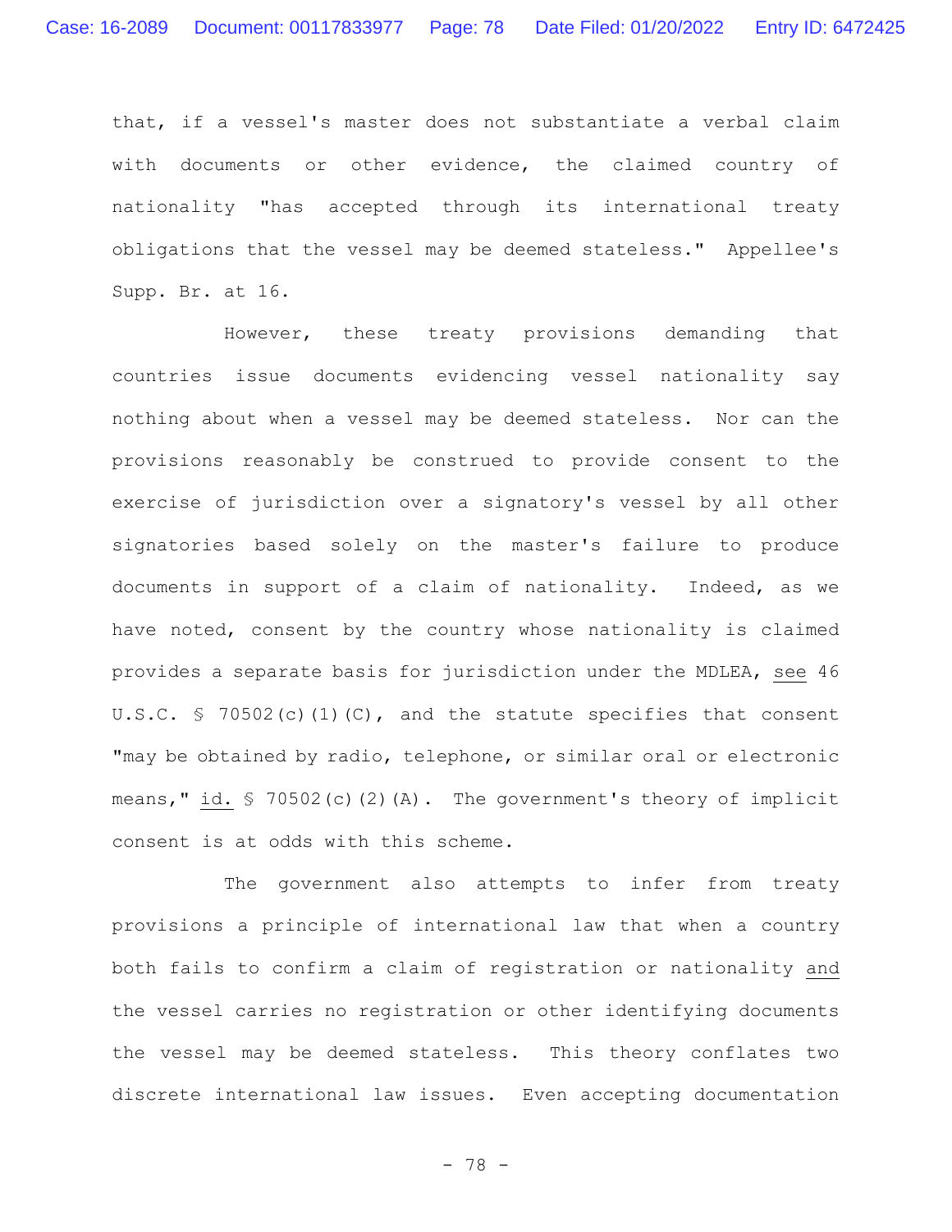that, if a vessel's master does not substantiate a verbal claim with documents or other evidence, the claimed country of nationality "has accepted through its international treaty obligations that the vessel may be deemed stateless." Appellee's Supp. Br. at 16.

However, these treaty provisions demanding that countries issue documents evidencing vessel nationality say nothing about when a vessel may be deemed stateless. Nor can the provisions reasonably be construed to provide consent to the exercise of jurisdiction over a signatory's vessel by all other signatories based solely on the master's failure to produce documents in support of a claim of nationality. Indeed, as we have noted, consent by the country whose nationality is claimed provides a separate basis for jurisdiction under the MDLEA, see 46 U.S.C. § 70502(c)(1)(C), and the statute specifies that consent "may be obtained by radio, telephone, or similar oral or electronic means," id. § 70502(c)(2)(A). The government's theory of implicit consent is at odds with this scheme.

The government also attempts to infer from treaty provisions a principle of international law that when a country both fails to confirm a claim of registration or nationality and the vessel carries no registration or other identifying documents the vessel may be deemed stateless. This theory conflates two discrete international law issues. Even accepting documentation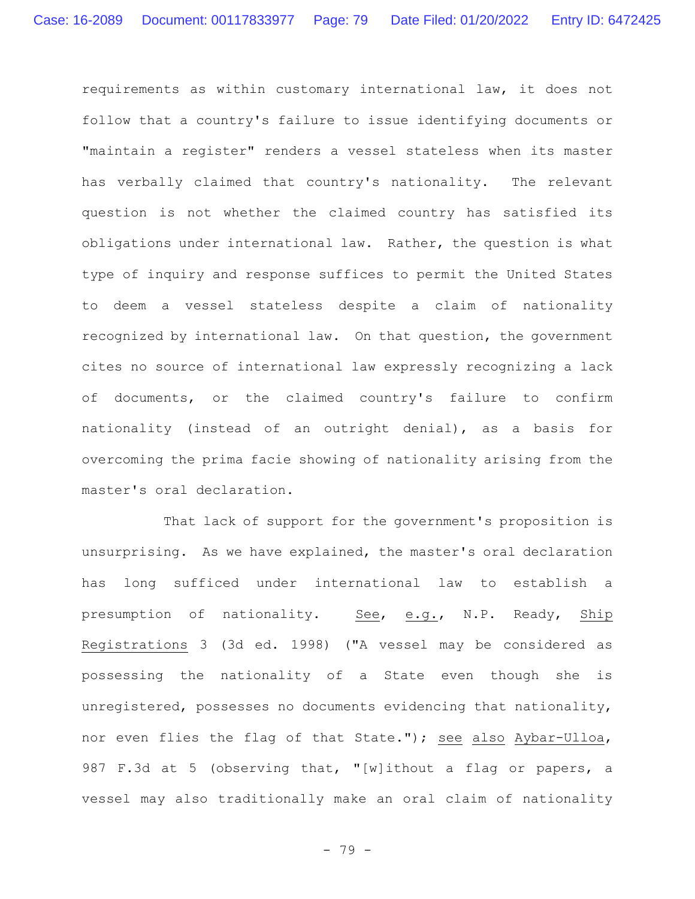requirements as within customary international law, it does not follow that a country's failure to issue identifying documents or "maintain a register" renders a vessel stateless when its master has verbally claimed that country's nationality. The relevant question is not whether the claimed country has satisfied its obligations under international law. Rather, the question is what type of inquiry and response suffices to permit the United States to deem a vessel stateless despite a claim of nationality recognized by international law. On that question, the government cites no source of international law expressly recognizing a lack of documents, or the claimed country's failure to confirm nationality (instead of an outright denial), as a basis for overcoming the prima facie showing of nationality arising from the master's oral declaration.

That lack of support for the government's proposition is unsurprising. As we have explained, the master's oral declaration has long sufficed under international law to establish a presumption of nationality. See, e.g., N.P. Ready, Ship Registrations 3 (3d ed. 1998) ("A vessel may be considered as possessing the nationality of a State even though she is unregistered, possesses no documents evidencing that nationality, nor even flies the flag of that State."); see also Aybar-Ulloa, 987 F.3d at 5 (observing that, "[w]ithout a flag or papers, a vessel may also traditionally make an oral claim of nationality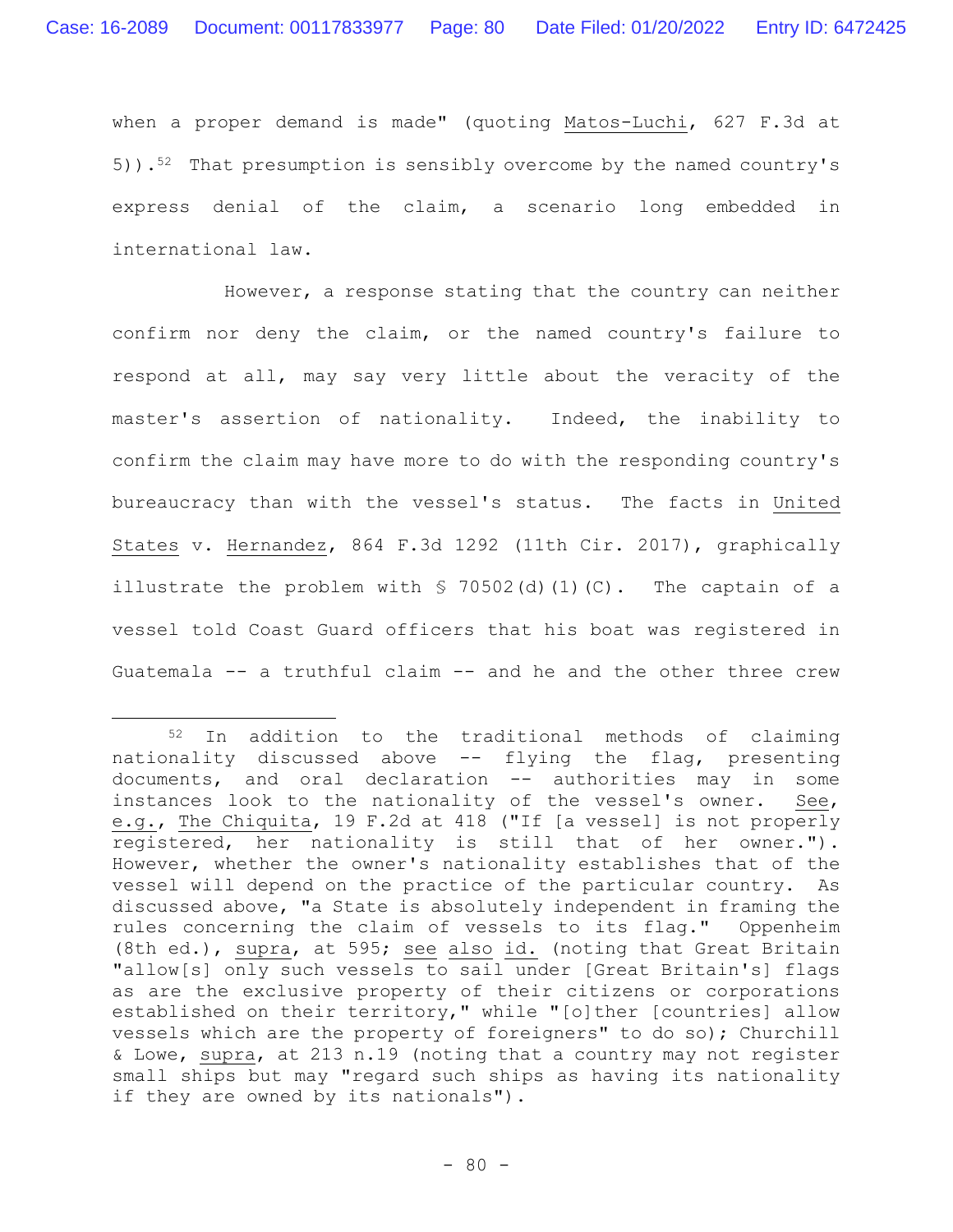when a proper demand is made" (quoting Matos-Luchi, 627 F.3d at 5)).[52] That presumption is sensibly overcome by the named country's express denial of the claim, a scenario long embedded in international law.

However, a response stating that the country can neither confirm nor deny the claim, or the named country's failure to respond at all, may say very little about the veracity of the master's assertion of nationality. Indeed, the inability to confirm the claim may have more to do with the responding country's bureaucracy than with the vessel's status. The facts in United States v. Hernandez, 864 F.3d 1292 (11th Cir. 2017), graphically illustrate the problem with § 70502(d)(1)(C). The captain of a vessel told Coast Guard officers that his boat was registered in Guatemala -- a truthful claim -- and he and the other three crew

---

[52] In addition to the traditional methods of claiming nationality discussed above -- flying the flag, presenting documents, and oral declaration -- authorities may in some instances look to the nationality of the vessel's owner. See, e.g., The Chiquita, 19 F.2d at 418 ("If [a vessel] is not properly registered, her nationality is still that of her owner."). However, whether the owner's nationality establishes that of the vessel will depend on the practice of the particular country. As discussed above, "a State is absolutely independent in framing the rules concerning the claim of vessels to its flag." Oppenheim (8th ed.), supra, at 595; see also id. (noting that Great Britain "allow[s] only such vessels to sail under [Great Britain's] flags as are the exclusive property of their citizens or corporations established on their territory," while "[o]ther [countries] allow vessels which are the property of foreigners" to do so); Churchill & Lowe, supra, at 213 n.19 (noting that a country may not register small ships but may "regard such ships as having its nationality if they are owned by its nationals").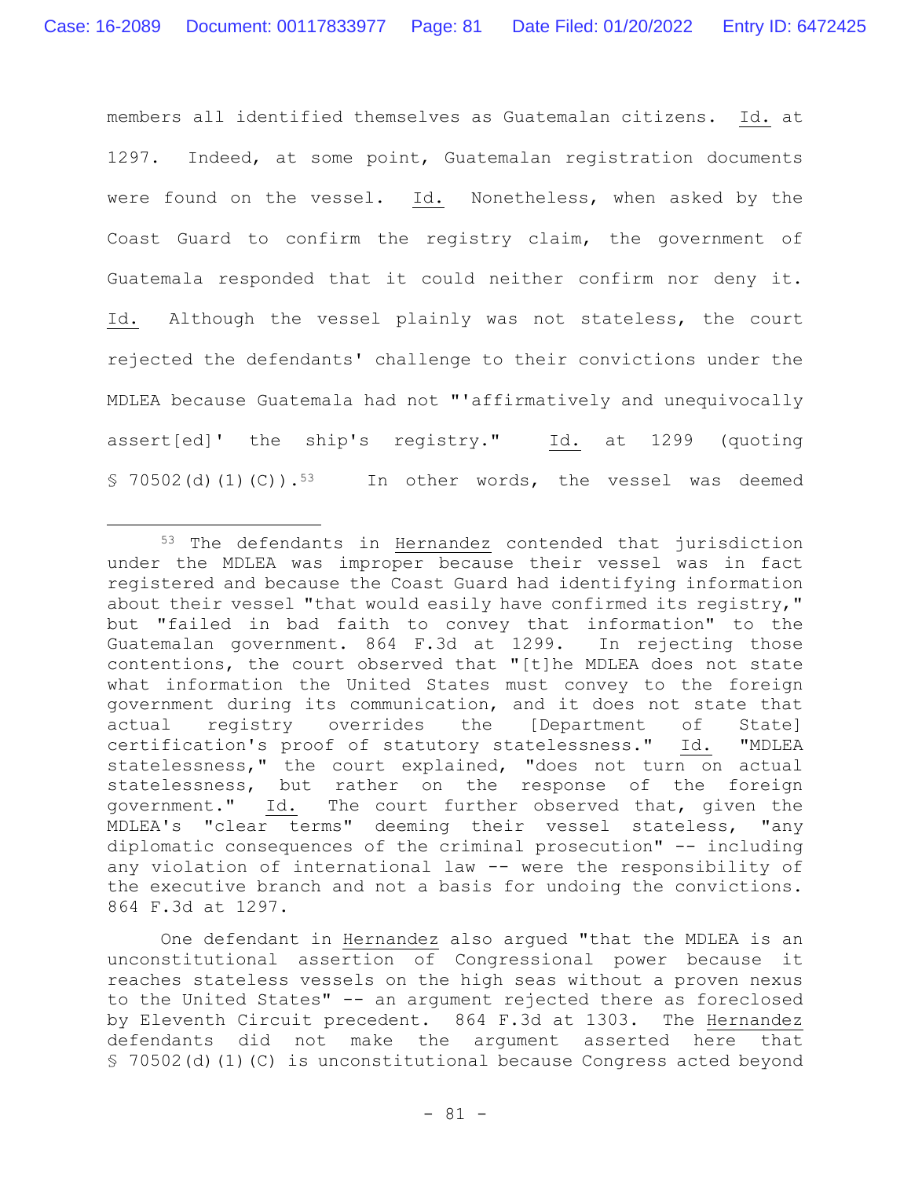members all identified themselves as Guatemalan citizens. Id. at 1297. Indeed, at some point, Guatemalan registration documents were found on the vessel. Id. Nonetheless, when asked by the Coast Guard to confirm the registry claim, the government of Guatemala responded that it could neither confirm nor deny it. Id. Although the vessel plainly was not stateless, the court rejected the defendants' challenge to their convictions under the MDLEA because Guatemala had not "'affirmatively and unequivocally assert[ed]' the ship's registry." Id. at 1299 (quoting § 70502(d)(1)(C)).[53] In other words, the vessel was deemed

---

[53] The defendants in Hernandez contended that jurisdiction under the MDLEA was improper because their vessel was in fact registered and because the Coast Guard had identifying information about their vessel "that would easily have confirmed its registry," but "failed in bad faith to convey that information" to the Guatemalan government. 864 F.3d at 1299. In rejecting those contentions, the court observed that "[t]he MDLEA does not state what information the United States must convey to the foreign government during its communication, and it does not state that actual registry overrides the [Department of State] certification's proof of statutory statelessness." Id. "MDLEA statelessness," the court explained, "does not turn on actual statelessness, but rather on the response of the foreign government." Id. The court further observed that, given the MDLEA's "clear terms" deeming their vessel stateless, "any diplomatic consequences of the criminal prosecution" -- including any violation of international law -- were the responsibility of the executive branch and not a basis for undoing the convictions. 864 F.3d at 1297.

One defendant in Hernandez also argued "that the MDLEA is an unconstitutional assertion of Congressional power because it reaches stateless vessels on the high seas without a proven nexus to the United States" -- an argument rejected there as foreclosed by Eleventh Circuit precedent. 864 F.3d at 1303. The Hernandez defendants did not make the argument asserted here that § 70502(d)(1)(C) is unconstitutional because Congress acted beyond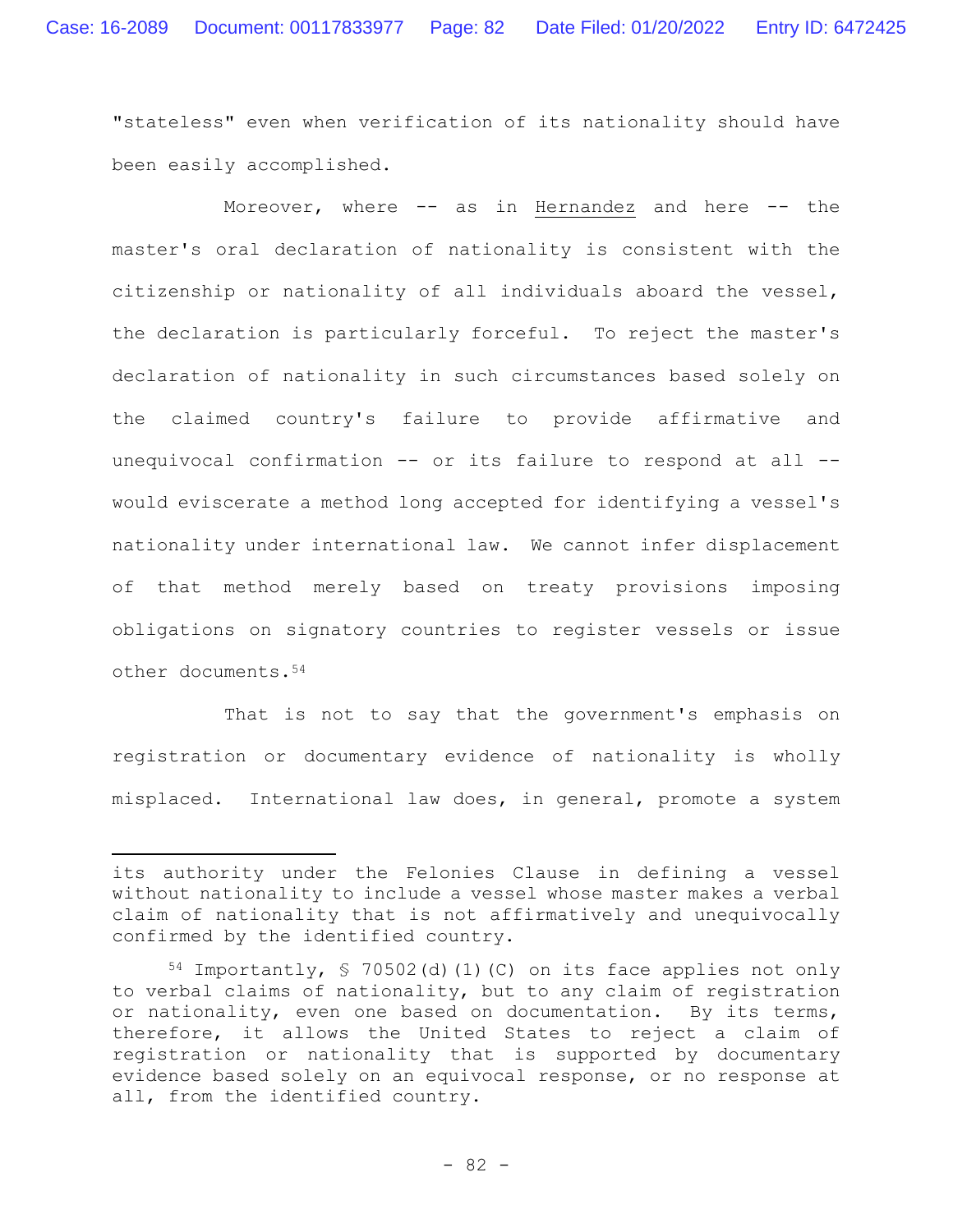"stateless" even when verification of its nationality should have been easily accomplished.

Moreover, where -- as in Hernandez and here -- the master's oral declaration of nationality is consistent with the citizenship or nationality of all individuals aboard the vessel, the declaration is particularly forceful. To reject the master's declaration of nationality in such circumstances based solely on the claimed country's failure to provide affirmative and unequivocal confirmation -- or its failure to respond at all -- would eviscerate a method long accepted for identifying a vessel's nationality under international law. We cannot infer displacement of that method merely based on treaty provisions imposing obligations on signatory countries to register vessels or issue other documents.[54]

That is not to say that the government's emphasis on registration or documentary evidence of nationality is wholly misplaced. International law does, in general, promote a system

---

its authority under the Felonies Clause in defining a vessel without nationality to include a vessel whose master makes a verbal claim of nationality that is not affirmatively and unequivocally confirmed by the identified country.

[54] Importantly, § 70502(d)(1)(C) on its face applies not only to verbal claims of nationality, but to any claim of registration or nationality, even one based on documentation. By its terms, therefore, it allows the United States to reject a claim of registration or nationality that is supported by documentary evidence based solely on an equivocal response, or no response at all, from the identified country.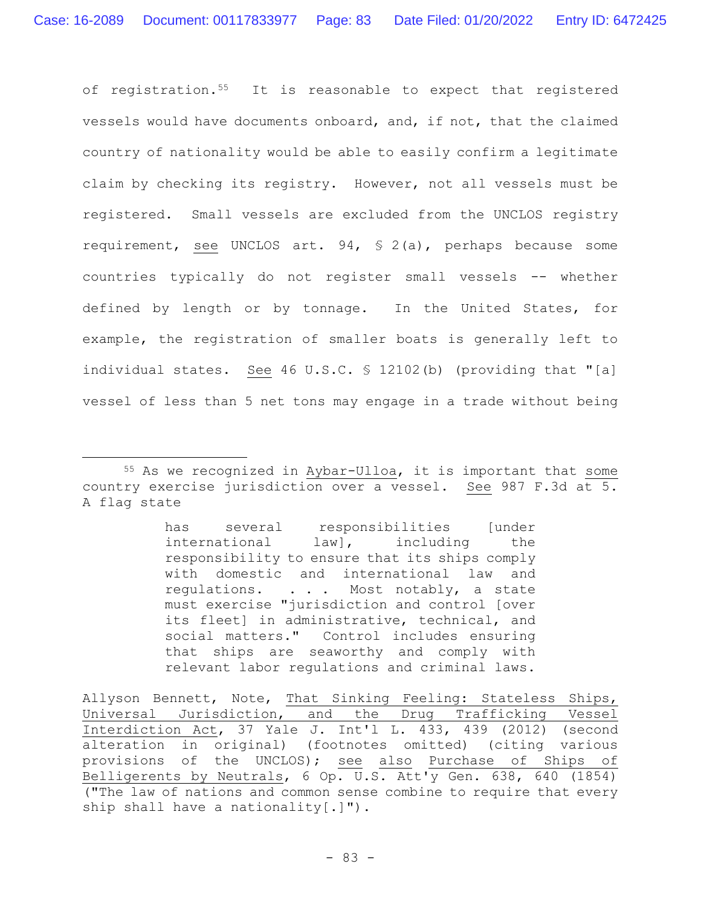of registration.[55] It is reasonable to expect that registered vessels would have documents onboard, and, if not, that the claimed country of nationality would be able to easily confirm a legitimate claim by checking its registry. However, not all vessels must be registered. Small vessels are excluded from the UNCLOS registry requirement, see UNCLOS art. 94, § 2(a), perhaps because some countries typically do not register small vessels -- whether defined by length or by tonnage. In the United States, for example, the registration of smaller boats is generally left to individual states. See 46 U.S.C. § 12102(b) (providing that "[a] vessel of less than 5 net tons may engage in a trade without being

---

[55] As we recognized in Aybar-Ulloa, it is important that some country exercise jurisdiction over a vessel. See 987 F.3d at 5. A flag state

> has several responsibilities [under international law], including the responsibility to ensure that its ships comply with domestic and international law and regulations. . . . Most notably, a state must exercise "jurisdiction and control [over its fleet] in administrative, technical, and social matters." Control includes ensuring that ships are seaworthy and comply with relevant labor regulations and criminal laws.

Allyson Bennett, Note, That Sinking Feeling: Stateless Ships, Universal Jurisdiction, and the Drug Trafficking Vessel Interdiction Act, 37 Yale J. Int'l L. 433, 439 (2012) (second alteration in original) (footnotes omitted) (citing various provisions of the UNCLOS); see also Purchase of Ships of Belligerents by Neutrals, 6 Op. U.S. Att'y Gen. 638, 640 (1854) ("The law of nations and common sense combine to require that every ship shall have a nationality[.]").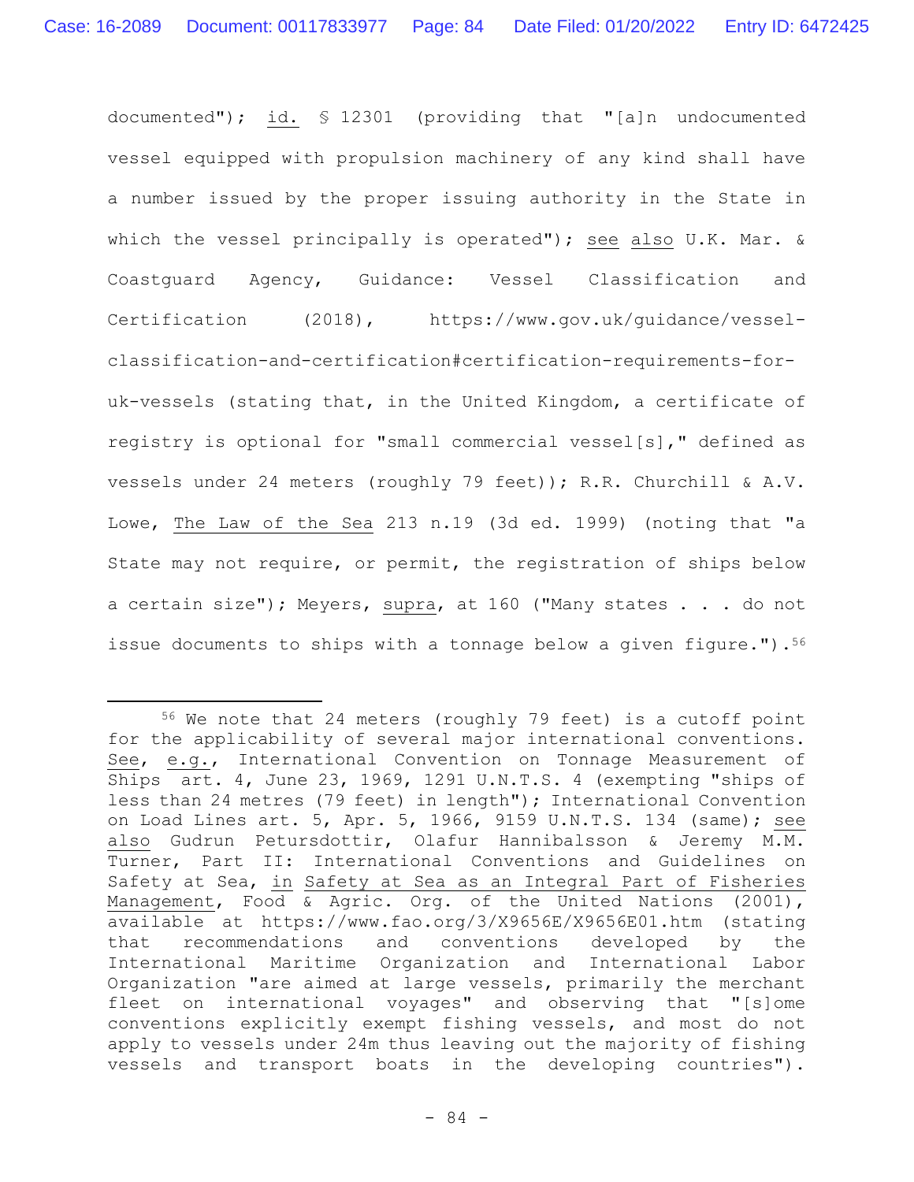documented"); id. § 12301 (providing that "[a]n undocumented vessel equipped with propulsion machinery of any kind shall have a number issued by the proper issuing authority in the State in which the vessel principally is operated"); see also U.K. Mar. & Coastguard Agency, Guidance: Vessel Classification and Certification (2018), https://www.gov.uk/guidance/vessel-classification-and-certification#certification-requirements-for-uk-vessels (stating that, in the United Kingdom, a certificate of registry is optional for "small commercial vessel[s]," defined as vessels under 24 meters (roughly 79 feet)); R.R. Churchill & A.V. Lowe, The Law of the Sea 213 n.19 (3d ed. 1999) (noting that "a State may not require, or permit, the registration of ships below a certain size"); Meyers, supra, at 160 ("Many states . . . do not issue documents to ships with a tonnage below a given figure.").[56]

---

[56] We note that 24 meters (roughly 79 feet) is a cutoff point for the applicability of several major international conventions. See, e.g., International Convention on Tonnage Measurement of Ships art. 4, June 23, 1969, 1291 U.N.T.S. 4 (exempting "ships of less than 24 metres (79 feet) in length"); International Convention on Load Lines art. 5, Apr. 5, 1966, 9159 U.N.T.S. 134 (same); see also Gudrun Petursdottir, Olafur Hannibalsson & Jeremy M.M. Turner, Part II: International Conventions and Guidelines on Safety at Sea, in Safety at Sea as an Integral Part of Fisheries Management, Food & Agric. Org. of the United Nations (2001), available at https://www.fao.org/3/X9656E/X9656E01.htm (stating that recommendations and conventions developed by the International Maritime Organization and International Labor Organization "are aimed at large vessels, primarily the merchant fleet on international voyages" and observing that "[s]ome conventions explicitly exempt fishing vessels, and most do not apply to vessels under 24m thus leaving out the majority of fishing vessels and transport boats in the developing countries").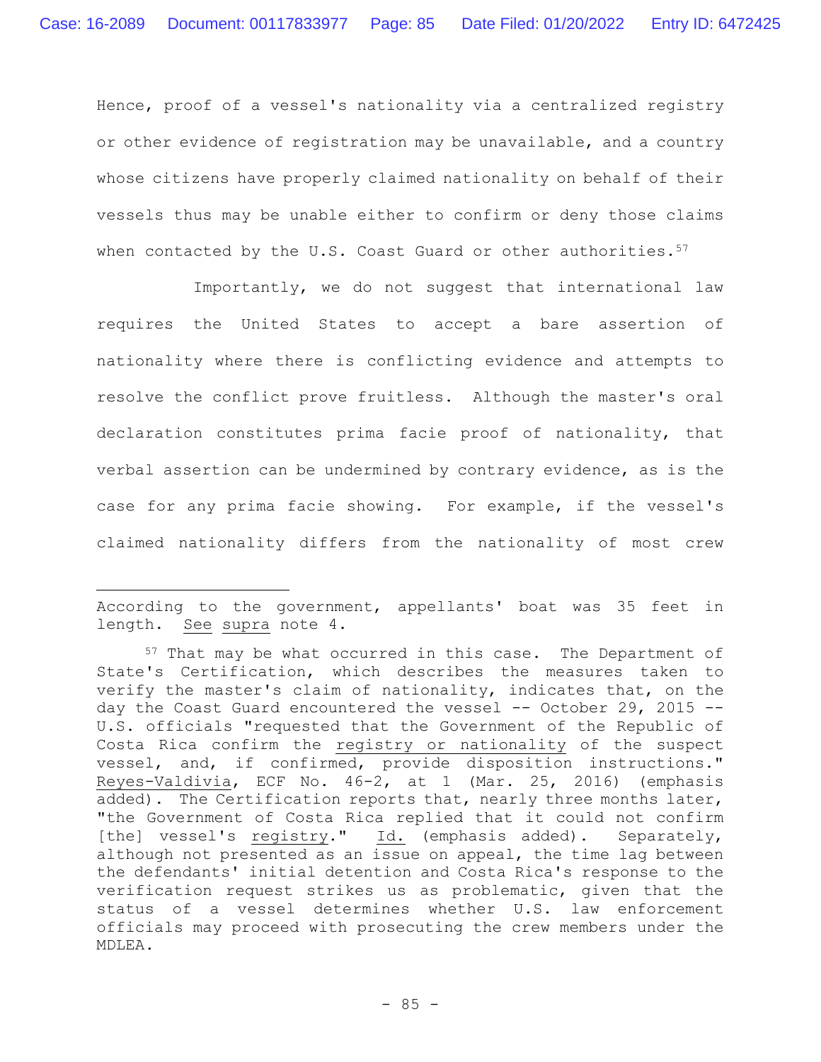Hence, proof of a vessel's nationality via a centralized registry or other evidence of registration may be unavailable, and a country whose citizens have properly claimed nationality on behalf of their vessels thus may be unable either to confirm or deny those claims when contacted by the U.S. Coast Guard or other authorities.[57]

Importantly, we do not suggest that international law requires the United States to accept a bare assertion of nationality where there is conflicting evidence and attempts to resolve the conflict prove fruitless. Although the master's oral declaration constitutes prima facie proof of nationality, that verbal assertion can be undermined by contrary evidence, as is the case for any prima facie showing. For example, if the vessel's claimed nationality differs from the nationality of most crew

---

According to the government, appellants' boat was 35 feet in length. See supra note 4.

[57] That may be what occurred in this case. The Department of State's Certification, which describes the measures taken to verify the master's claim of nationality, indicates that, on the day the Coast Guard encountered the vessel -- October 29, 2015 -- U.S. officials "requested that the Government of the Republic of Costa Rica confirm the registry or nationality of the suspect vessel, and, if confirmed, provide disposition instructions." Reyes-Valdivia, ECF No. 46-2, at 1 (Mar. 25, 2016) (emphasis added). The Certification reports that, nearly three months later, "the Government of Costa Rica replied that it could not confirm [the] vessel's registry." Id. (emphasis added). Separately, although not presented as an issue on appeal, the time lag between the defendants' initial detention and Costa Rica's response to the verification request strikes us as problematic, given that the status of a vessel determines whether U.S. law enforcement officials may proceed with prosecuting the crew members under the MDLEA.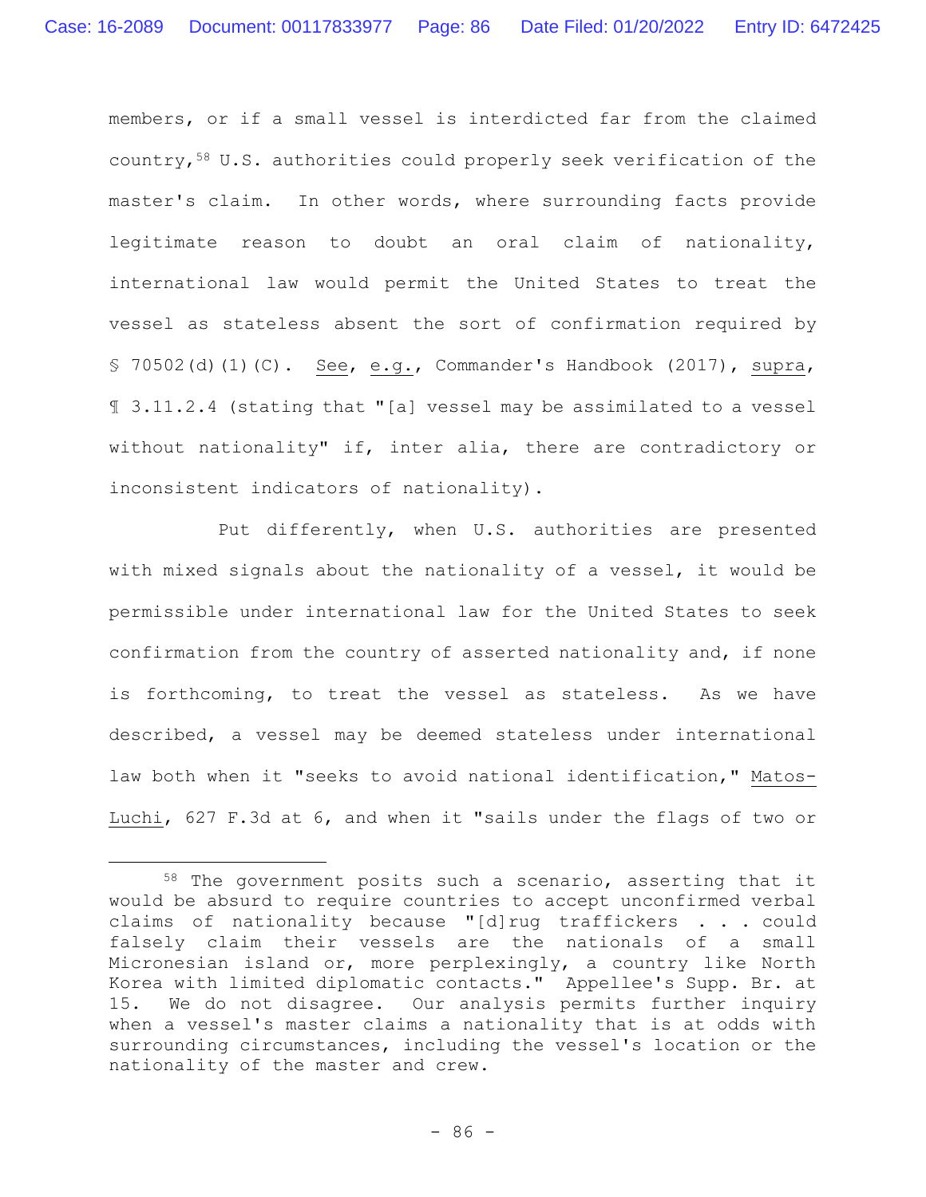members, or if a small vessel is interdicted far from the claimed country,[58] U.S. authorities could properly seek verification of the master's claim. In other words, where surrounding facts provide legitimate reason to doubt an oral claim of nationality, international law would permit the United States to treat the vessel as stateless absent the sort of confirmation required by § 70502(d)(1)(C). See, e.g., Commander's Handbook (2017), supra, ¶ 3.11.2.4 (stating that "[a] vessel may be assimilated to a vessel without nationality" if, inter alia, there are contradictory or inconsistent indicators of nationality).

Put differently, when U.S. authorities are presented with mixed signals about the nationality of a vessel, it would be permissible under international law for the United States to seek confirmation from the country of asserted nationality and, if none is forthcoming, to treat the vessel as stateless. As we have described, a vessel may be deemed stateless under international law both when it "seeks to avoid national identification," Matos-Luchi, 627 F.3d at 6, and when it "sails under the flags of two or

---

[58] The government posits such a scenario, asserting that it would be absurd to require countries to accept unconfirmed verbal claims of nationality because "[d]rug traffickers . . . could falsely claim their vessels are the nationals of a small Micronesian island or, more perplexingly, a country like North Korea with limited diplomatic contacts." Appellee's Supp. Br. at 15. We do not disagree. Our analysis permits further inquiry when a vessel's master claims a nationality that is at odds with surrounding circumstances, including the vessel's location or the nationality of the master and crew.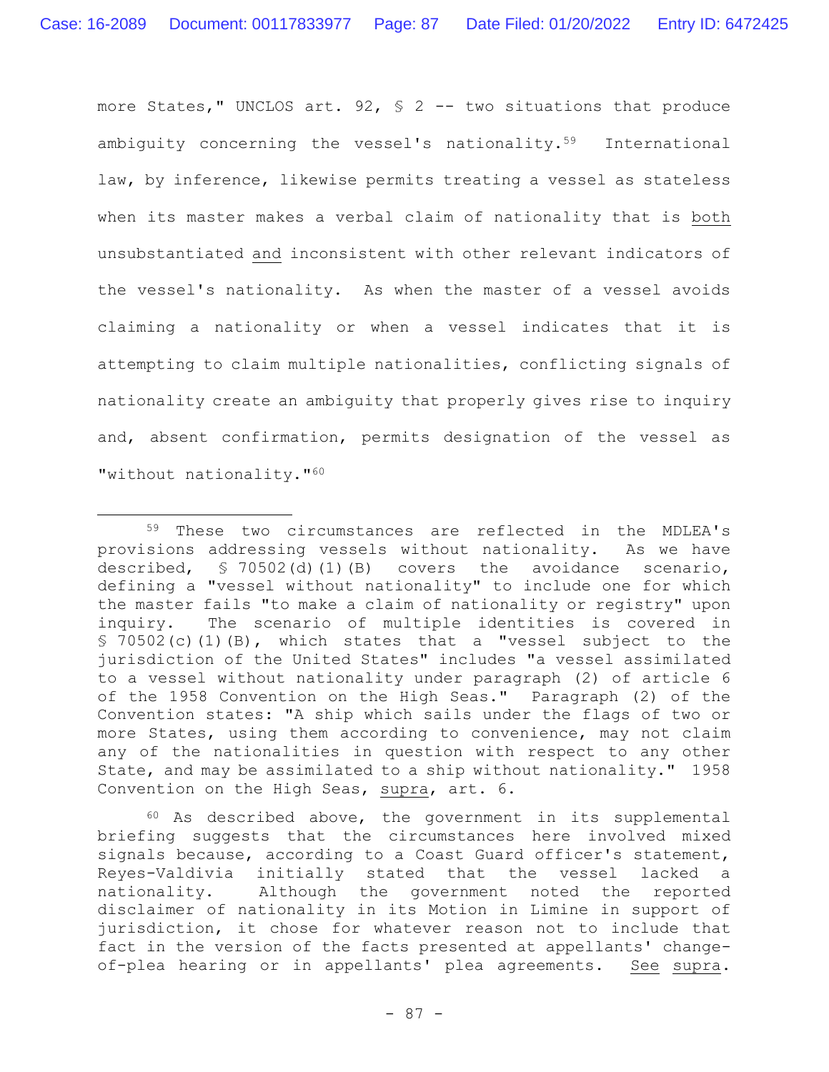more States," UNCLOS art. 92, § 2 -- two situations that produce ambiguity concerning the vessel's nationality.[59] International law, by inference, likewise permits treating a vessel as stateless when its master makes a verbal claim of nationality that is <u>both</u> unsubstantiated <u>and</u> inconsistent with other relevant indicators of the vessel's nationality. As when the master of a vessel avoids claiming a nationality or when a vessel indicates that it is attempting to claim multiple nationalities, conflicting signals of nationality create an ambiguity that properly gives rise to inquiry and, absent confirmation, permits designation of the vessel as "without nationality."[60]

---

[59] These two circumstances are reflected in the MDLEA's provisions addressing vessels without nationality. As we have described, § 70502(d)(1)(B) covers the avoidance scenario, defining a "vessel without nationality" to include one for which the master fails "to make a claim of nationality or registry" upon inquiry. The scenario of multiple identities is covered in § 70502(c)(1)(B), which states that a "vessel subject to the jurisdiction of the United States" includes "a vessel assimilated to a vessel without nationality under paragraph (2) of article 6 of the 1958 Convention on the High Seas." Paragraph (2) of the Convention states: "A ship which sails under the flags of two or more States, using them according to convenience, may not claim any of the nationalities in question with respect to any other State, and may be assimilated to a ship without nationality." 1958 Convention on the High Seas, <u>supra</u>, art. 6.

[60] As described above, the government in its supplemental briefing suggests that the circumstances here involved mixed signals because, according to a Coast Guard officer's statement, Reyes-Valdivia initially stated that the vessel lacked a nationality. Although the government noted the reported disclaimer of nationality in its Motion in Limine in support of jurisdiction, it chose for whatever reason not to include that fact in the version of the facts presented at appellants' change-of-plea hearing or in appellants' plea agreements. <u>See</u> <u>supra</u>.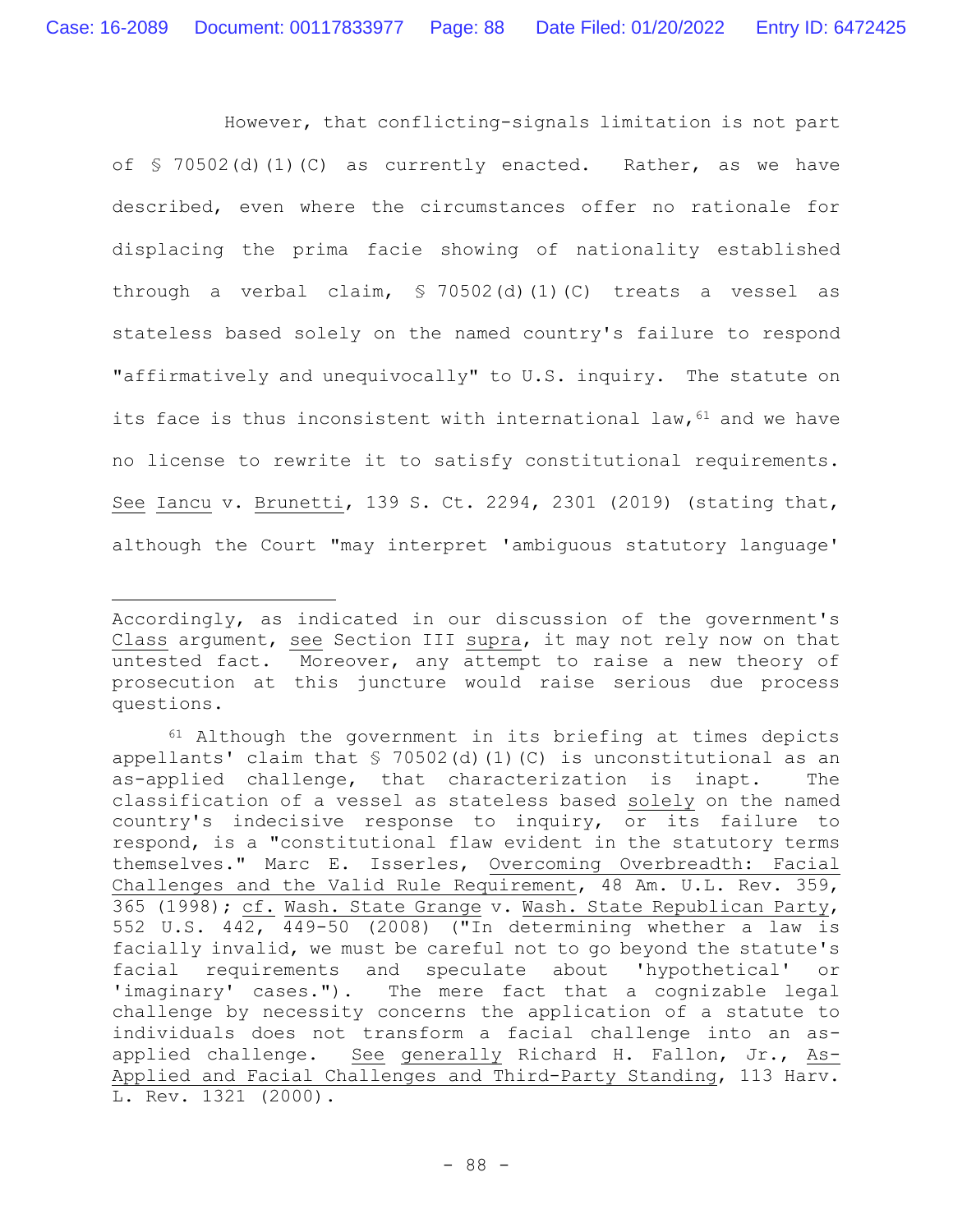However, that conflicting-signals limitation is not part of § 70502(d)(1)(C) as currently enacted. Rather, as we have described, even where the circumstances offer no rationale for displacing the prima facie showing of nationality established through a verbal claim, § 70502(d)(1)(C) treats a vessel as stateless based solely on the named country's failure to respond "affirmatively and unequivocally" to U.S. inquiry. The statute on its face is thus inconsistent with international law,[61] and we have no license to rewrite it to satisfy constitutional requirements. See Iancu v. Brunetti, 139 S. Ct. 2294, 2301 (2019) (stating that, although the Court "may interpret 'ambiguous statutory language'

---

Accordingly, as indicated in our discussion of the government's Class argument, see Section III supra, it may not rely now on that untested fact. Moreover, any attempt to raise a new theory of prosecution at this juncture would raise serious due process questions.

[61] Although the government in its briefing at times depicts appellants' claim that § 70502(d)(1)(C) is unconstitutional as an as-applied challenge, that characterization is inapt. The classification of a vessel as stateless based solely on the named country's indecisive response to inquiry, or its failure to respond, is a "constitutional flaw evident in the statutory terms themselves." Marc E. Isserles, Overcoming Overbreadth: Facial Challenges and the Valid Rule Requirement, 48 Am. U.L. Rev. 359, 365 (1998); cf. Wash. State Grange v. Wash. State Republican Party, 552 U.S. 442, 449-50 (2008) ("In determining whether a law is facially invalid, we must be careful not to go beyond the statute's facial requirements and speculate about 'hypothetical' or 'imaginary' cases."). The mere fact that a cognizable legal challenge by necessity concerns the application of a statute to individuals does not transform a facial challenge into an as-applied challenge. See generally Richard H. Fallon, Jr., As-Applied and Facial Challenges and Third-Party Standing, 113 Harv. L. Rev. 1321 (2000).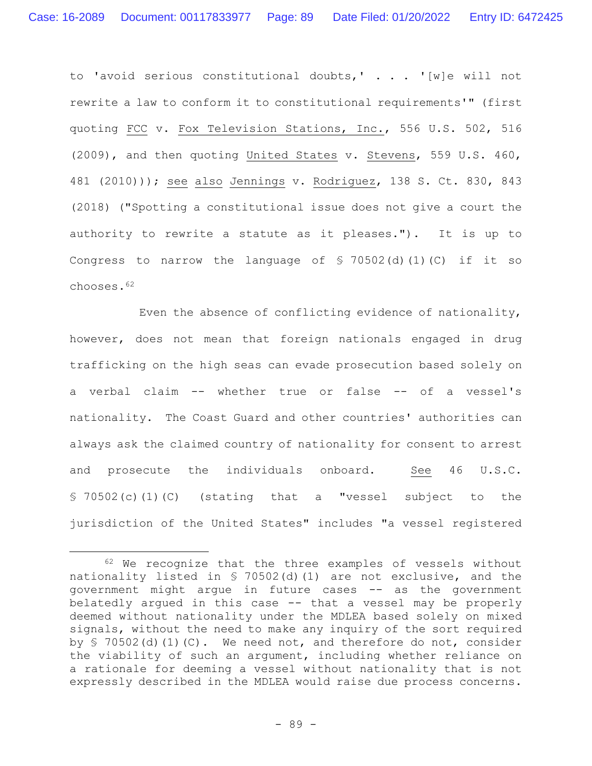to 'avoid serious constitutional doubts,' . . . '[w]e will not rewrite a law to conform it to constitutional requirements'" (first quoting FCC v. Fox Television Stations, Inc., 556 U.S. 502, 516 (2009), and then quoting United States v. Stevens, 559 U.S. 460, 481 (2010))); see also Jennings v. Rodriguez, 138 S. Ct. 830, 843 (2018) ("Spotting a constitutional issue does not give a court the authority to rewrite a statute as it pleases."). It is up to Congress to narrow the language of § 70502(d)(1)(C) if it so chooses.[62]

Even the absence of conflicting evidence of nationality, however, does not mean that foreign nationals engaged in drug trafficking on the high seas can evade prosecution based solely on a verbal claim -- whether true or false -- of a vessel's nationality. The Coast Guard and other countries' authorities can always ask the claimed country of nationality for consent to arrest and prosecute the individuals onboard. See 46 U.S.C. § 70502(c)(1)(C) (stating that a "vessel subject to the jurisdiction of the United States" includes "a vessel registered

---

[62] We recognize that the three examples of vessels without nationality listed in § 70502(d)(1) are not exclusive, and the government might argue in future cases -- as the government belatedly argued in this case -- that a vessel may be properly deemed without nationality under the MDLEA based solely on mixed signals, without the need to make any inquiry of the sort required by § 70502(d)(1)(C). We need not, and therefore do not, consider the viability of such an argument, including whether reliance on a rationale for deeming a vessel without nationality that is not expressly described in the MDLEA would raise due process concerns.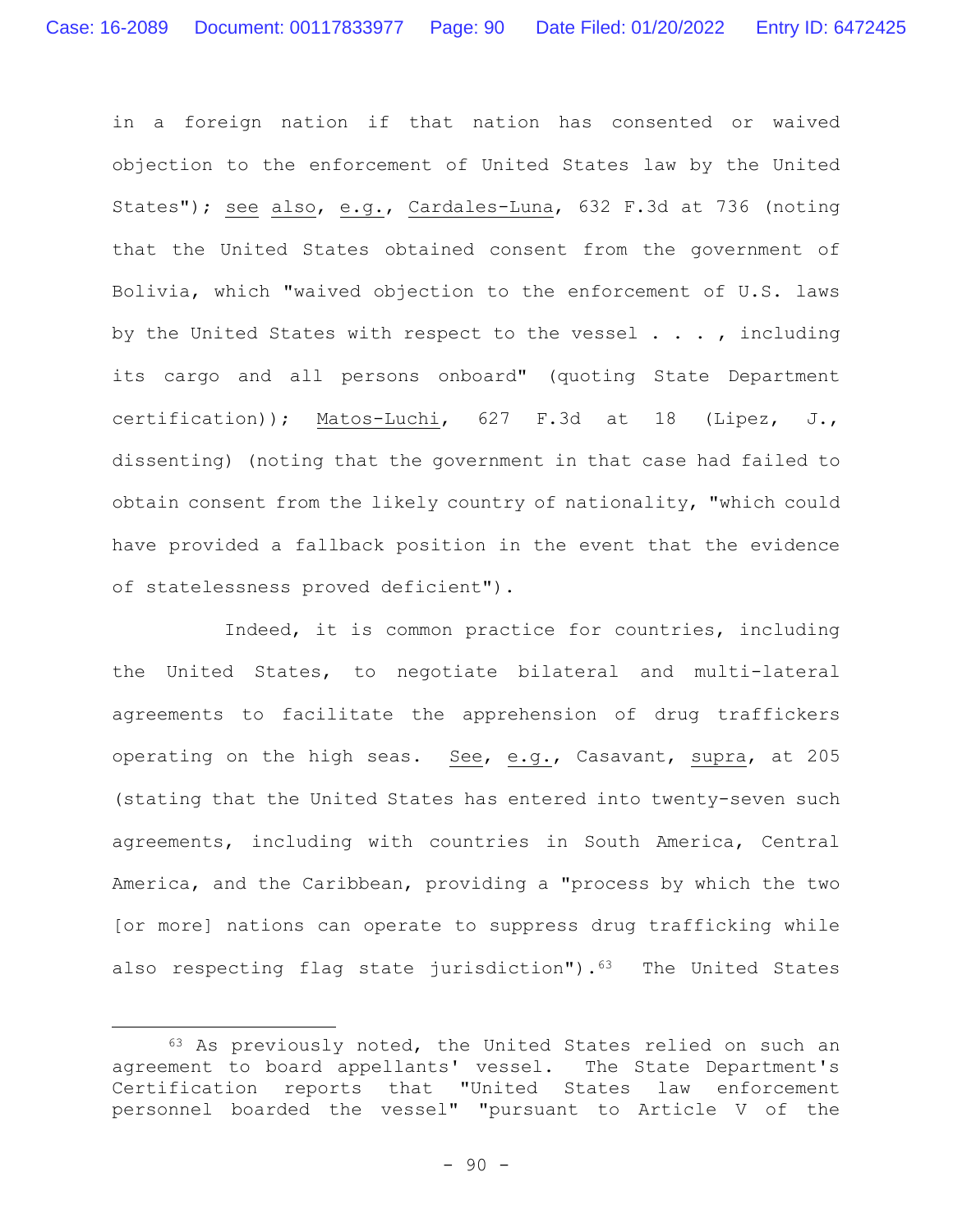in a foreign nation if that nation has consented or waived objection to the enforcement of United States law by the United States"); see also, e.g., Cardales-Luna, 632 F.3d at 736 (noting that the United States obtained consent from the government of Bolivia, which "waived objection to the enforcement of U.S. laws by the United States with respect to the vessel . . . , including its cargo and all persons onboard" (quoting State Department certification)); Matos-Luchi, 627 F.3d at 18 (Lipez, J., dissenting) (noting that the government in that case had failed to obtain consent from the likely country of nationality, "which could have provided a fallback position in the event that the evidence of statelessness proved deficient").

Indeed, it is common practice for countries, including the United States, to negotiate bilateral and multi-lateral agreements to facilitate the apprehension of drug traffickers operating on the high seas. See, e.g., Casavant, supra, at 205 (stating that the United States has entered into twenty-seven such agreements, including with countries in South America, Central America, and the Caribbean, providing a "process by which the two [or more] nations can operate to suppress drug trafficking while also respecting flag state jurisdiction").[63] The United States

---

[63] As previously noted, the United States relied on such an agreement to board appellants' vessel. The State Department's Certification reports that "United States law enforcement personnel boarded the vessel" "pursuant to Article V of the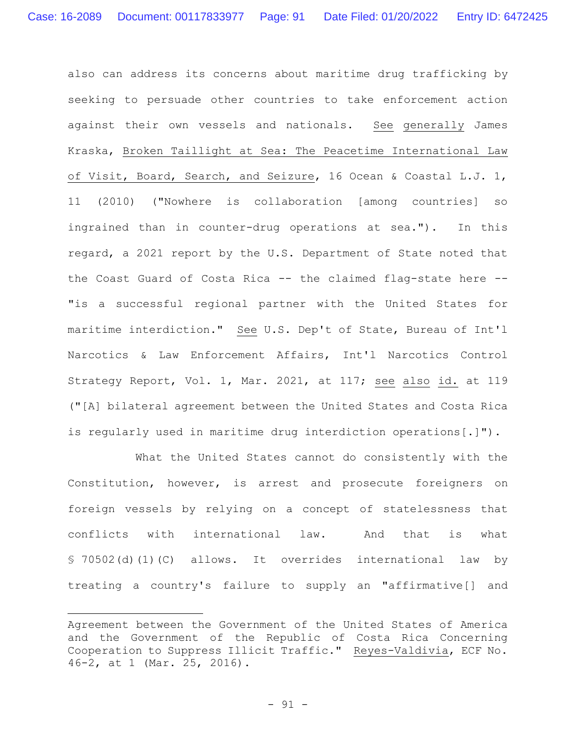also can address its concerns about maritime drug trafficking by seeking to persuade other countries to take enforcement action against their own vessels and nationals. See generally James Kraska, Broken Taillight at Sea: The Peacetime International Law of Visit, Board, Search, and Seizure, 16 Ocean & Coastal L.J. 1, 11 (2010) ("Nowhere is collaboration [among countries] so ingrained than in counter-drug operations at sea."). In this regard, a 2021 report by the U.S. Department of State noted that the Coast Guard of Costa Rica -- the claimed flag-state here -- "is a successful regional partner with the United States for maritime interdiction." See U.S. Dep't of State, Bureau of Int'l Narcotics & Law Enforcement Affairs, Int'l Narcotics Control Strategy Report, Vol. 1, Mar. 2021, at 117; see also id. at 119 ("[A] bilateral agreement between the United States and Costa Rica is regularly used in maritime drug interdiction operations[.]").

What the United States cannot do consistently with the Constitution, however, is arrest and prosecute foreigners on foreign vessels by relying on a concept of statelessness that conflicts with international law. And that is what § 70502(d)(1)(C) allows. It overrides international law by treating a country's failure to supply an "affirmative[] and

---

Agreement between the Government of the United States of America and the Government of the Republic of Costa Rica Concerning Cooperation to Suppress Illicit Traffic." Reyes-Valdivia, ECF No. 46-2, at 1 (Mar. 25, 2016).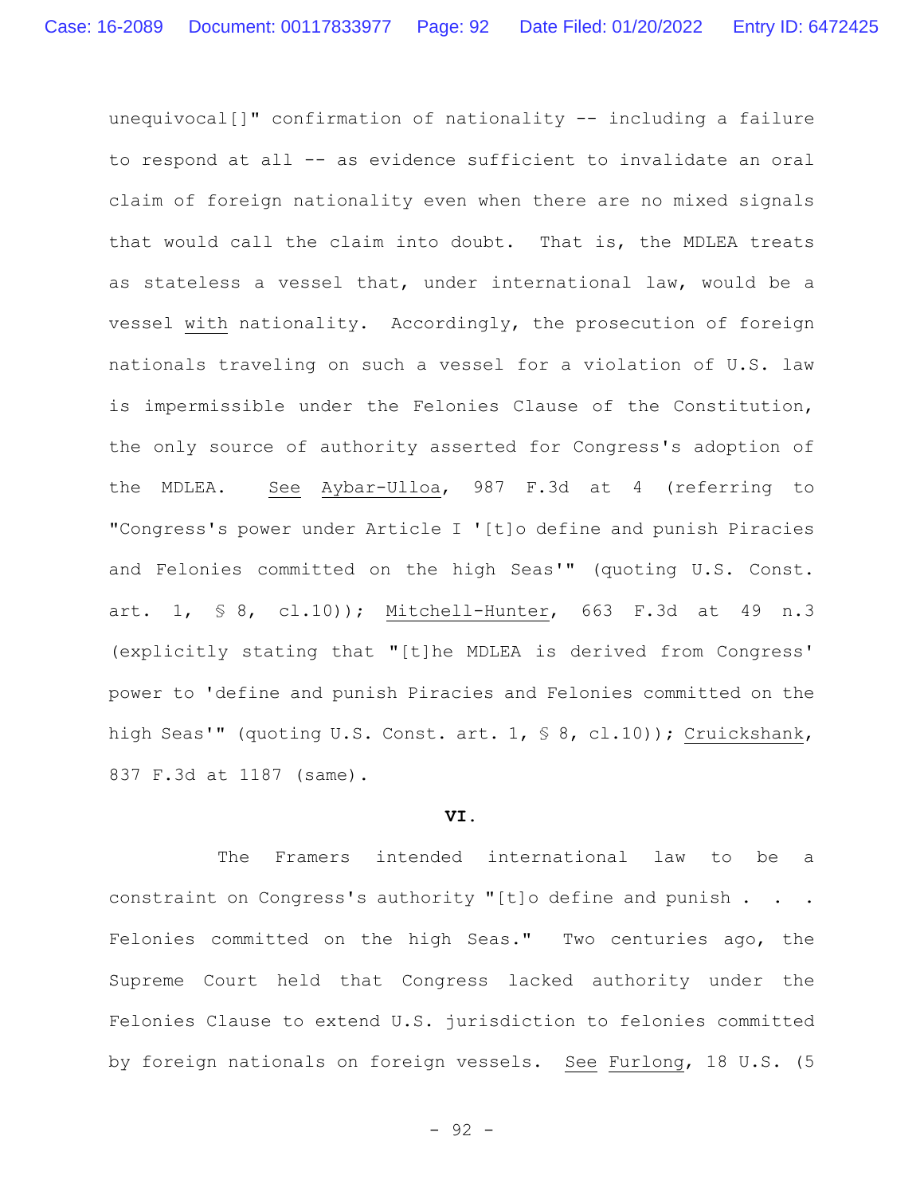unequivocal[]" confirmation of nationality -- including a failure to respond at all -- as evidence sufficient to invalidate an oral claim of foreign nationality even when there are no mixed signals that would call the claim into doubt. That is, the MDLEA treats as stateless a vessel that, under international law, would be a vessel with nationality. Accordingly, the prosecution of foreign nationals traveling on such a vessel for a violation of U.S. law is impermissible under the Felonies Clause of the Constitution, the only source of authority asserted for Congress's adoption of the MDLEA. See Aybar-Ulloa, 987 F.3d at 4 (referring to "Congress's power under Article I '[t]o define and punish Piracies and Felonies committed on the high Seas'" (quoting U.S. Const. art. 1, § 8, cl.10)); Mitchell-Hunter, 663 F.3d at 49 n.3 (explicitly stating that "[t]he MDLEA is derived from Congress' power to 'define and punish Piracies and Felonies committed on the high Seas'" (quoting U.S. Const. art. 1, § 8, cl.10)); Cruickshank, 837 F.3d at 1187 (same).

## VI.

The Framers intended international law to be a constraint on Congress's authority "[t]o define and punish . . . Felonies committed on the high Seas." Two centuries ago, the Supreme Court held that Congress lacked authority under the Felonies Clause to extend U.S. jurisdiction to felonies committed by foreign nationals on foreign vessels. See Furlong, 18 U.S. (5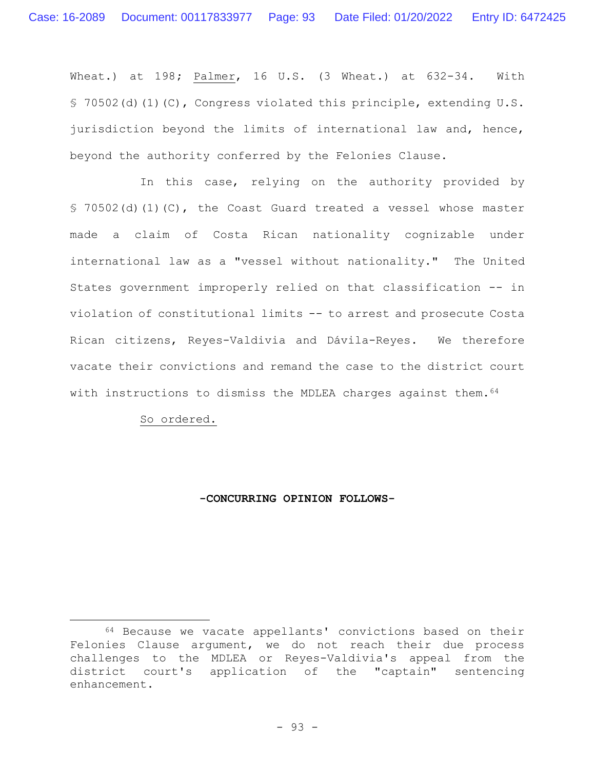Wheat.) at 198; Palmer, 16 U.S. (3 Wheat.) at 632-34. With § 70502(d)(1)(C), Congress violated this principle, extending U.S. jurisdiction beyond the limits of international law and, hence, beyond the authority conferred by the Felonies Clause.

In this case, relying on the authority provided by § 70502(d)(1)(C), the Coast Guard treated a vessel whose master made a claim of Costa Rican nationality cognizable under international law as a "vessel without nationality." The United States government improperly relied on that classification -- in violation of constitutional limits -- to arrest and prosecute Costa Rican citizens, Reyes-Valdivia and Dávila-Reyes. We therefore vacate their convictions and remand the case to the district court with instructions to dismiss the MDLEA charges against them.[64]

So ordered.

**-CONCURRING OPINION FOLLOWS-**

---

[64] Because we vacate appellants' convictions based on their Felonies Clause argument, we do not reach their due process challenges to the MDLEA or Reyes-Valdivia's appeal from the district court's application of the "captain" sentencing enhancement.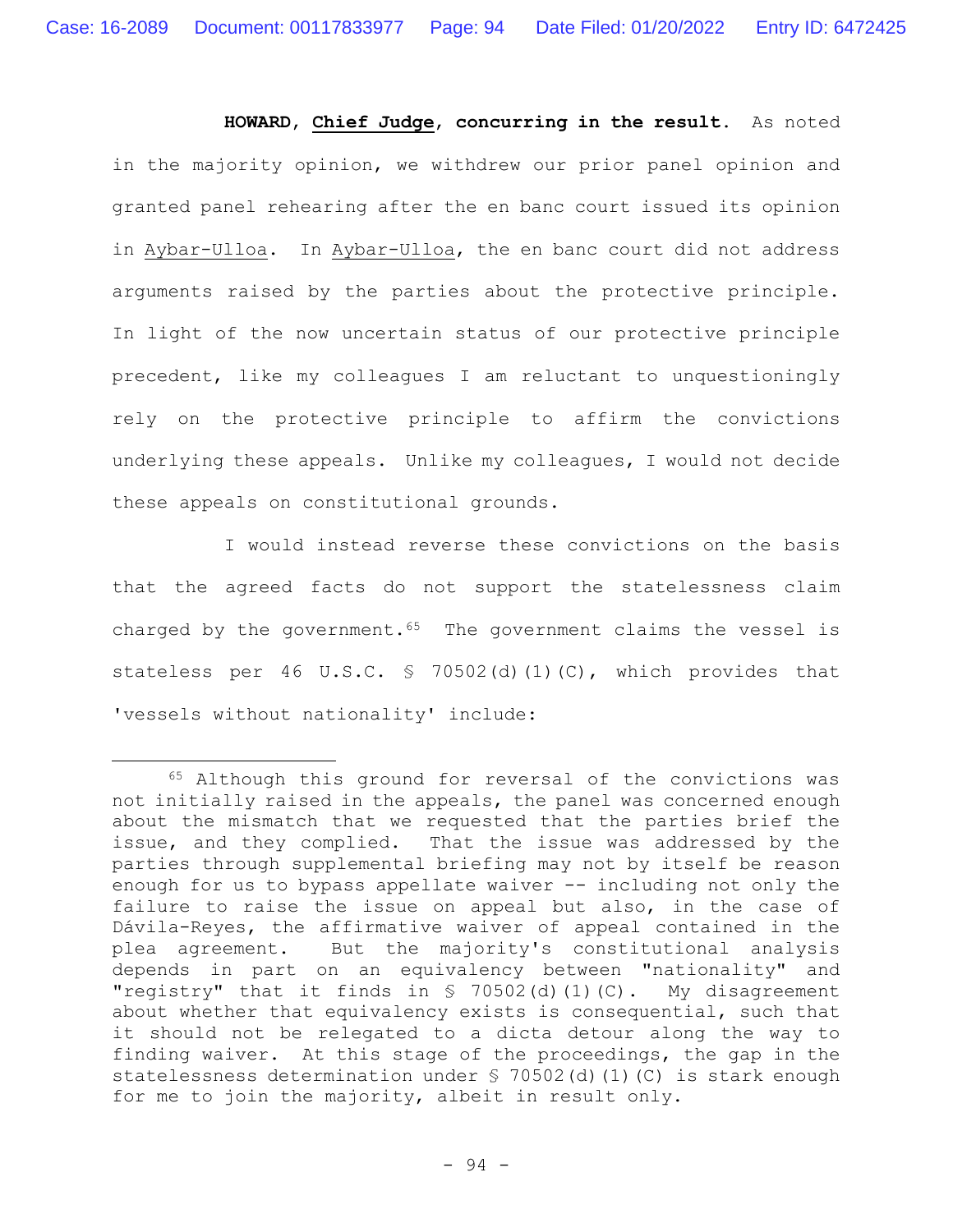**HOWARD, Chief Judge, concurring in the result.** As noted in the majority opinion, we withdrew our prior panel opinion and granted panel rehearing after the en banc court issued its opinion in Aybar-Ulloa. In Aybar-Ulloa, the en banc court did not address arguments raised by the parties about the protective principle. In light of the now uncertain status of our protective principle precedent, like my colleagues I am reluctant to unquestioningly rely on the protective principle to affirm the convictions underlying these appeals. Unlike my colleagues, I would not decide these appeals on constitutional grounds.

I would instead reverse these convictions on the basis that the agreed facts do not support the statelessness claim charged by the government.[65] The government claims the vessel is stateless per 46 U.S.C. § 70502(d)(1)(C), which provides that 'vessels without nationality' include:

[65] Although this ground for reversal of the convictions was not initially raised in the appeals, the panel was concerned enough about the mismatch that we requested that the parties brief the issue, and they complied. That the issue was addressed by the parties through supplemental briefing may not by itself be reason enough for us to bypass appellate waiver -- including not only the failure to raise the issue on appeal but also, in the case of Dávila-Reyes, the affirmative waiver of appeal contained in the plea agreement. But the majority's constitutional analysis depends in part on an equivalency between "nationality" and "registry" that it finds in § 70502(d)(1)(C). My disagreement about whether that equivalency exists is consequential, such that it should not be relegated to a dicta detour along the way to finding waiver. At this stage of the proceedings, the gap in the statelessness determination under § 70502(d)(1)(C) is stark enough for me to join the majority, albeit in result only.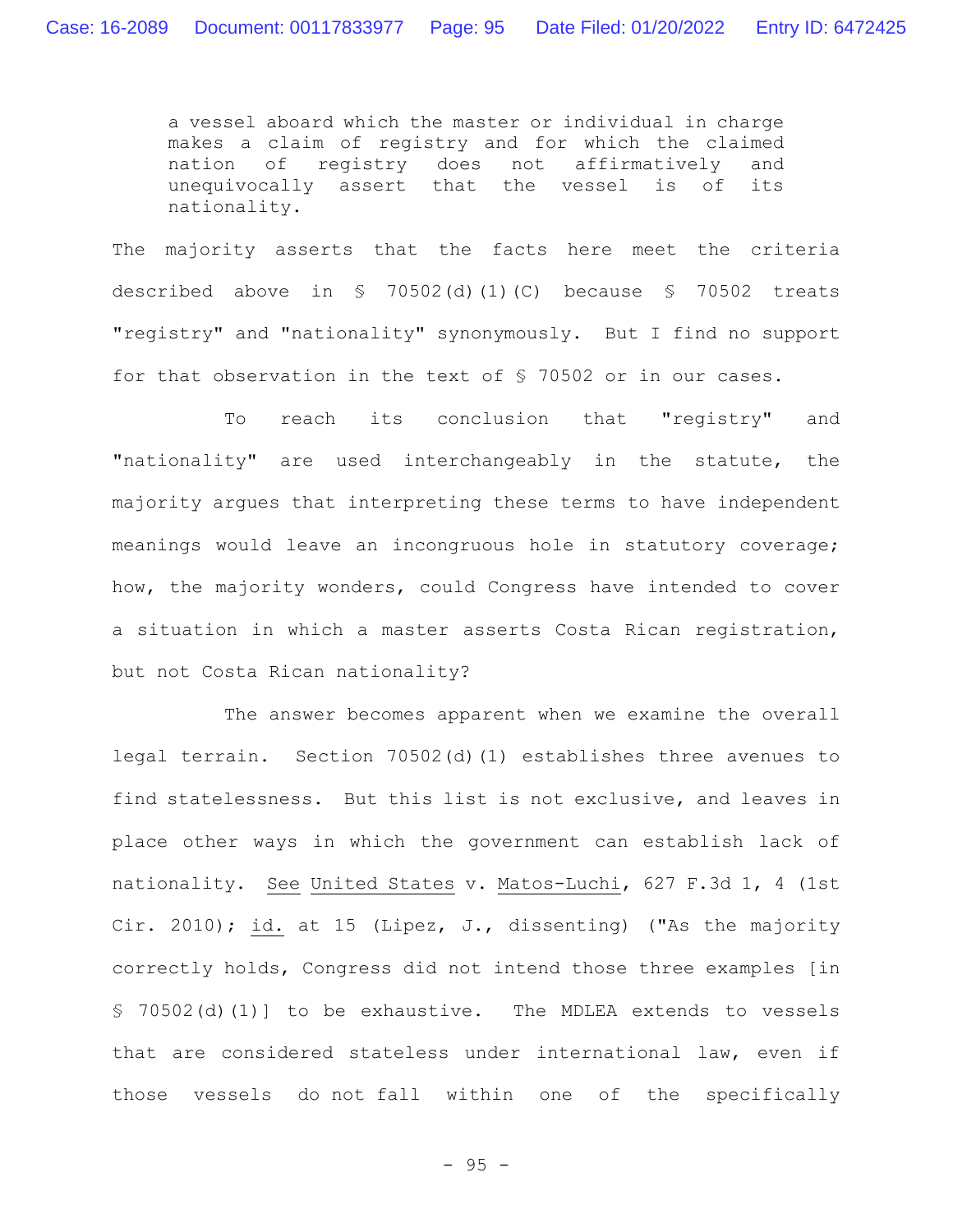> a vessel aboard which the master or individual in charge makes a claim of registry and for which the claimed nation of registry does not affirmatively and unequivocally assert that the vessel is of its nationality.

The majority asserts that the facts here meet the criteria described above in § 70502(d)(1)(C) because § 70502 treats "registry" and "nationality" synonymously. But I find no support for that observation in the text of § 70502 or in our cases.

To reach its conclusion that "registry" and "nationality" are used interchangeably in the statute, the majority argues that interpreting these terms to have independent meanings would leave an incongruous hole in statutory coverage; how, the majority wonders, could Congress have intended to cover a situation in which a master asserts Costa Rican registration, but not Costa Rican nationality?

The answer becomes apparent when we examine the overall legal terrain. Section 70502(d)(1) establishes three avenues to find statelessness. But this list is not exclusive, and leaves in place other ways in which the government can establish lack of nationality. See United States v. Matos-Luchi, 627 F.3d 1, 4 (1st Cir. 2010); id. at 15 (Lipez, J., dissenting) ("As the majority correctly holds, Congress did not intend those three examples [in § 70502(d)(1)] to be exhaustive. The MDLEA extends to vessels that are considered stateless under international law, even if those vessels do not fall within one of the specifically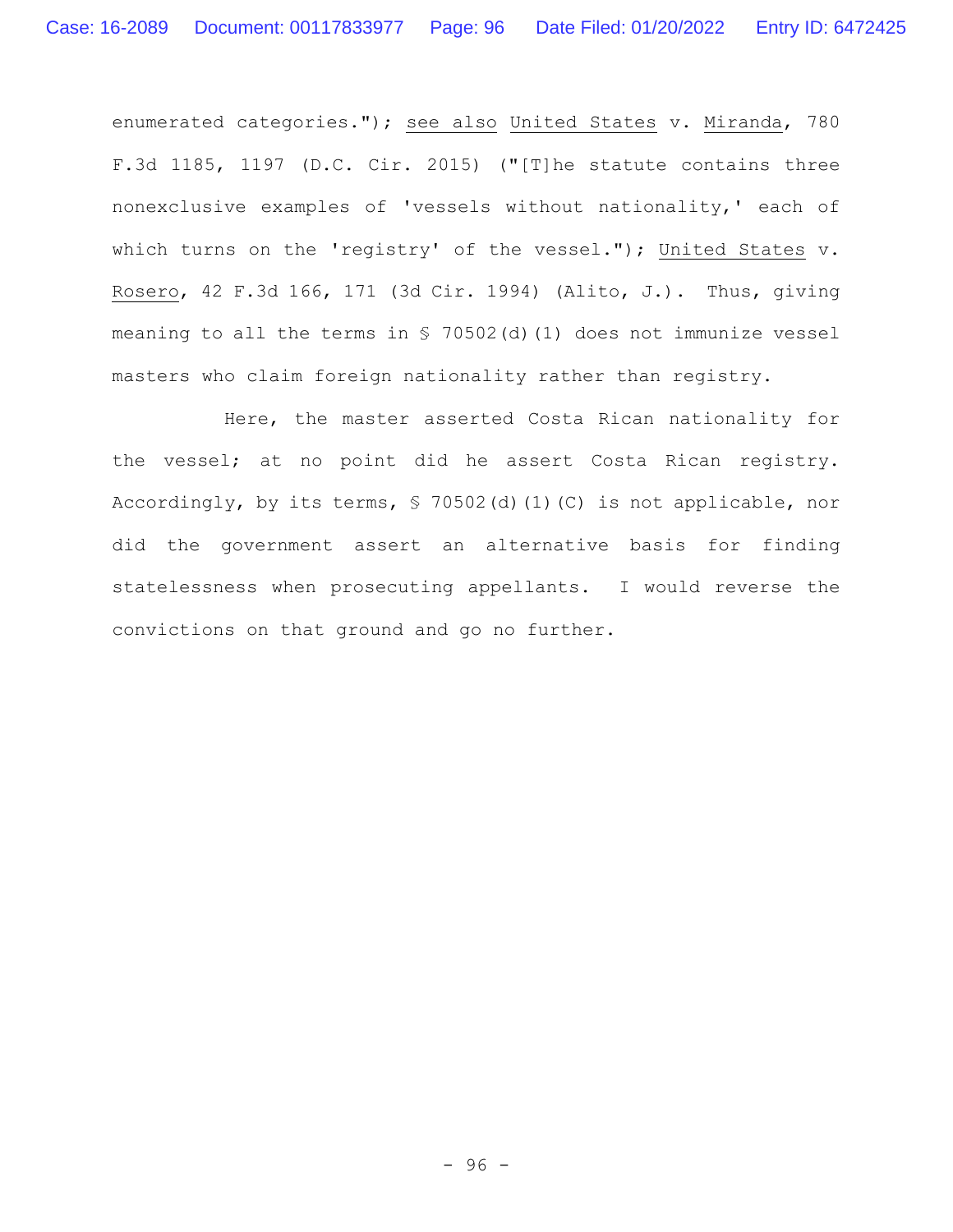enumerated categories."); see also United States v. Miranda, 780 F.3d 1185, 1197 (D.C. Cir. 2015) ("[T]he statute contains three nonexclusive examples of 'vessels without nationality,' each of which turns on the 'registry' of the vessel."); United States v. Rosero, 42 F.3d 166, 171 (3d Cir. 1994) (Alito, J.). Thus, giving meaning to all the terms in § 70502(d)(1) does not immunize vessel masters who claim foreign nationality rather than registry.

Here, the master asserted Costa Rican nationality for the vessel; at no point did he assert Costa Rican registry. Accordingly, by its terms, § 70502(d)(1)(C) is not applicable, nor did the government assert an alternative basis for finding statelessness when prosecuting appellants. I would reverse the convictions on that ground and go no further.